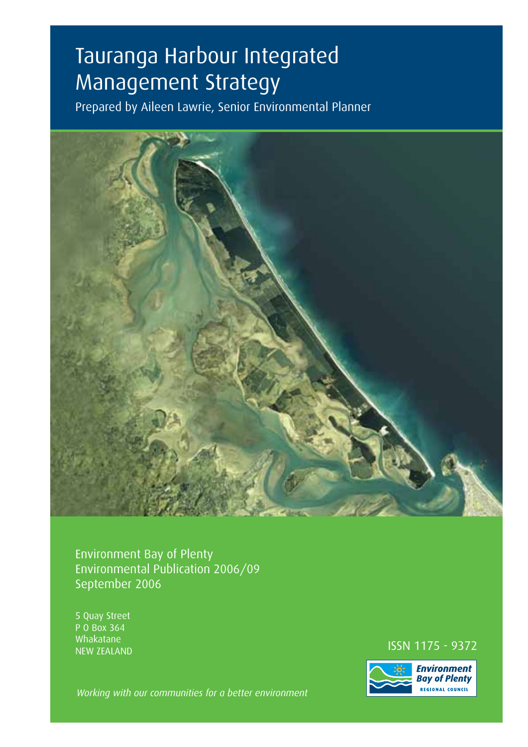# Tauranga Harbour Integrated Management Strategy

Prepared by Aileen Lawrie, Senior Environmental Planner

Environment Bay of Plenty
Environmental Publication 2006/09
September 2006

5 Quay Street
P O Box 364
Whakatane
NEW ZEALAND

ISSN 1175 - 9372

Environment Bay of Plenty
REGIONAL COUNCIL

*Working with our communities for a better environment*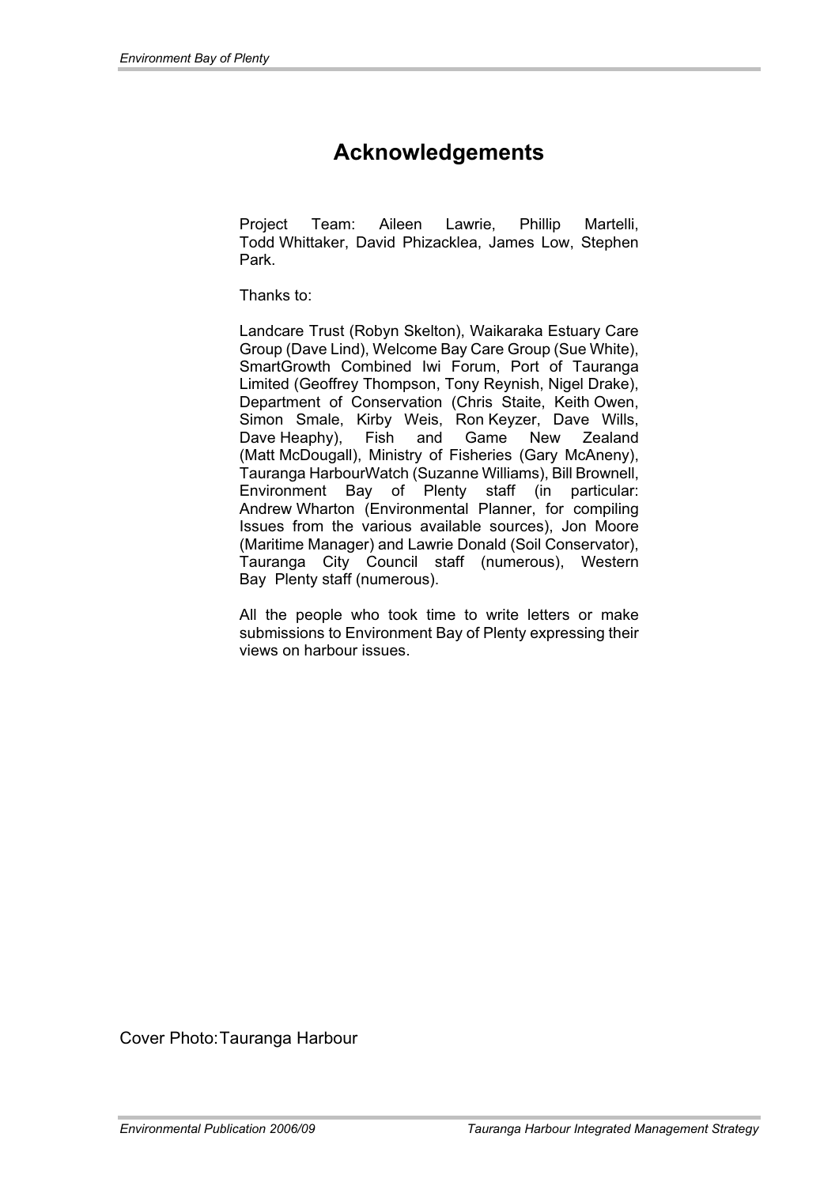# Acknowledgements

Project Team: Aileen Lawrie, Phillip Martelli, Todd Whittaker, David Phizacklea, James Low, Stephen Park.

Thanks to:

Landcare Trust (Robyn Skelton), Waikaraka Estuary Care Group (Dave Lind), Welcome Bay Care Group (Sue White), SmartGrowth Combined Iwi Forum, Port of Tauranga Limited (Geoffrey Thompson, Tony Reynish, Nigel Drake), Department of Conservation (Chris Staite, Keith Owen, Simon Smale, Kirby Weis, Ron Keyzer, Dave Wills, Dave Heaphy), Fish and Game New Zealand (Matt McDougall), Ministry of Fisheries (Gary McAneny), Tauranga HarbourWatch (Suzanne Williams), Bill Brownell, Environment Bay of Plenty staff (in particular: Andrew Wharton (Environmental Planner, for compiling Issues from the various available sources), Jon Moore (Maritime Manager) and Lawrie Donald (Soil Conservator), Tauranga City Council staff (numerous), Western Bay Plenty staff (numerous).

All the people who took time to write letters or make submissions to Environment Bay of Plenty expressing their views on harbour issues.

Cover Photo: Tauranga Harbour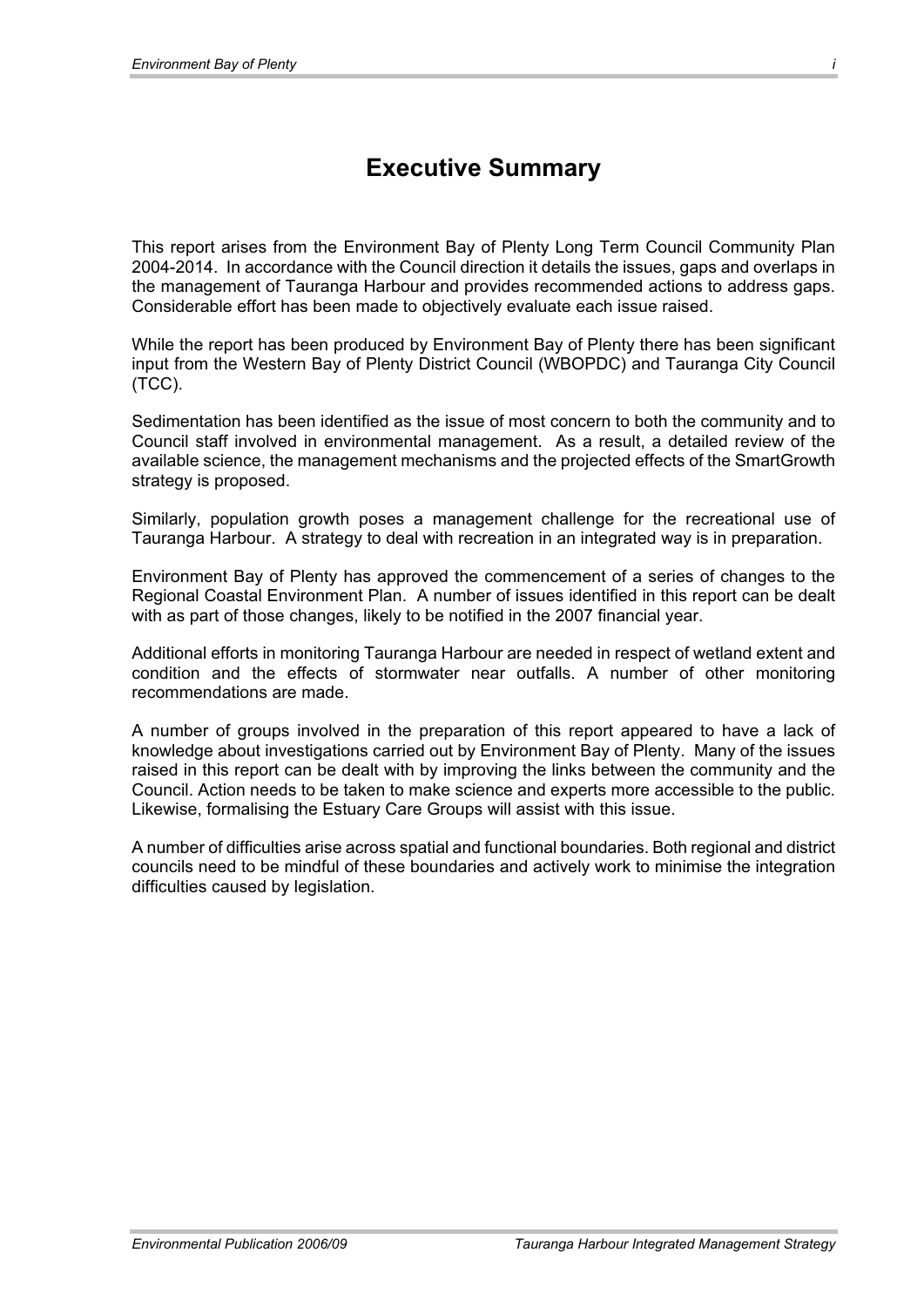# Executive Summary

This report arises from the Environment Bay of Plenty Long Term Council Community Plan 2004-2014. In accordance with the Council direction it details the issues, gaps and overlaps in the management of Tauranga Harbour and provides recommended actions to address gaps. Considerable effort has been made to objectively evaluate each issue raised.

While the report has been produced by Environment Bay of Plenty there has been significant input from the Western Bay of Plenty District Council (WBOPDC) and Tauranga City Council (TCC).

Sedimentation has been identified as the issue of most concern to both the community and to Council staff involved in environmental management. As a result, a detailed review of the available science, the management mechanisms and the projected effects of the SmartGrowth strategy is proposed.

Similarly, population growth poses a management challenge for the recreational use of Tauranga Harbour. A strategy to deal with recreation in an integrated way is in preparation.

Environment Bay of Plenty has approved the commencement of a series of changes to the Regional Coastal Environment Plan. A number of issues identified in this report can be dealt with as part of those changes, likely to be notified in the 2007 financial year.

Additional efforts in monitoring Tauranga Harbour are needed in respect of wetland extent and condition and the effects of stormwater near outfalls. A number of other monitoring recommendations are made.

A number of groups involved in the preparation of this report appeared to have a lack of knowledge about investigations carried out by Environment Bay of Plenty. Many of the issues raised in this report can be dealt with by improving the links between the community and the Council. Action needs to be taken to make science and experts more accessible to the public. Likewise, formalising the Estuary Care Groups will assist with this issue.

A number of difficulties arise across spatial and functional boundaries. Both regional and district councils need to be mindful of these boundaries and actively work to minimise the integration difficulties caused by legislation.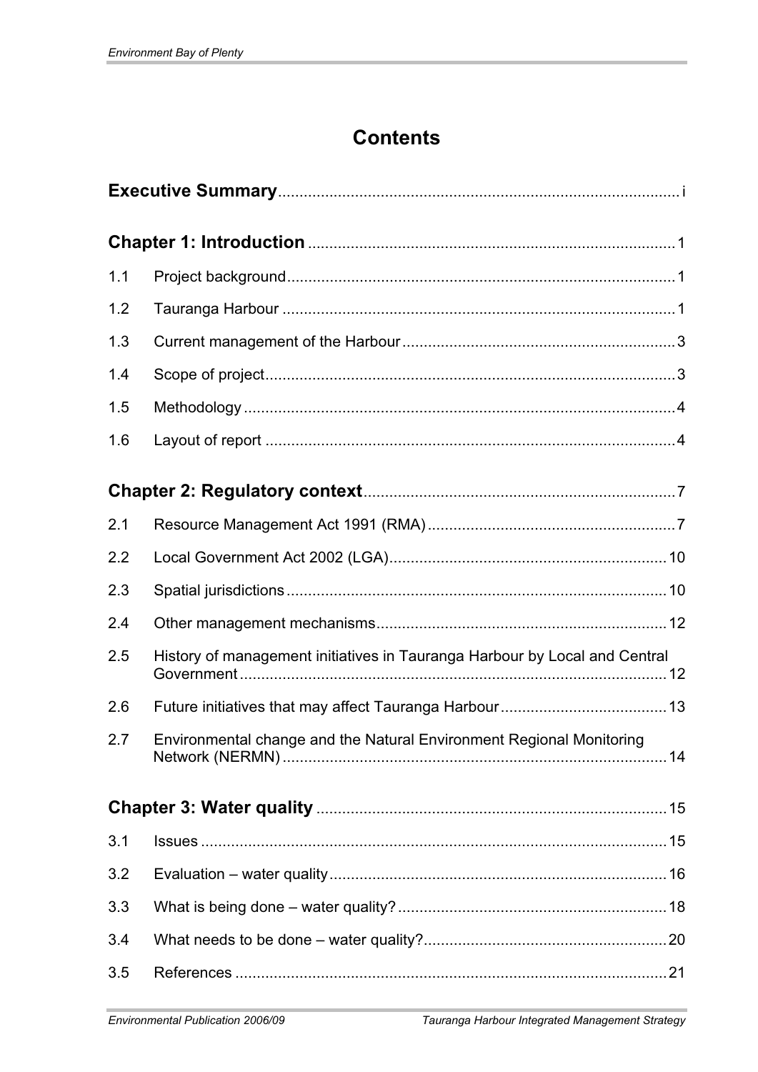# Contents

**Executive Summary** .................................................................................. i

**Chapter 1: Introduction** ........................................................................ 1

1.1 Project background ................................................................................ 1

1.2 Tauranga Harbour .................................................................................. 1

1.3 Current management of the Harbour ...................................................... 3

1.4 Scope of project ...................................................................................... 3

1.5 Methodology ........................................................................................... 4

1.6 Layout of report ...................................................................................... 4

**Chapter 2: Regulatory context** ................................................................ 7

2.1 Resource Management Act 1991 (RMA) ................................................. 7

2.2 Local Government Act 2002 (LGA) ......................................................... 10

2.3 Spatial jurisdictions ................................................................................. 10

2.4 Other management mechanisms ............................................................ 12

2.5 History of management initiatives in Tauranga Harbour by Local and Central Government ............................................................................................ 12

2.6 Future initiatives that may affect Tauranga Harbour ................................. 13

2.7 Environmental change and the Natural Environment Regional Monitoring Network (NERMN) ..................................................................................... 14

**Chapter 3: Water quality** ........................................................................ 15

3.1 Issues ..................................................................................................... 15

3.2 Evaluation – water quality ....................................................................... 16

3.3 What is being done – water quality? ....................................................... 18

3.4 What needs to be done – water quality? ................................................. 20

3.5 References ............................................................................................. 21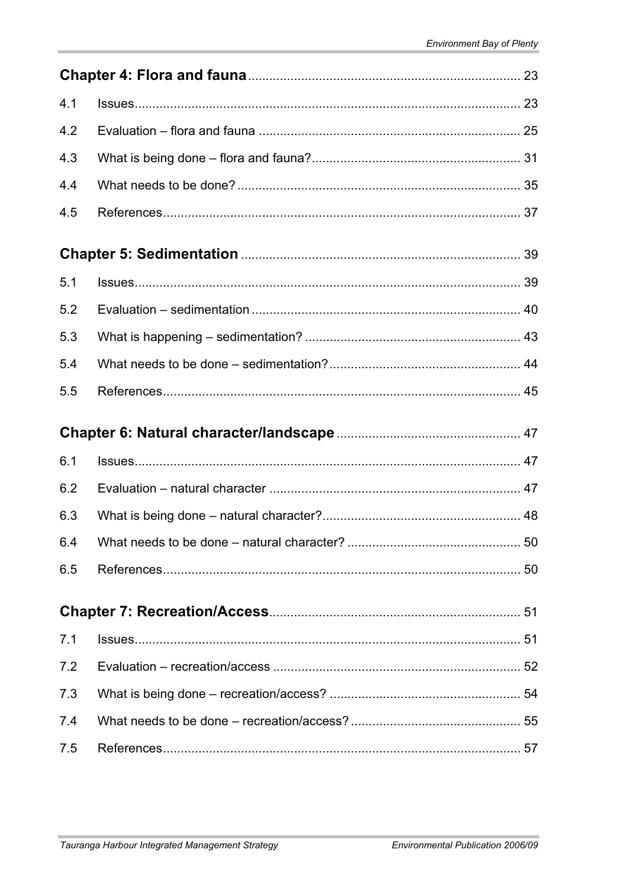| | | |
|---|---|---|
| **Chapter 4: Flora and fauna** | | 23 |
| 4.1 | Issues | 23 |
| 4.2 | Evaluation – flora and fauna | 25 |
| 4.3 | What is being done – flora and fauna? | 31 |
| 4.4 | What needs to be done? | 35 |
| 4.5 | References | 37 |
| **Chapter 5: Sedimentation** | | 39 |
| 5.1 | Issues | 39 |
| 5.2 | Evaluation – sedimentation | 40 |
| 5.3 | What is happening – sedimentation? | 43 |
| 5.4 | What needs to be done – sedimentation? | 44 |
| 5.5 | References | 45 |
| **Chapter 6: Natural character/landscape** | | 47 |
| 6.1 | Issues | 47 |
| 6.2 | Evaluation – natural character | 47 |
| 6.3 | What is being done – natural character? | 48 |
| 6.4 | What needs to be done – natural character? | 50 |
| 6.5 | References | 50 |
| **Chapter 7: Recreation/Access** | | 51 |
| 7.1 | Issues | 51 |
| 7.2 | Evaluation – recreation/access | 52 |
| 7.3 | What is being done – recreation/access? | 54 |
| 7.4 | What needs to be done – recreation/access? | 55 |
| 7.5 | References | 57 |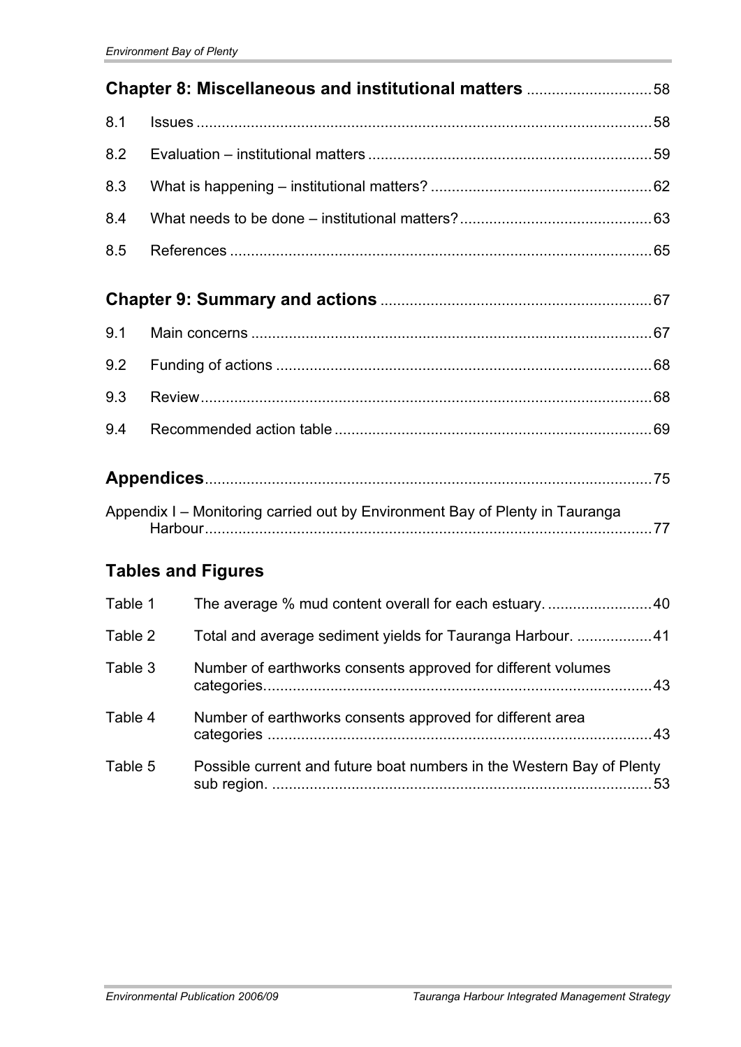**Chapter 8: Miscellaneous and institutional matters** .............................58

8.1 Issues ............................................................................................................58

8.2 Evaluation – institutional matters ...................................................................59

8.3 What is happening – institutional matters? ....................................................62

8.4 What needs to be done – institutional matters? .............................................63

8.5 References ....................................................................................................65

**Chapter 9: Summary and actions** ................................................................67

9.1 Main concerns ...............................................................................................67

9.2 Funding of actions .........................................................................................68

9.3 Review ...........................................................................................................68

9.4 Recommended action table ...........................................................................69

**Appendices** .........................................................................................................75

Appendix I – Monitoring carried out by Environment Bay of Plenty in Tauranga Harbour ..........................................................................................................77

## Tables and Figures

Table 1 The average % mud content overall for each estuary. .........................40

Table 2 Total and average sediment yields for Tauranga Harbour. ..................41

Table 3 Number of earthworks consents approved for different volumes categories. ...........................................................................................43

Table 4 Number of earthworks consents approved for different area categories ...........................................................................................43

Table 5 Possible current and future boat numbers in the Western Bay of Plenty sub region. ..........................................................................................53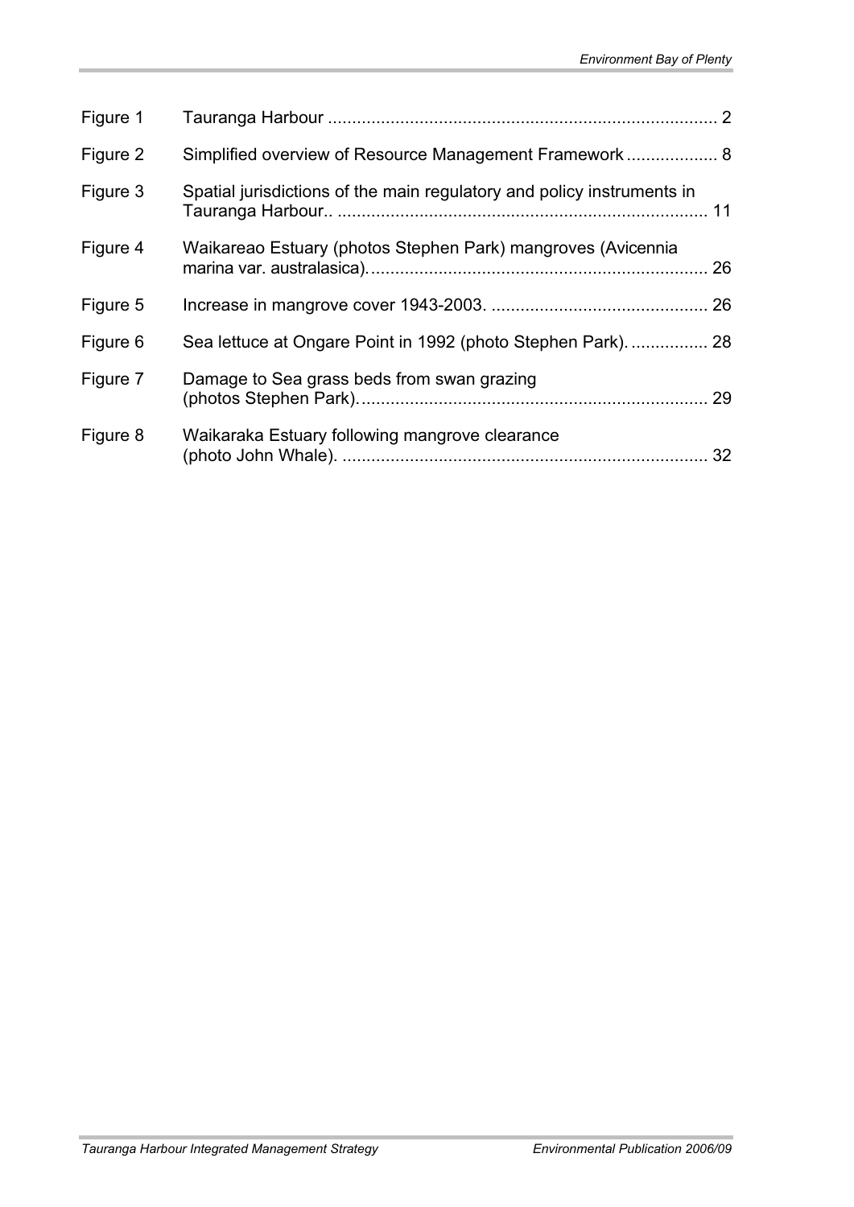| | | |
|---|---|---|
| Figure 1 | Tauranga Harbour | 2 |
| Figure 2 | Simplified overview of Resource Management Framework | 8 |
| Figure 3 | Spatial jurisdictions of the main regulatory and policy instruments in Tauranga Harbour.. | 11 |
| Figure 4 | Waikareao Estuary (photos Stephen Park) mangroves (Avicennia marina var. australasica). | 26 |
| Figure 5 | Increase in mangrove cover 1943-2003. | 26 |
| Figure 6 | Sea lettuce at Ongare Point in 1992 (photo Stephen Park). | 28 |
| Figure 7 | Damage to Sea grass beds from swan grazing (photos Stephen Park). | 29 |
| Figure 8 | Waikaraka Estuary following mangrove clearance (photo John Whale). | 32 |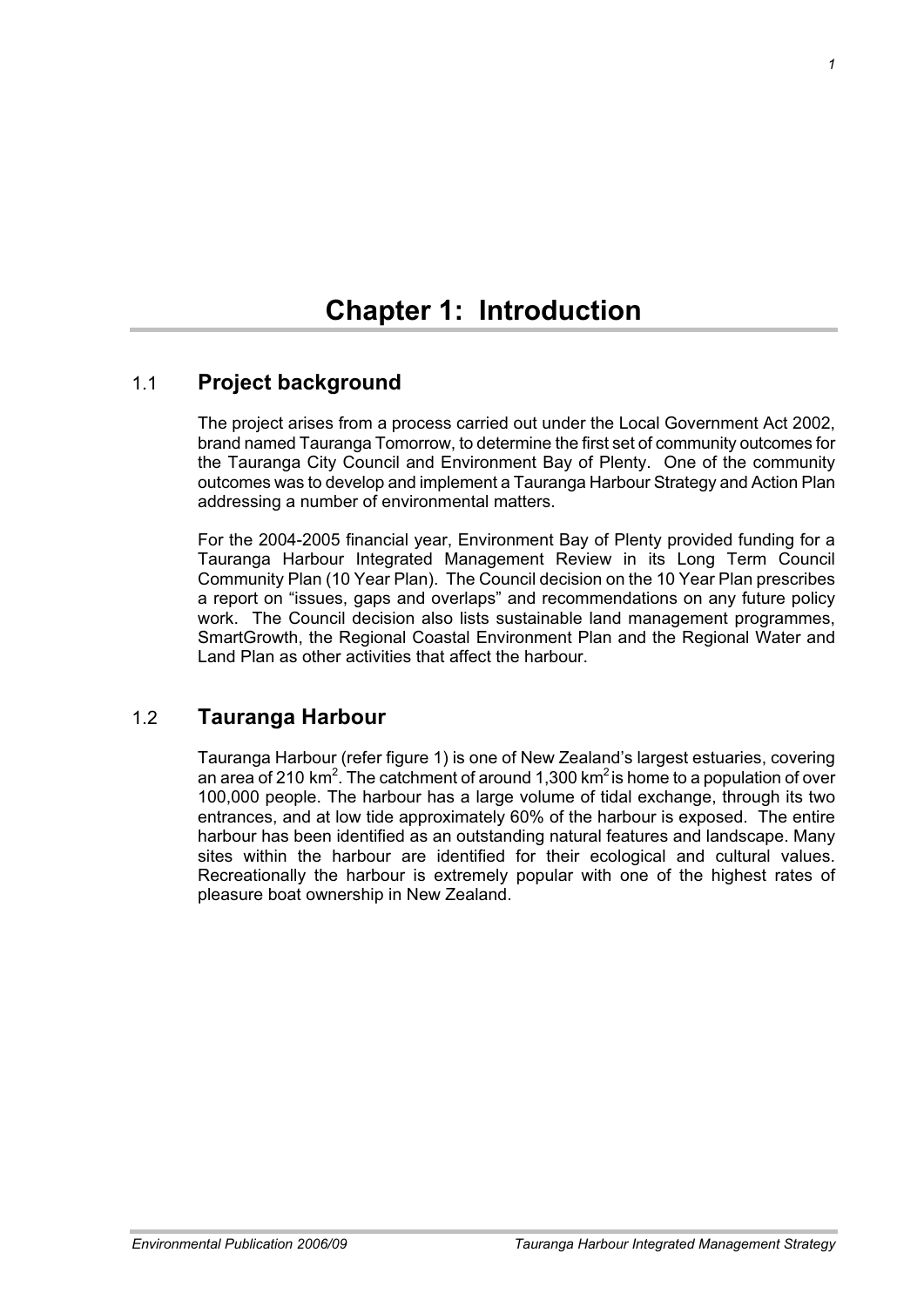# Chapter 1: Introduction

## 1.1 Project background

The project arises from a process carried out under the Local Government Act 2002, brand named Tauranga Tomorrow, to determine the first set of community outcomes for the Tauranga City Council and Environment Bay of Plenty. One of the community outcomes was to develop and implement a Tauranga Harbour Strategy and Action Plan addressing a number of environmental matters.

For the 2004-2005 financial year, Environment Bay of Plenty provided funding for a Tauranga Harbour Integrated Management Review in its Long Term Council Community Plan (10 Year Plan). The Council decision on the 10 Year Plan prescribes a report on "issues, gaps and overlaps" and recommendations on any future policy work. The Council decision also lists sustainable land management programmes, SmartGrowth, the Regional Coastal Environment Plan and the Regional Water and Land Plan as other activities that affect the harbour.

## 1.2 Tauranga Harbour

Tauranga Harbour (refer figure 1) is one of New Zealand's largest estuaries, covering an area of 210 $km^2$. The catchment of around 1,300 $km^2$ is home to a population of over 100,000 people. The harbour has a large volume of tidal exchange, through its two entrances, and at low tide approximately 60% of the harbour is exposed. The entire harbour has been identified as an outstanding natural features and landscape. Many sites within the harbour are identified for their ecological and cultural values. Recreationally the harbour is extremely popular with one of the highest rates of pleasure boat ownership in New Zealand.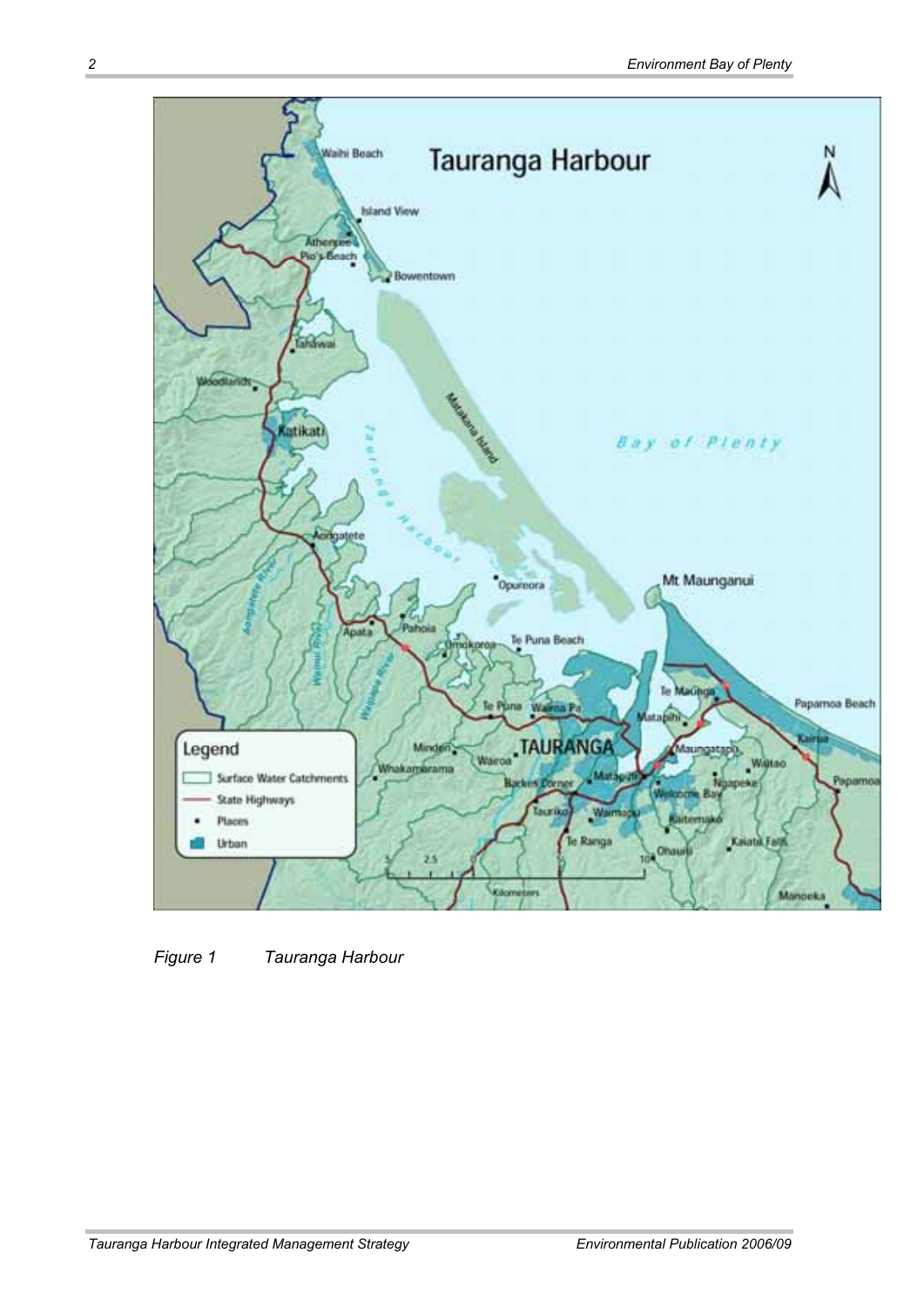*Figure 1 Tauranga Harbour*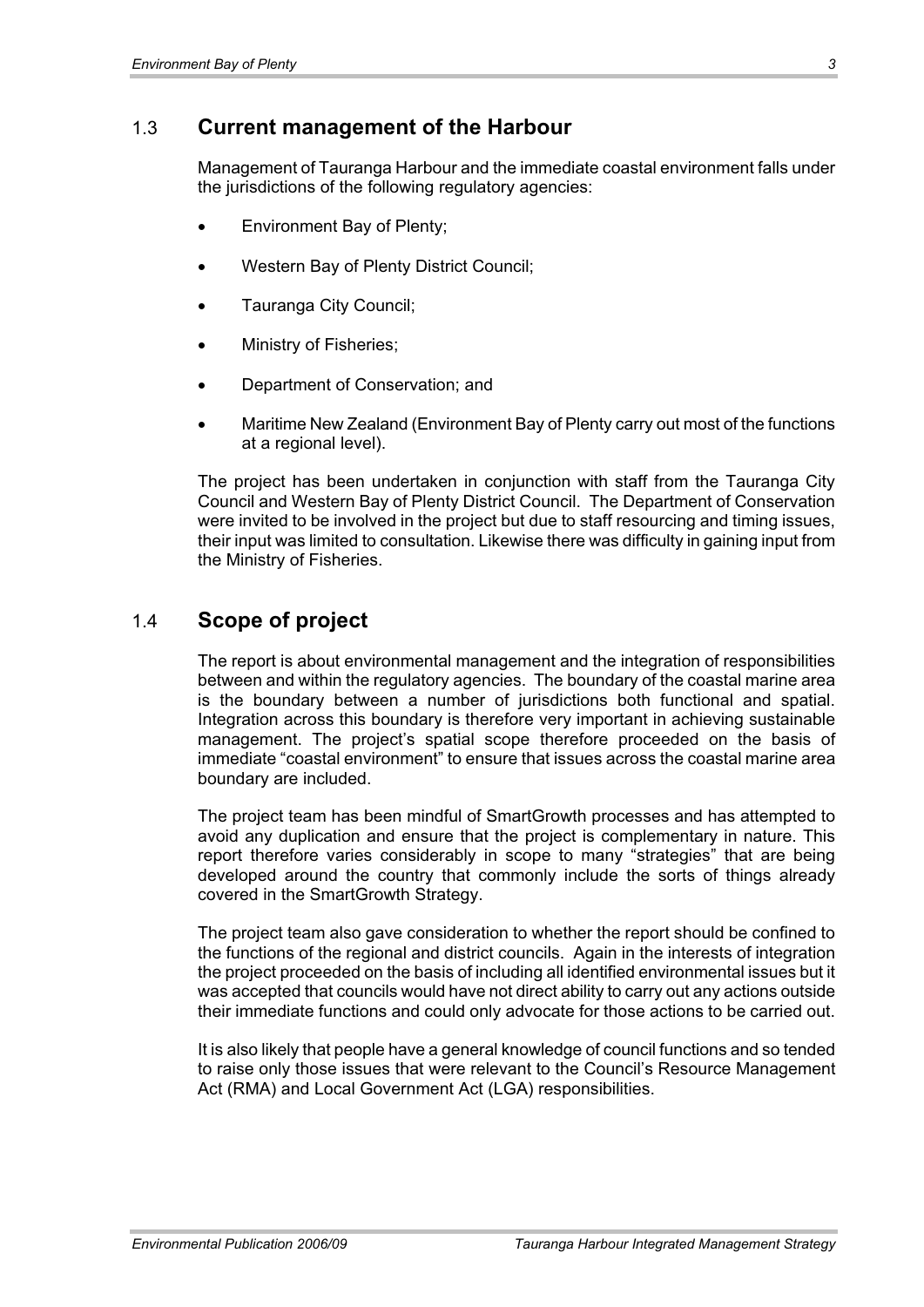## 1.3 Current management of the Harbour

Management of Tauranga Harbour and the immediate coastal environment falls under the jurisdictions of the following regulatory agencies:

- Environment Bay of Plenty;
- Western Bay of Plenty District Council;
- Tauranga City Council;
- Ministry of Fisheries;
- Department of Conservation; and
- Maritime New Zealand (Environment Bay of Plenty carry out most of the functions at a regional level).

The project has been undertaken in conjunction with staff from the Tauranga City Council and Western Bay of Plenty District Council. The Department of Conservation were invited to be involved in the project but due to staff resourcing and timing issues, their input was limited to consultation. Likewise there was difficulty in gaining input from the Ministry of Fisheries.

## 1.4 Scope of project

The report is about environmental management and the integration of responsibilities between and within the regulatory agencies. The boundary of the coastal marine area is the boundary between a number of jurisdictions both functional and spatial. Integration across this boundary is therefore very important in achieving sustainable management. The project's spatial scope therefore proceeded on the basis of immediate "coastal environment" to ensure that issues across the coastal marine area boundary are included.

The project team has been mindful of SmartGrowth processes and has attempted to avoid any duplication and ensure that the project is complementary in nature. This report therefore varies considerably in scope to many "strategies" that are being developed around the country that commonly include the sorts of things already covered in the SmartGrowth Strategy.

The project team also gave consideration to whether the report should be confined to the functions of the regional and district councils. Again in the interests of integration the project proceeded on the basis of including all identified environmental issues but it was accepted that councils would have not direct ability to carry out any actions outside their immediate functions and could only advocate for those actions to be carried out.

It is also likely that people have a general knowledge of council functions and so tended to raise only those issues that were relevant to the Council's Resource Management Act (RMA) and Local Government Act (LGA) responsibilities.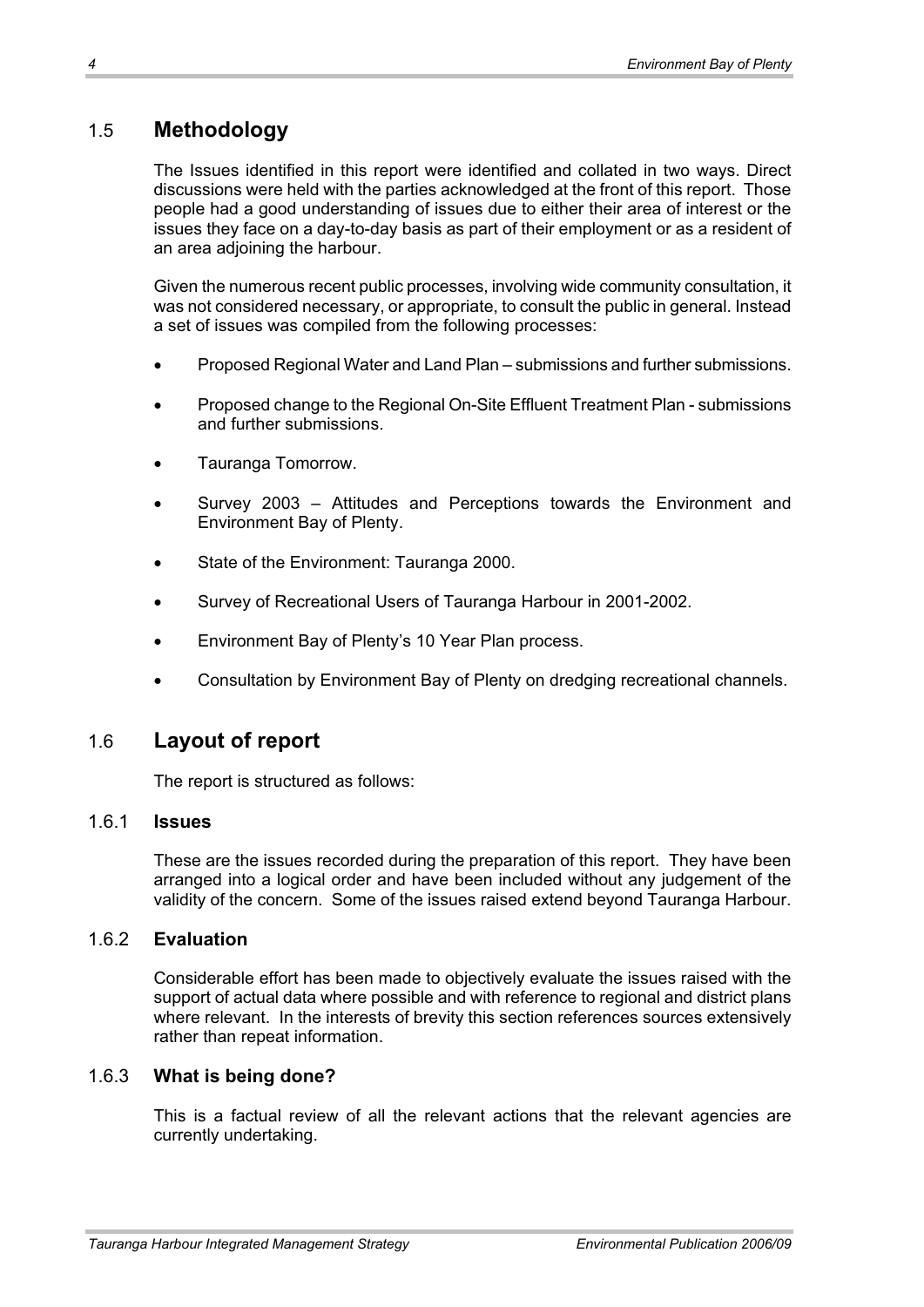## 1.5 Methodology

The Issues identified in this report were identified and collated in two ways. Direct discussions were held with the parties acknowledged at the front of this report. Those people had a good understanding of issues due to either their area of interest or the issues they face on a day-to-day basis as part of their employment or as a resident of an area adjoining the harbour.

Given the numerous recent public processes, involving wide community consultation, it was not considered necessary, or appropriate, to consult the public in general. Instead a set of issues was compiled from the following processes:

- Proposed Regional Water and Land Plan – submissions and further submissions.
- Proposed change to the Regional On-Site Effluent Treatment Plan - submissions and further submissions.
- Tauranga Tomorrow.
- Survey 2003 – Attitudes and Perceptions towards the Environment and Environment Bay of Plenty.
- State of the Environment: Tauranga 2000.
- Survey of Recreational Users of Tauranga Harbour in 2001-2002.
- Environment Bay of Plenty's 10 Year Plan process.
- Consultation by Environment Bay of Plenty on dredging recreational channels.

## 1.6 Layout of report

The report is structured as follows:

### 1.6.1 Issues

These are the issues recorded during the preparation of this report. They have been arranged into a logical order and have been included without any judgement of the validity of the concern. Some of the issues raised extend beyond Tauranga Harbour.

### 1.6.2 Evaluation

Considerable effort has been made to objectively evaluate the issues raised with the support of actual data where possible and with reference to regional and district plans where relevant. In the interests of brevity this section references sources extensively rather than repeat information.

### 1.6.3 What is being done?

This is a factual review of all the relevant actions that the relevant agencies are currently undertaking.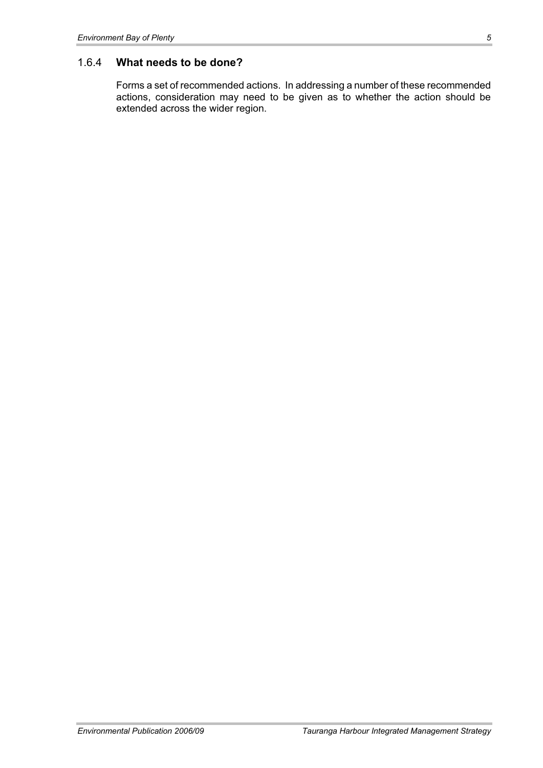### 1.6.4 What needs to be done?

Forms a set of recommended actions. In addressing a number of these recommended actions, consideration may need to be given as to whether the action should be extended across the wider region.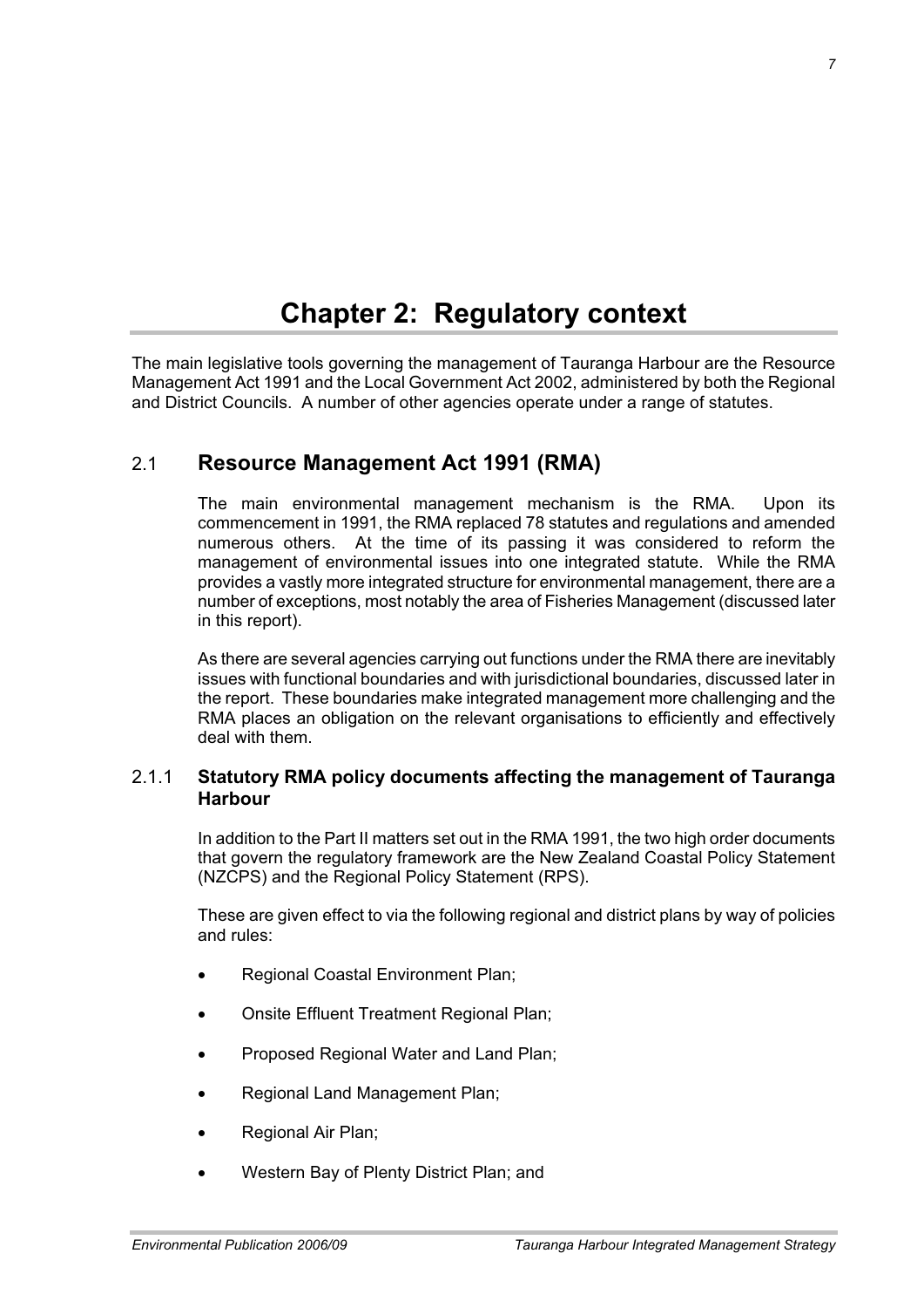# Chapter 2: Regulatory context

The main legislative tools governing the management of Tauranga Harbour are the Resource Management Act 1991 and the Local Government Act 2002, administered by both the Regional and District Councils. A number of other agencies operate under a range of statutes.

## 2.1 Resource Management Act 1991 (RMA)

The main environmental management mechanism is the RMA. Upon its commencement in 1991, the RMA replaced 78 statutes and regulations and amended numerous others. At the time of its passing it was considered to reform the management of environmental issues into one integrated statute. While the RMA provides a vastly more integrated structure for environmental management, there are a number of exceptions, most notably the area of Fisheries Management (discussed later in this report).

As there are several agencies carrying out functions under the RMA there are inevitably issues with functional boundaries and with jurisdictional boundaries, discussed later in the report. These boundaries make integrated management more challenging and the RMA places an obligation on the relevant organisations to efficiently and effectively deal with them.

### 2.1.1 Statutory RMA policy documents affecting the management of Tauranga Harbour

In addition to the Part II matters set out in the RMA 1991, the two high order documents that govern the regulatory framework are the New Zealand Coastal Policy Statement (NZCPS) and the Regional Policy Statement (RPS).

These are given effect to via the following regional and district plans by way of policies and rules:

- Regional Coastal Environment Plan;
- Onsite Effluent Treatment Regional Plan;
- Proposed Regional Water and Land Plan;
- Regional Land Management Plan;
- Regional Air Plan;
- Western Bay of Plenty District Plan; and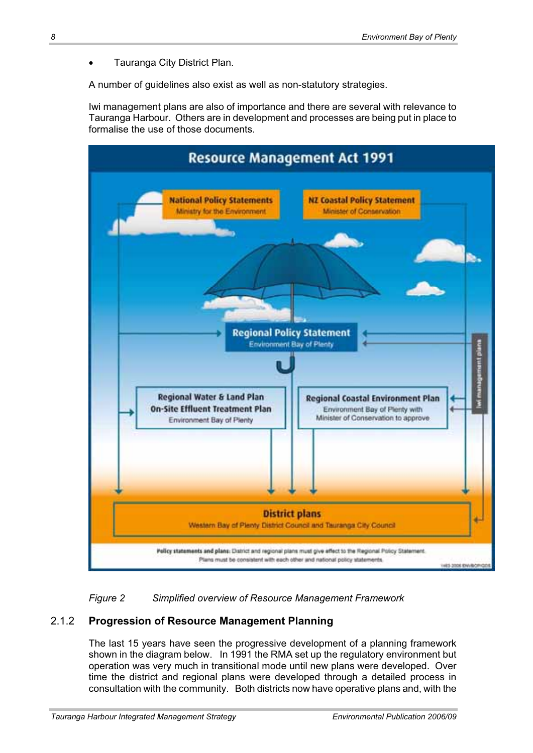- Tauranga City District Plan.

A number of guidelines also exist as well as non-statutory strategies.

Iwi management plans are also of importance and there are several with relevance to Tauranga Harbour. Others are in development and processes are being put in place to formalise the use of those documents.

**Resource Management Act 1991**

**National Policy Statements** – Ministry for the Environment

**NZ Coastal Policy Statement** – Minister of Conservation

**Regional Policy Statement** – Environment Bay of Plenty

**Regional Water & Land Plan** / **On-Site Effluent Treatment Plan** – Environment Bay of Plenty

**Regional Coastal Environment Plan** – Environment Bay of Plenty with Minister of Conservation to approve

**Iwi management plans**

**District plans** – Western Bay of Plenty District Council and Tauranga City Council

**Policy statements and plans:** District and regional plans must give effect to the Regional Policy Statement. Plans must be consistent with each other and national policy statements.

*Figure 2 Simplified overview of Resource Management Framework*

### 2.1.2 Progression of Resource Management Planning

The last 15 years have seen the progressive development of a planning framework shown in the diagram below. In 1991 the RMA set up the regulatory environment but operation was very much in transitional mode until new plans were developed. Over time the district and regional plans were developed through a detailed process in consultation with the community. Both districts now have operative plans and, with the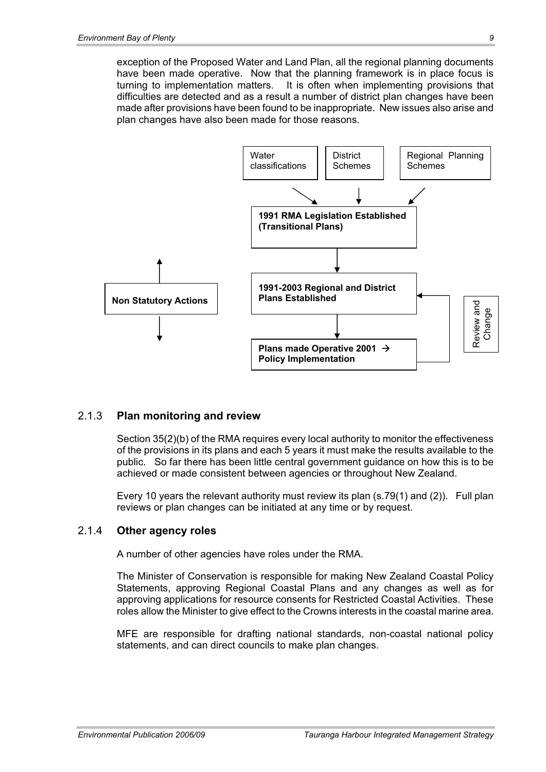exception of the Proposed Water and Land Plan, all the regional planning documents have been made operative. Now that the planning framework is in place focus is turning to implementation matters. It is often when implementing provisions that difficulties are detected and as a result a number of district plan changes have been made after provisions have been found to be inappropriate. New issues also arise and plan changes have also been made for those reasons.

Water classifications | District Schemes | Regional Planning Schemes

**1991 RMA Legislation Established (Transitional Plans)**

**Non Statutory Actions**

**1991-2003 Regional and District Plans Established**

Review and Change

**Plans made Operative 2001 → Policy Implementation**

### 2.1.3 **Plan monitoring and review**

Section 35(2)(b) of the RMA requires every local authority to monitor the effectiveness of the provisions in its plans and each 5 years it must make the results available to the public. So far there has been little central government guidance on how this is to be achieved or made consistent between agencies or throughout New Zealand.

Every 10 years the relevant authority must review its plan (s.79(1) and (2)). Full plan reviews or plan changes can be initiated at any time or by request.

### 2.1.4 **Other agency roles**

A number of other agencies have roles under the RMA.

The Minister of Conservation is responsible for making New Zealand Coastal Policy Statements, approving Regional Coastal Plans and any changes as well as for approving applications for resource consents for Restricted Coastal Activities. These roles allow the Minister to give effect to the Crowns interests in the coastal marine area.

MFE are responsible for drafting national standards, non-coastal national policy statements, and can direct councils to make plan changes.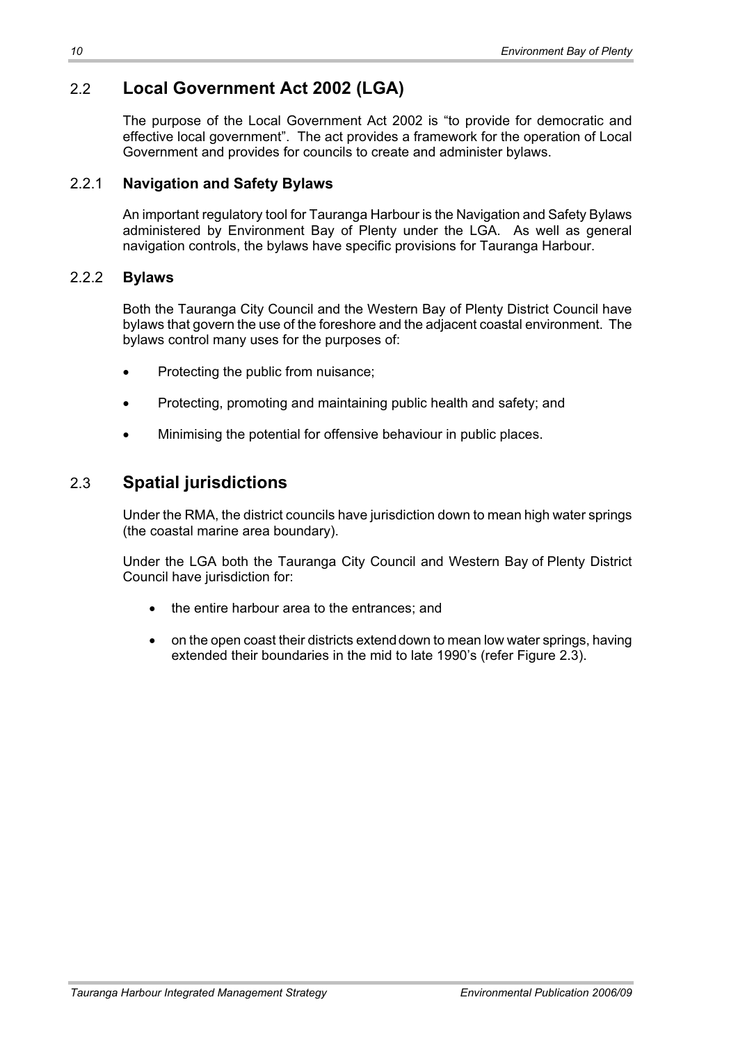## 2.2 Local Government Act 2002 (LGA)

The purpose of the Local Government Act 2002 is "to provide for democratic and effective local government". The act provides a framework for the operation of Local Government and provides for councils to create and administer bylaws.

### 2.2.1 Navigation and Safety Bylaws

An important regulatory tool for Tauranga Harbour is the Navigation and Safety Bylaws administered by Environment Bay of Plenty under the LGA. As well as general navigation controls, the bylaws have specific provisions for Tauranga Harbour.

### 2.2.2 Bylaws

Both the Tauranga City Council and the Western Bay of Plenty District Council have bylaws that govern the use of the foreshore and the adjacent coastal environment. The bylaws control many uses for the purposes of:

- Protecting the public from nuisance;
- Protecting, promoting and maintaining public health and safety; and
- Minimising the potential for offensive behaviour in public places.

## 2.3 Spatial jurisdictions

Under the RMA, the district councils have jurisdiction down to mean high water springs (the coastal marine area boundary).

Under the LGA both the Tauranga City Council and Western Bay of Plenty District Council have jurisdiction for:

- the entire harbour area to the entrances; and
- on the open coast their districts extend down to mean low water springs, having extended their boundaries in the mid to late 1990's (refer Figure 2.3).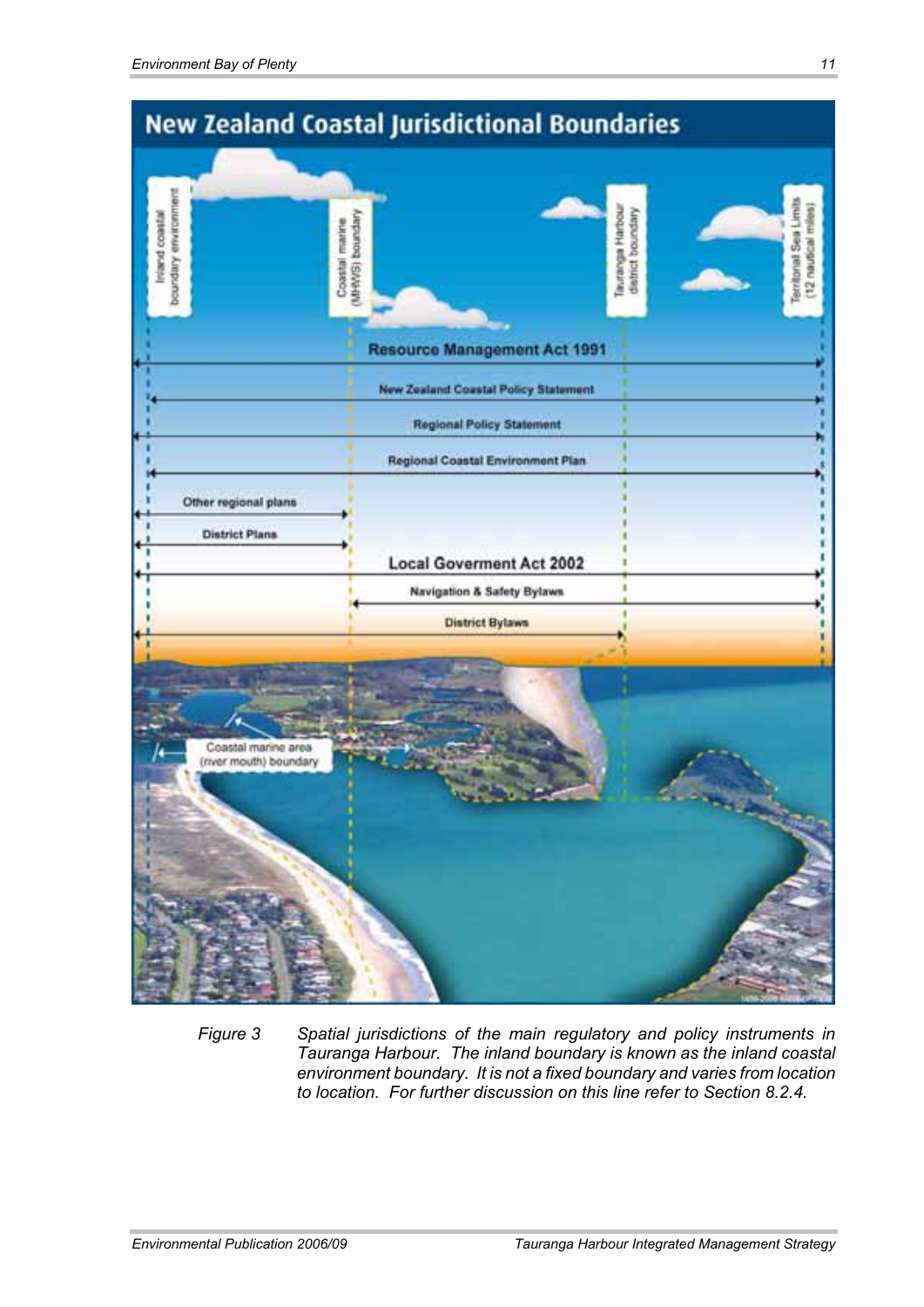# New Zealand Coastal Jurisdictional Boundaries

Inland coastal boundary environment

Coastal marine (MHWS) boundary

Tauranga Harbour district boundary

Territorial Sea Limits (12 nautical miles)

Resource Management Act 1991

New Zealand Coastal Policy Statement

Regional Policy Statement

Regional Coastal Environment Plan

Other regional plans

District Plans

Local Goverment Act 2002

Navigation & Safety Bylaws

District Bylaws

Coastal marine area (river mouth) boundary

*Figure 3 Spatial jurisdictions of the main regulatory and policy instruments in Tauranga Harbour. The inland boundary is known as the inland coastal environment boundary. It is not a fixed boundary and varies from location to location. For further discussion on this line refer to Section 8.2.4.*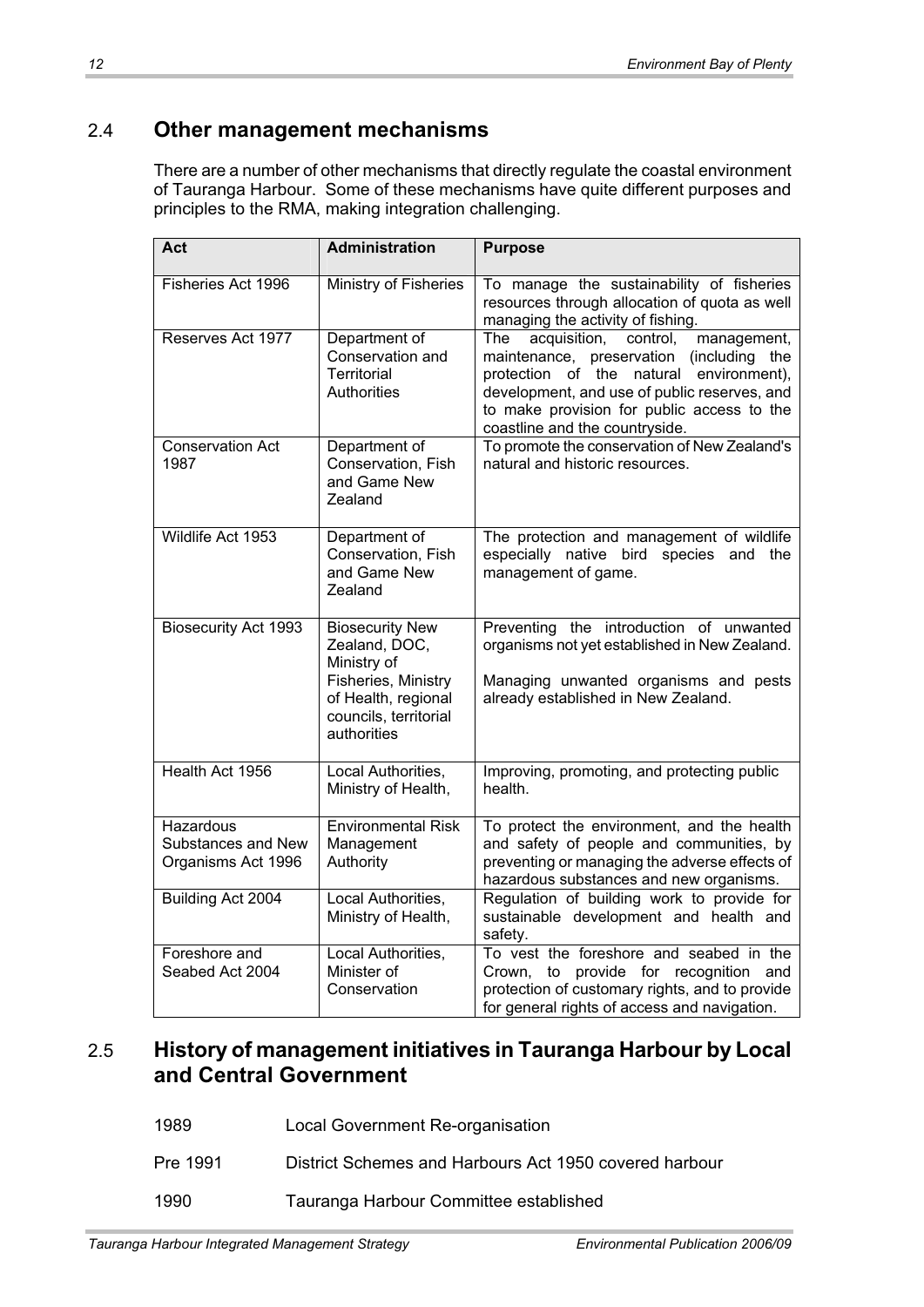## 2.4 Other management mechanisms

There are a number of other mechanisms that directly regulate the coastal environment of Tauranga Harbour. Some of these mechanisms have quite different purposes and principles to the RMA, making integration challenging.

| Act | Administration | Purpose |
|---|---|---|
| Fisheries Act 1996 | Ministry of Fisheries | To manage the sustainability of fisheries resources through allocation of quota as well managing the activity of fishing. |
| Reserves Act 1977 | Department of Conservation and Territorial Authorities | The acquisition, control, management, maintenance, preservation (including the protection of the natural environment), development, and use of public reserves, and to make provision for public access to the coastline and the countryside. |
| Conservation Act 1987 | Department of Conservation, Fish and Game New Zealand | To promote the conservation of New Zealand's natural and historic resources. |
| Wildlife Act 1953 | Department of Conservation, Fish and Game New Zealand | The protection and management of wildlife especially native bird species and the management of game. |
| Biosecurity Act 1993 | Biosecurity New Zealand, DOC, Ministry of Fisheries, Ministry of Health, regional councils, territorial authorities | Preventing the introduction of unwanted organisms not yet established in New Zealand.<br><br>Managing unwanted organisms and pests already established in New Zealand. |
| Health Act 1956 | Local Authorities, Ministry of Health, | Improving, promoting, and protecting public health. |
| Hazardous Substances and New Organisms Act 1996 | Environmental Risk Management Authority | To protect the environment, and the health and safety of people and communities, by preventing or managing the adverse effects of hazardous substances and new organisms. |
| Building Act 2004 | Local Authorities, Ministry of Health, | Regulation of building work to provide for sustainable development and health and safety. |
| Foreshore and Seabed Act 2004 | Local Authorities, Minister of Conservation | To vest the foreshore and seabed in the Crown, to provide for recognition and protection of customary rights, and to provide for general rights of access and navigation. |

## 2.5 History of management initiatives in Tauranga Harbour by Local and Central Government

1989 Local Government Re-organisation

Pre 1991 District Schemes and Harbours Act 1950 covered harbour

1990 Tauranga Harbour Committee established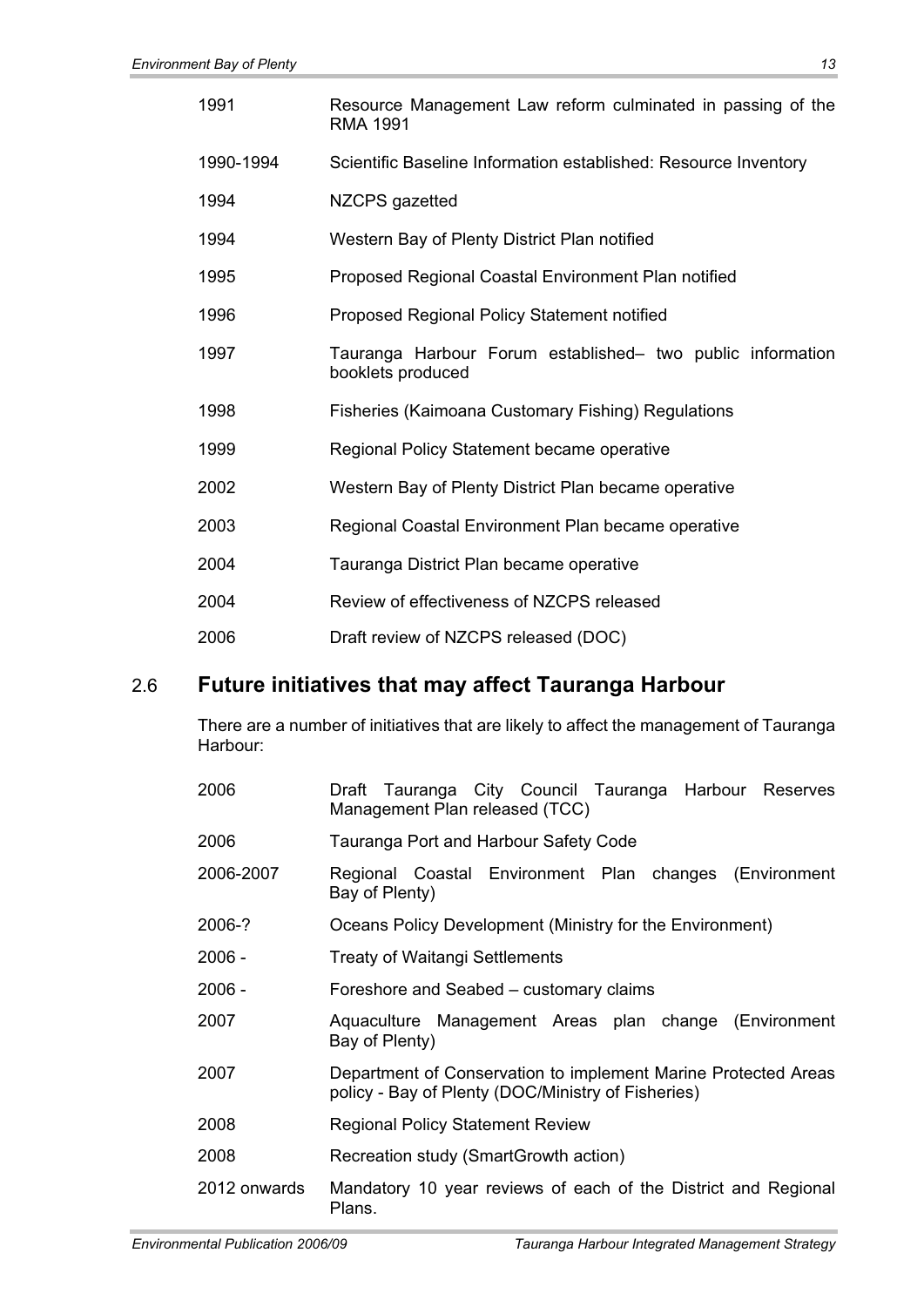| | |
|---|---|
| 1991 | Resource Management Law reform culminated in passing of the RMA 1991 |
| 1990-1994 | Scientific Baseline Information established: Resource Inventory |
| 1994 | NZCPS gazetted |
| 1994 | Western Bay of Plenty District Plan notified |
| 1995 | Proposed Regional Coastal Environment Plan notified |
| 1996 | Proposed Regional Policy Statement notified |
| 1997 | Tauranga Harbour Forum established– two public information booklets produced |
| 1998 | Fisheries (Kaimoana Customary Fishing) Regulations |
| 1999 | Regional Policy Statement became operative |
| 2002 | Western Bay of Plenty District Plan became operative |
| 2003 | Regional Coastal Environment Plan became operative |
| 2004 | Tauranga District Plan became operative |
| 2004 | Review of effectiveness of NZCPS released |
| 2006 | Draft review of NZCPS released (DOC) |

## 2.6 Future initiatives that may affect Tauranga Harbour

There are a number of initiatives that are likely to affect the management of Tauranga Harbour:

| | |
|---|---|
| 2006 | Draft Tauranga City Council Tauranga Harbour Reserves Management Plan released (TCC) |
| 2006 | Tauranga Port and Harbour Safety Code |
| 2006-2007 | Regional Coastal Environment Plan changes (Environment Bay of Plenty) |
| 2006-? | Oceans Policy Development (Ministry for the Environment) |
| 2006 - | Treaty of Waitangi Settlements |
| 2006 - | Foreshore and Seabed – customary claims |
| 2007 | Aquaculture Management Areas plan change (Environment Bay of Plenty) |
| 2007 | Department of Conservation to implement Marine Protected Areas policy - Bay of Plenty (DOC/Ministry of Fisheries) |
| 2008 | Regional Policy Statement Review |
| 2008 | Recreation study (SmartGrowth action) |
| 2012 onwards | Mandatory 10 year reviews of each of the District and Regional Plans. |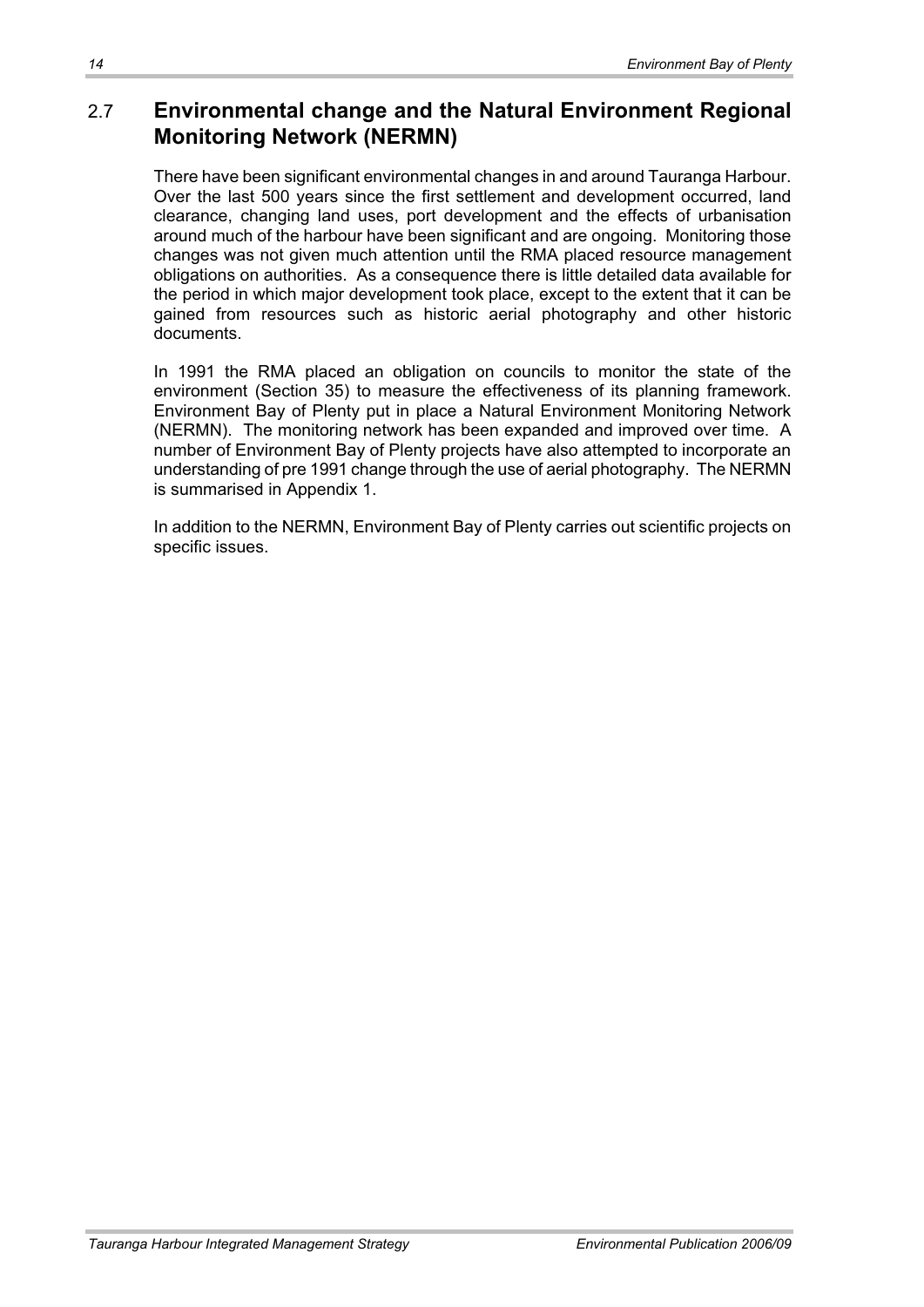## 2.7 Environmental change and the Natural Environment Regional Monitoring Network (NERMN)

There have been significant environmental changes in and around Tauranga Harbour. Over the last 500 years since the first settlement and development occurred, land clearance, changing land uses, port development and the effects of urbanisation around much of the harbour have been significant and are ongoing. Monitoring those changes was not given much attention until the RMA placed resource management obligations on authorities. As a consequence there is little detailed data available for the period in which major development took place, except to the extent that it can be gained from resources such as historic aerial photography and other historic documents.

In 1991 the RMA placed an obligation on councils to monitor the state of the environment (Section 35) to measure the effectiveness of its planning framework. Environment Bay of Plenty put in place a Natural Environment Monitoring Network (NERMN). The monitoring network has been expanded and improved over time. A number of Environment Bay of Plenty projects have also attempted to incorporate an understanding of pre 1991 change through the use of aerial photography. The NERMN is summarised in Appendix 1.

In addition to the NERMN, Environment Bay of Plenty carries out scientific projects on specific issues.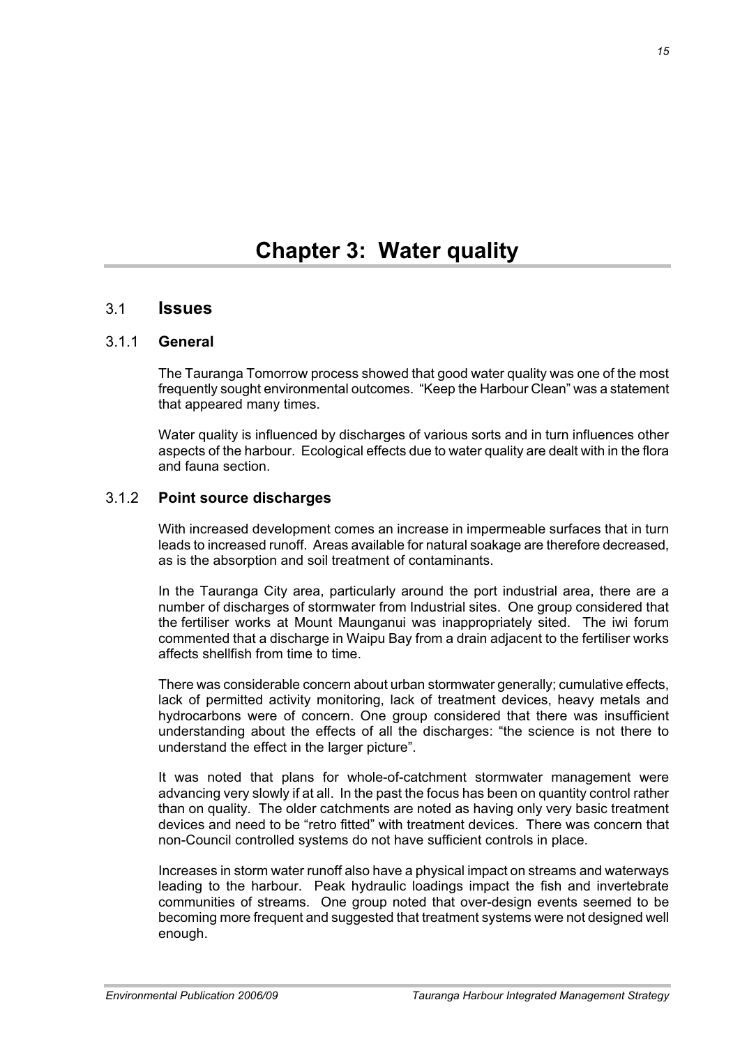# Chapter 3: Water quality

## 3.1 Issues

### 3.1.1 General

The Tauranga Tomorrow process showed that good water quality was one of the most frequently sought environmental outcomes. “Keep the Harbour Clean” was a statement that appeared many times.

Water quality is influenced by discharges of various sorts and in turn influences other aspects of the harbour. Ecological effects due to water quality are dealt with in the flora and fauna section.

### 3.1.2 Point source discharges

With increased development comes an increase in impermeable surfaces that in turn leads to increased runoff. Areas available for natural soakage are therefore decreased, as is the absorption and soil treatment of contaminants.

In the Tauranga City area, particularly around the port industrial area, there are a number of discharges of stormwater from Industrial sites. One group considered that the fertiliser works at Mount Maunganui was inappropriately sited. The iwi forum commented that a discharge in Waipu Bay from a drain adjacent to the fertiliser works affects shellfish from time to time.

There was considerable concern about urban stormwater generally; cumulative effects, lack of permitted activity monitoring, lack of treatment devices, heavy metals and hydrocarbons were of concern. One group considered that there was insufficient understanding about the effects of all the discharges: “the science is not there to understand the effect in the larger picture”.

It was noted that plans for whole-of-catchment stormwater management were advancing very slowly if at all. In the past the focus has been on quantity control rather than on quality. The older catchments are noted as having only very basic treatment devices and need to be “retro fitted” with treatment devices. There was concern that non-Council controlled systems do not have sufficient controls in place.

Increases in storm water runoff also have a physical impact on streams and waterways leading to the harbour. Peak hydraulic loadings impact the fish and invertebrate communities of streams. One group noted that over-design events seemed to be becoming more frequent and suggested that treatment systems were not designed well enough.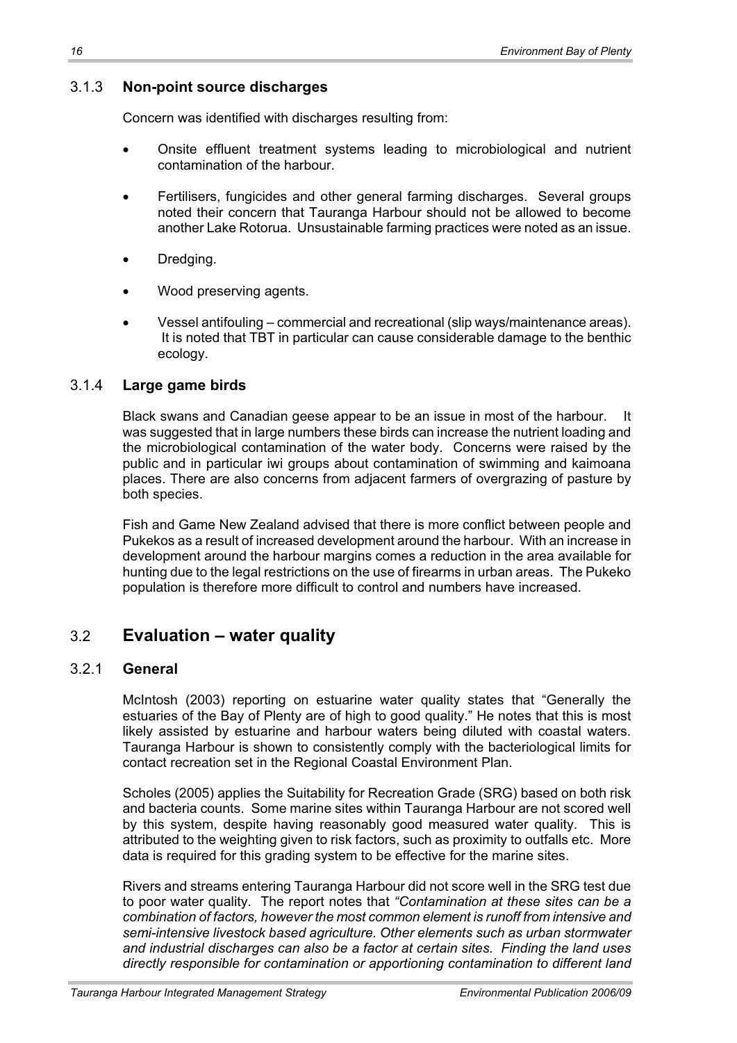### 3.1.3 **Non-point source discharges**

Concern was identified with discharges resulting from:

- Onsite effluent treatment systems leading to microbiological and nutrient contamination of the harbour.
- Fertilisers, fungicides and other general farming discharges. Several groups noted their concern that Tauranga Harbour should not be allowed to become another Lake Rotorua. Unsustainable farming practices were noted as an issue.
- Dredging.
- Wood preserving agents.
- Vessel antifouling – commercial and recreational (slip ways/maintenance areas). It is noted that TBT in particular can cause considerable damage to the benthic ecology.

### 3.1.4 **Large game birds**

Black swans and Canadian geese appear to be an issue in most of the harbour. It was suggested that in large numbers these birds can increase the nutrient loading and the microbiological contamination of the water body. Concerns were raised by the public and in particular iwi groups about contamination of swimming and kaimoana places. There are also concerns from adjacent farmers of overgrazing of pasture by both species.

Fish and Game New Zealand advised that there is more conflict between people and Pukekos as a result of increased development around the harbour. With an increase in development around the harbour margins comes a reduction in the area available for hunting due to the legal restrictions on the use of firearms in urban areas. The Pukeko population is therefore more difficult to control and numbers have increased.

## 3.2 **Evaluation – water quality**

### 3.2.1 **General**

McIntosh (2003) reporting on estuarine water quality states that "Generally the estuaries of the Bay of Plenty are of high to good quality." He notes that this is most likely assisted by estuarine and harbour waters being diluted with coastal waters. Tauranga Harbour is shown to consistently comply with the bacteriological limits for contact recreation set in the Regional Coastal Environment Plan.

Scholes (2005) applies the Suitability for Recreation Grade (SRG) based on both risk and bacteria counts. Some marine sites within Tauranga Harbour are not scored well by this system, despite having reasonably good measured water quality. This is attributed to the weighting given to risk factors, such as proximity to outfalls etc. More data is required for this grading system to be effective for the marine sites.

Rivers and streams entering Tauranga Harbour did not score well in the SRG test due to poor water quality. The report notes that *"Contamination at these sites can be a combination of factors, however the most common element is runoff from intensive and semi-intensive livestock based agriculture. Other elements such as urban stormwater and industrial discharges can also be a factor at certain sites. Finding the land uses directly responsible for contamination or apportioning contamination to different land*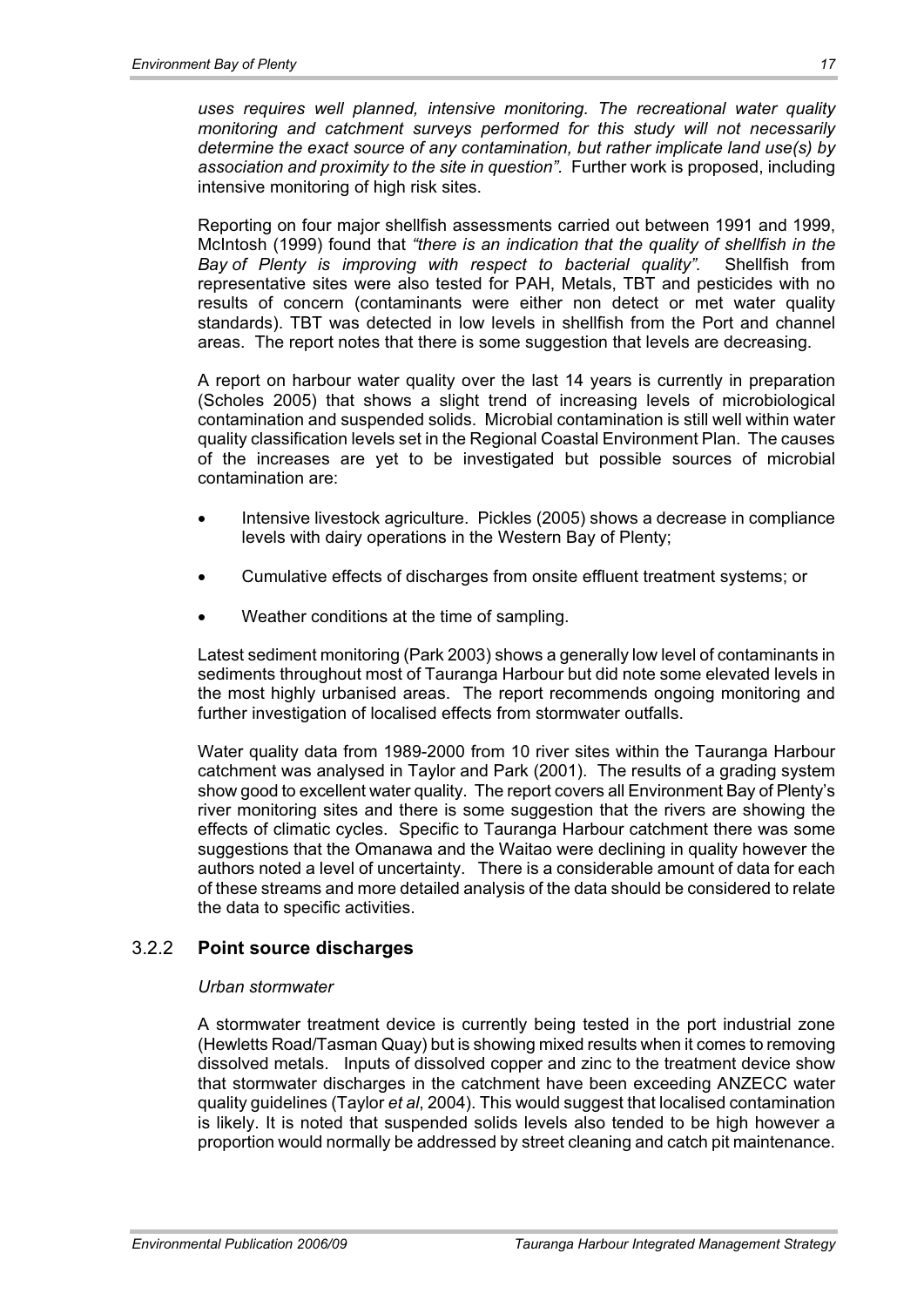*uses requires well planned, intensive monitoring. The recreational water quality monitoring and catchment surveys performed for this study will not necessarily determine the exact source of any contamination, but rather implicate land use(s) by association and proximity to the site in question".* Further work is proposed, including intensive monitoring of high risk sites.

Reporting on four major shellfish assessments carried out between 1991 and 1999, McIntosh (1999) found that *"there is an indication that the quality of shellfish in the Bay of Plenty is improving with respect to bacterial quality".* Shellfish from representative sites were also tested for PAH, Metals, TBT and pesticides with no results of concern (contaminants were either non detect or met water quality standards). TBT was detected in low levels in shellfish from the Port and channel areas. The report notes that there is some suggestion that levels are decreasing.

A report on harbour water quality over the last 14 years is currently in preparation (Scholes 2005) that shows a slight trend of increasing levels of microbiological contamination and suspended solids. Microbial contamination is still well within water quality classification levels set in the Regional Coastal Environment Plan. The causes of the increases are yet to be investigated but possible sources of microbial contamination are:

- Intensive livestock agriculture. Pickles (2005) shows a decrease in compliance levels with dairy operations in the Western Bay of Plenty;
- Cumulative effects of discharges from onsite effluent treatment systems; or
- Weather conditions at the time of sampling.

Latest sediment monitoring (Park 2003) shows a generally low level of contaminants in sediments throughout most of Tauranga Harbour but did note some elevated levels in the most highly urbanised areas. The report recommends ongoing monitoring and further investigation of localised effects from stormwater outfalls.

Water quality data from 1989-2000 from 10 river sites within the Tauranga Harbour catchment was analysed in Taylor and Park (2001). The results of a grading system show good to excellent water quality. The report covers all Environment Bay of Plenty's river monitoring sites and there is some suggestion that the rivers are showing the effects of climatic cycles. Specific to Tauranga Harbour catchment there was some suggestions that the Omanawa and the Waitao were declining in quality however the authors noted a level of uncertainty. There is a considerable amount of data for each of these streams and more detailed analysis of the data should be considered to relate the data to specific activities.

### 3.2.2 **Point source discharges**

*Urban stormwater*

A stormwater treatment device is currently being tested in the port industrial zone (Hewletts Road/Tasman Quay) but is showing mixed results when it comes to removing dissolved metals. Inputs of dissolved copper and zinc to the treatment device show that stormwater discharges in the catchment have been exceeding ANZECC water quality guidelines (Taylor *et al*, 2004). This would suggest that localised contamination is likely. It is noted that suspended solids levels also tended to be high however a proportion would normally be addressed by street cleaning and catch pit maintenance.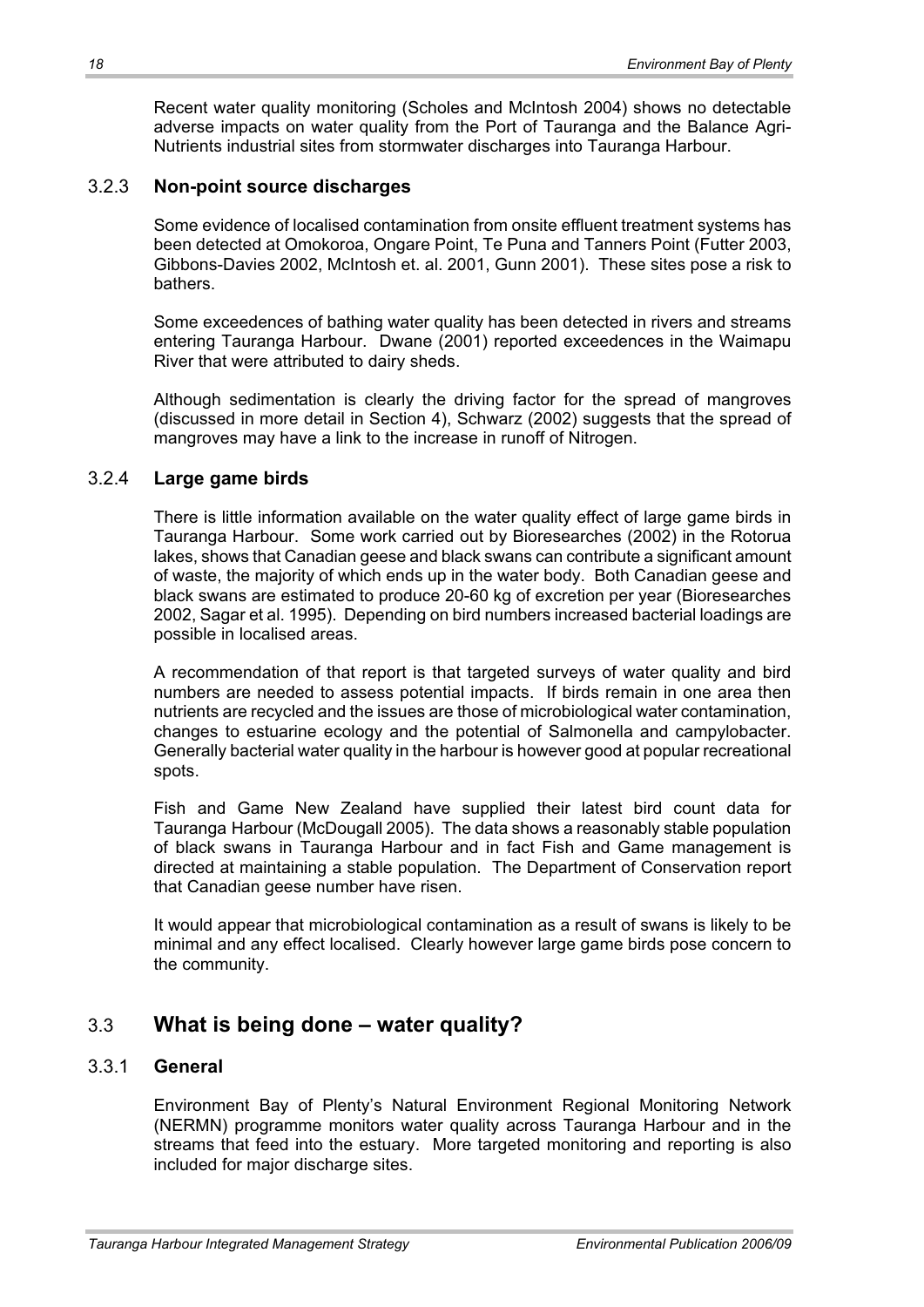Recent water quality monitoring (Scholes and McIntosh 2004) shows no detectable adverse impacts on water quality from the Port of Tauranga and the Balance Agri-Nutrients industrial sites from stormwater discharges into Tauranga Harbour.

### 3.2.3 **Non-point source discharges**

Some evidence of localised contamination from onsite effluent treatment systems has been detected at Omokoroa, Ongare Point, Te Puna and Tanners Point (Futter 2003, Gibbons-Davies 2002, McIntosh et. al. 2001, Gunn 2001). These sites pose a risk to bathers.

Some exceedences of bathing water quality has been detected in rivers and streams entering Tauranga Harbour. Dwane (2001) reported exceedences in the Waimapu River that were attributed to dairy sheds.

Although sedimentation is clearly the driving factor for the spread of mangroves (discussed in more detail in Section 4), Schwarz (2002) suggests that the spread of mangroves may have a link to the increase in runoff of Nitrogen.

### 3.2.4 **Large game birds**

There is little information available on the water quality effect of large game birds in Tauranga Harbour. Some work carried out by Bioresearches (2002) in the Rotorua lakes, shows that Canadian geese and black swans can contribute a significant amount of waste, the majority of which ends up in the water body. Both Canadian geese and black swans are estimated to produce 20-60 kg of excretion per year (Bioresearches 2002, Sagar et al. 1995). Depending on bird numbers increased bacterial loadings are possible in localised areas.

A recommendation of that report is that targeted surveys of water quality and bird numbers are needed to assess potential impacts. If birds remain in one area then nutrients are recycled and the issues are those of microbiological water contamination, changes to estuarine ecology and the potential of Salmonella and campylobacter. Generally bacterial water quality in the harbour is however good at popular recreational spots.

Fish and Game New Zealand have supplied their latest bird count data for Tauranga Harbour (McDougall 2005). The data shows a reasonably stable population of black swans in Tauranga Harbour and in fact Fish and Game management is directed at maintaining a stable population. The Department of Conservation report that Canadian geese number have risen.

It would appear that microbiological contamination as a result of swans is likely to be minimal and any effect localised. Clearly however large game birds pose concern to the community.

## 3.3 **What is being done – water quality?**

### 3.3.1 **General**

Environment Bay of Plenty's Natural Environment Regional Monitoring Network (NERMN) programme monitors water quality across Tauranga Harbour and in the streams that feed into the estuary. More targeted monitoring and reporting is also included for major discharge sites.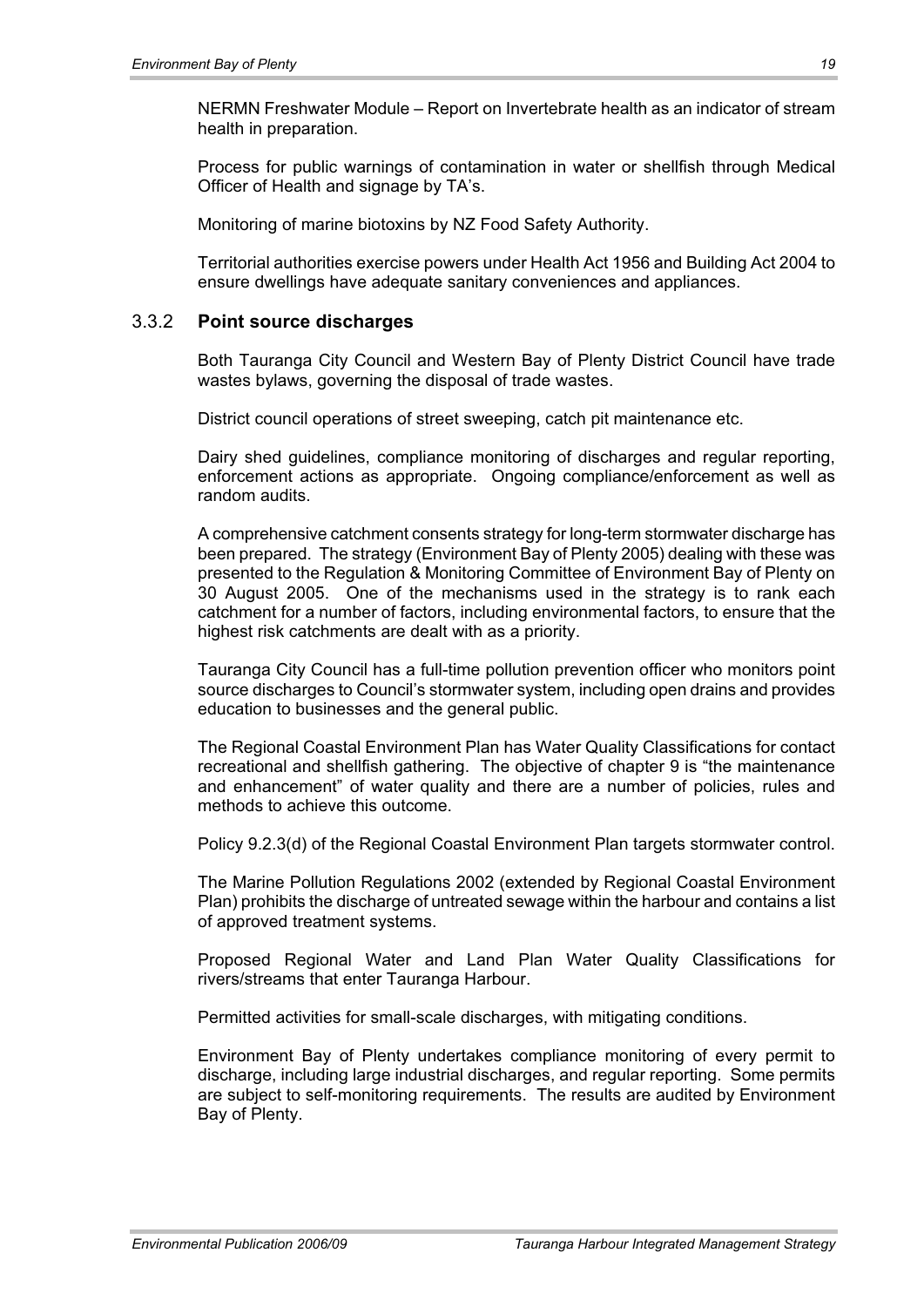NERMN Freshwater Module – Report on Invertebrate health as an indicator of stream health in preparation.

Process for public warnings of contamination in water or shellfish through Medical Officer of Health and signage by TA's.

Monitoring of marine biotoxins by NZ Food Safety Authority.

Territorial authorities exercise powers under Health Act 1956 and Building Act 2004 to ensure dwellings have adequate sanitary conveniences and appliances.

### 3.3.2 Point source discharges

Both Tauranga City Council and Western Bay of Plenty District Council have trade wastes bylaws, governing the disposal of trade wastes.

District council operations of street sweeping, catch pit maintenance etc.

Dairy shed guidelines, compliance monitoring of discharges and regular reporting, enforcement actions as appropriate. Ongoing compliance/enforcement as well as random audits.

A comprehensive catchment consents strategy for long-term stormwater discharge has been prepared. The strategy (Environment Bay of Plenty 2005) dealing with these was presented to the Regulation & Monitoring Committee of Environment Bay of Plenty on 30 August 2005. One of the mechanisms used in the strategy is to rank each catchment for a number of factors, including environmental factors, to ensure that the highest risk catchments are dealt with as a priority.

Tauranga City Council has a full-time pollution prevention officer who monitors point source discharges to Council's stormwater system, including open drains and provides education to businesses and the general public.

The Regional Coastal Environment Plan has Water Quality Classifications for contact recreational and shellfish gathering. The objective of chapter 9 is "the maintenance and enhancement" of water quality and there are a number of policies, rules and methods to achieve this outcome.

Policy 9.2.3(d) of the Regional Coastal Environment Plan targets stormwater control.

The Marine Pollution Regulations 2002 (extended by Regional Coastal Environment Plan) prohibits the discharge of untreated sewage within the harbour and contains a list of approved treatment systems.

Proposed Regional Water and Land Plan Water Quality Classifications for rivers/streams that enter Tauranga Harbour.

Permitted activities for small-scale discharges, with mitigating conditions.

Environment Bay of Plenty undertakes compliance monitoring of every permit to discharge, including large industrial discharges, and regular reporting. Some permits are subject to self-monitoring requirements. The results are audited by Environment Bay of Plenty.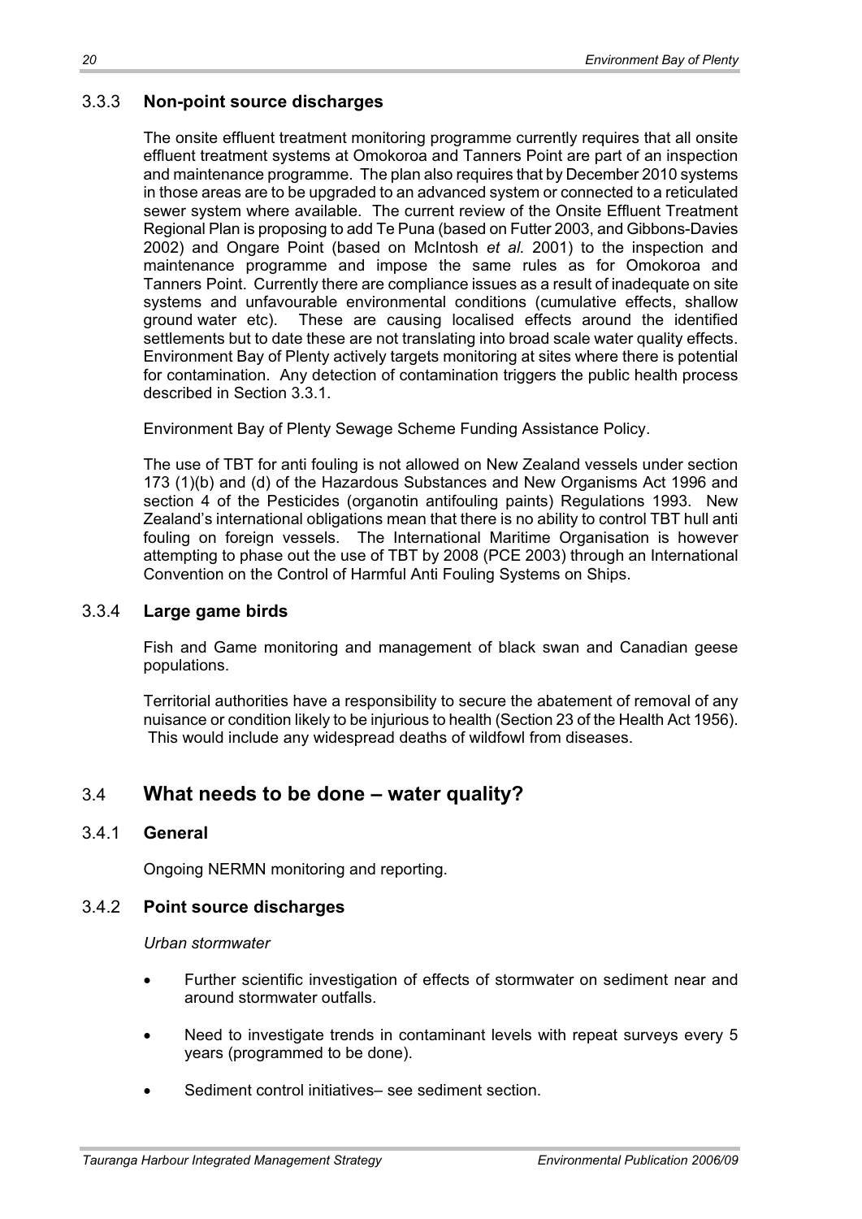### 3.3.3 **Non-point source discharges**

The onsite effluent treatment monitoring programme currently requires that all onsite effluent treatment systems at Omokoroa and Tanners Point are part of an inspection and maintenance programme. The plan also requires that by December 2010 systems in those areas are to be upgraded to an advanced system or connected to a reticulated sewer system where available. The current review of the Onsite Effluent Treatment Regional Plan is proposing to add Te Puna (based on Futter 2003, and Gibbons-Davies 2002) and Ongare Point (based on McIntosh *et al*. 2001) to the inspection and maintenance programme and impose the same rules as for Omokoroa and Tanners Point. Currently there are compliance issues as a result of inadequate on site systems and unfavourable environmental conditions (cumulative effects, shallow ground water etc). These are causing localised effects around the identified settlements but to date these are not translating into broad scale water quality effects. Environment Bay of Plenty actively targets monitoring at sites where there is potential for contamination. Any detection of contamination triggers the public health process described in Section 3.3.1.

Environment Bay of Plenty Sewage Scheme Funding Assistance Policy.

The use of TBT for anti fouling is not allowed on New Zealand vessels under section 173 (1)(b) and (d) of the Hazardous Substances and New Organisms Act 1996 and section 4 of the Pesticides (organotin antifouling paints) Regulations 1993. New Zealand's international obligations mean that there is no ability to control TBT hull anti fouling on foreign vessels. The International Maritime Organisation is however attempting to phase out the use of TBT by 2008 (PCE 2003) through an International Convention on the Control of Harmful Anti Fouling Systems on Ships.

### 3.3.4 **Large game birds**

Fish and Game monitoring and management of black swan and Canadian geese populations.

Territorial authorities have a responsibility to secure the abatement of removal of any nuisance or condition likely to be injurious to health (Section 23 of the Health Act 1956). This would include any widespread deaths of wildfowl from diseases.

## 3.4 What needs to be done – water quality?

### 3.4.1 **General**

Ongoing NERMN monitoring and reporting.

### 3.4.2 **Point source discharges**

*Urban stormwater*

- Further scientific investigation of effects of stormwater on sediment near and around stormwater outfalls.
- Need to investigate trends in contaminant levels with repeat surveys every 5 years (programmed to be done).
- Sediment control initiatives– see sediment section.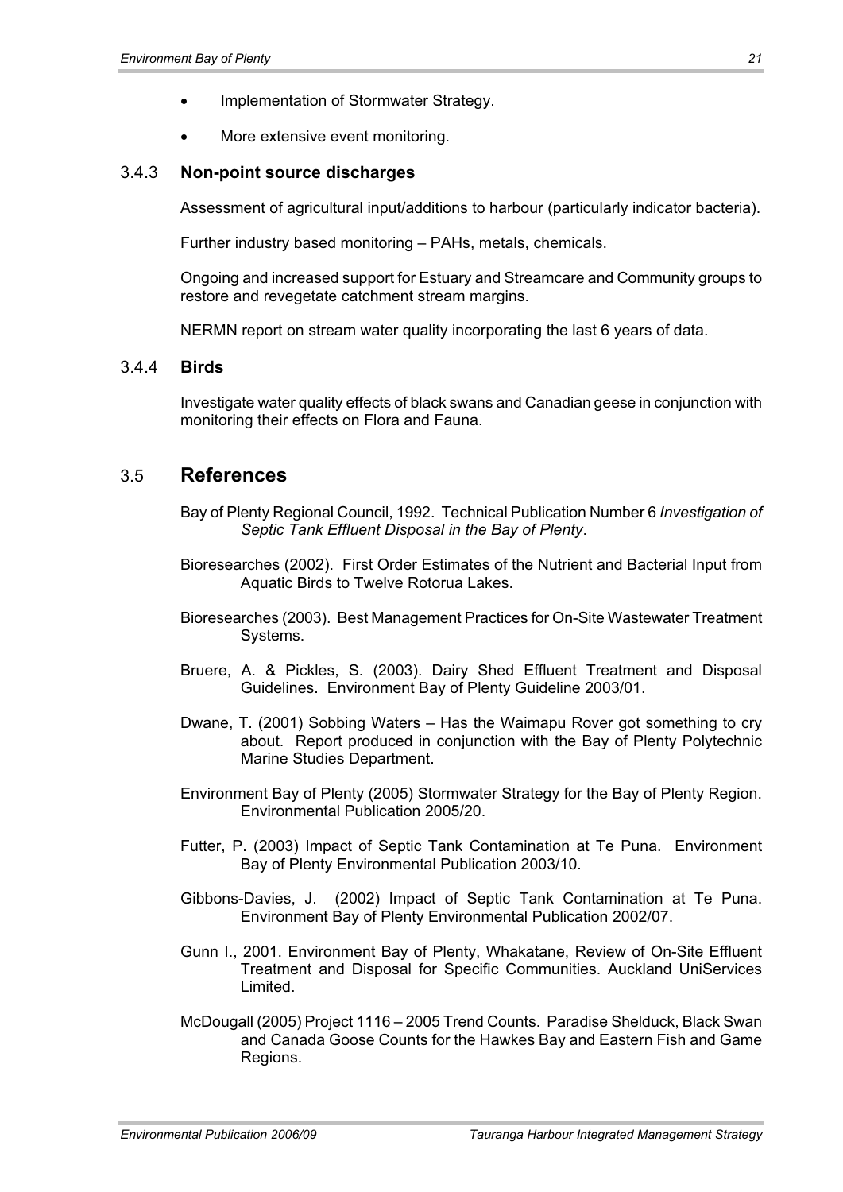- Implementation of Stormwater Strategy.
- More extensive event monitoring.

### 3.4.3 **Non-point source discharges**

Assessment of agricultural input/additions to harbour (particularly indicator bacteria).

Further industry based monitoring – PAHs, metals, chemicals.

Ongoing and increased support for Estuary and Streamcare and Community groups to restore and revegetate catchment stream margins.

NERMN report on stream water quality incorporating the last 6 years of data.

### 3.4.4 **Birds**

Investigate water quality effects of black swans and Canadian geese in conjunction with monitoring their effects on Flora and Fauna.

## 3.5 References

Bay of Plenty Regional Council, 1992. Technical Publication Number 6 *Investigation of Septic Tank Effluent Disposal in the Bay of Plenty*.

Bioresearches (2002). First Order Estimates of the Nutrient and Bacterial Input from Aquatic Birds to Twelve Rotorua Lakes.

Bioresearches (2003). Best Management Practices for On-Site Wastewater Treatment Systems.

Bruere, A. & Pickles, S. (2003). Dairy Shed Effluent Treatment and Disposal Guidelines. Environment Bay of Plenty Guideline 2003/01.

Dwane, T. (2001) Sobbing Waters – Has the Waimapu Rover got something to cry about. Report produced in conjunction with the Bay of Plenty Polytechnic Marine Studies Department.

Environment Bay of Plenty (2005) Stormwater Strategy for the Bay of Plenty Region. Environmental Publication 2005/20.

Futter, P. (2003) Impact of Septic Tank Contamination at Te Puna. Environment Bay of Plenty Environmental Publication 2003/10.

Gibbons-Davies, J. (2002) Impact of Septic Tank Contamination at Te Puna. Environment Bay of Plenty Environmental Publication 2002/07.

Gunn I., 2001. Environment Bay of Plenty, Whakatane, Review of On-Site Effluent Treatment and Disposal for Specific Communities. Auckland UniServices Limited.

McDougall (2005) Project 1116 – 2005 Trend Counts. Paradise Shelduck, Black Swan and Canada Goose Counts for the Hawkes Bay and Eastern Fish and Game Regions.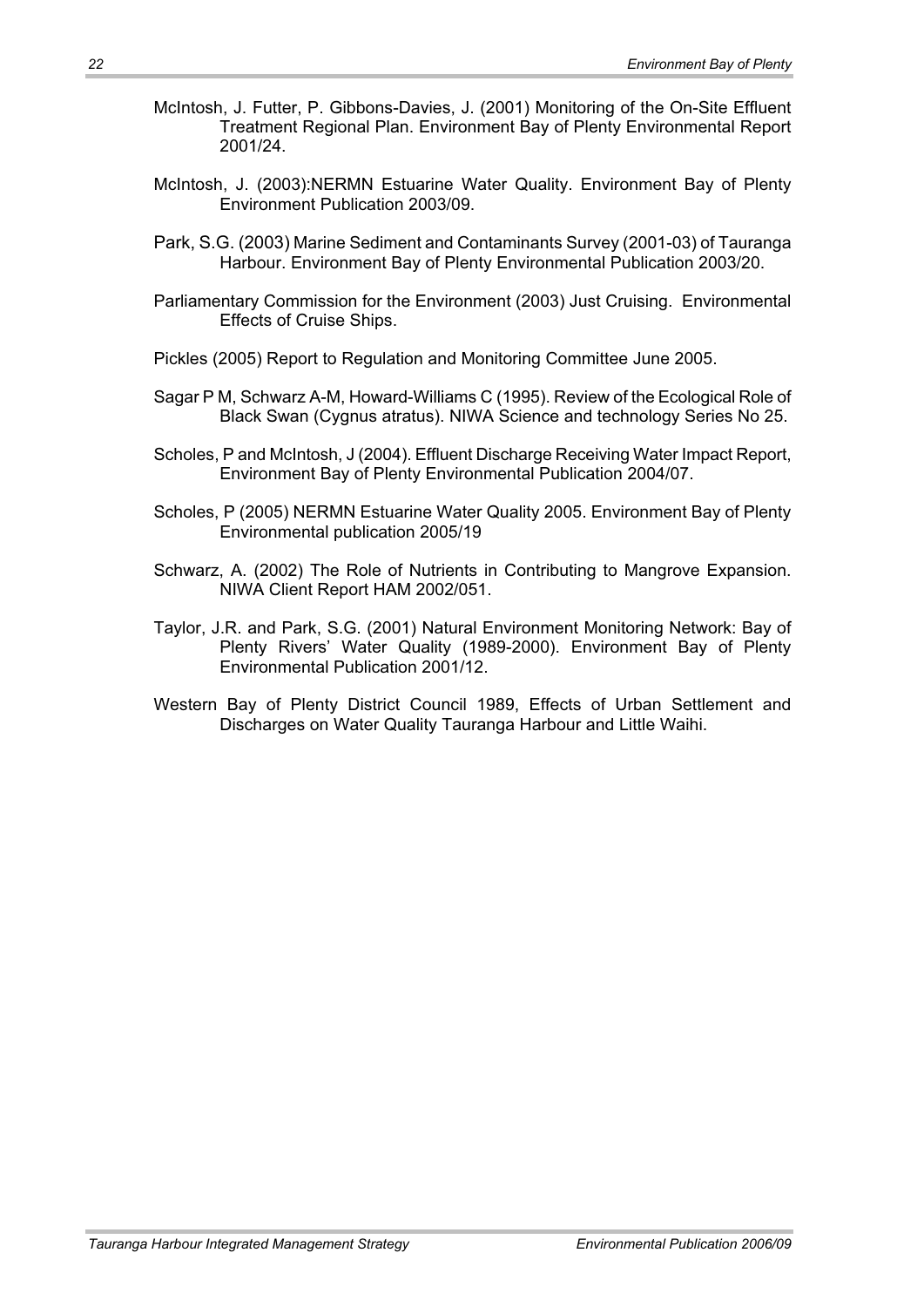McIntosh, J. Futter, P. Gibbons-Davies, J. (2001) Monitoring of the On-Site Effluent Treatment Regional Plan. Environment Bay of Plenty Environmental Report 2001/24.

McIntosh, J. (2003):NERMN Estuarine Water Quality. Environment Bay of Plenty Environment Publication 2003/09.

Park, S.G. (2003) Marine Sediment and Contaminants Survey (2001-03) of Tauranga Harbour. Environment Bay of Plenty Environmental Publication 2003/20.

Parliamentary Commission for the Environment (2003) Just Cruising. Environmental Effects of Cruise Ships.

Pickles (2005) Report to Regulation and Monitoring Committee June 2005.

Sagar P M, Schwarz A-M, Howard-Williams C (1995). Review of the Ecological Role of Black Swan (Cygnus atratus). NIWA Science and technology Series No 25.

Scholes, P and McIntosh, J (2004). Effluent Discharge Receiving Water Impact Report, Environment Bay of Plenty Environmental Publication 2004/07.

Scholes, P (2005) NERMN Estuarine Water Quality 2005. Environment Bay of Plenty Environmental publication 2005/19

Schwarz, A. (2002) The Role of Nutrients in Contributing to Mangrove Expansion. NIWA Client Report HAM 2002/051.

Taylor, J.R. and Park, S.G. (2001) Natural Environment Monitoring Network: Bay of Plenty Rivers' Water Quality (1989-2000). Environment Bay of Plenty Environmental Publication 2001/12.

Western Bay of Plenty District Council 1989, Effects of Urban Settlement and Discharges on Water Quality Tauranga Harbour and Little Waihi.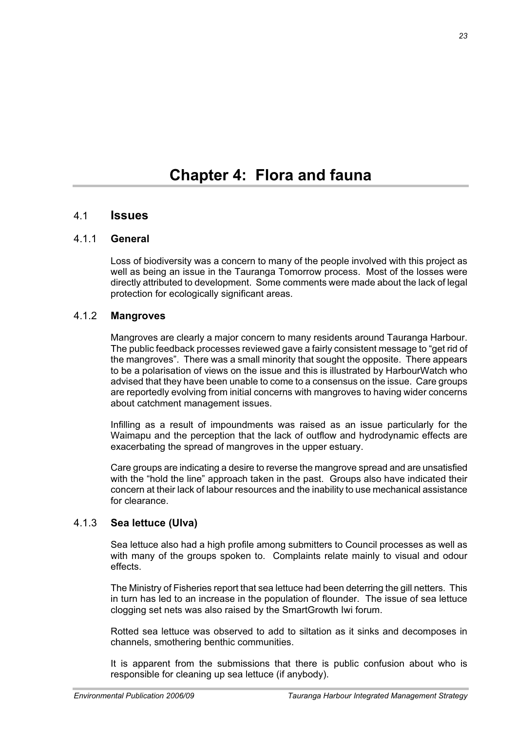# Chapter 4: Flora and fauna

## 4.1 Issues

### 4.1.1 General

Loss of biodiversity was a concern to many of the people involved with this project as well as being an issue in the Tauranga Tomorrow process. Most of the losses were directly attributed to development. Some comments were made about the lack of legal protection for ecologically significant areas.

### 4.1.2 Mangroves

Mangroves are clearly a major concern to many residents around Tauranga Harbour. The public feedback processes reviewed gave a fairly consistent message to "get rid of the mangroves". There was a small minority that sought the opposite. There appears to be a polarisation of views on the issue and this is illustrated by HarbourWatch who advised that they have been unable to come to a consensus on the issue. Care groups are reportedly evolving from initial concerns with mangroves to having wider concerns about catchment management issues.

Infilling as a result of impoundments was raised as an issue particularly for the Waimapu and the perception that the lack of outflow and hydrodynamic effects are exacerbating the spread of mangroves in the upper estuary.

Care groups are indicating a desire to reverse the mangrove spread and are unsatisfied with the "hold the line" approach taken in the past. Groups also have indicated their concern at their lack of labour resources and the inability to use mechanical assistance for clearance.

### 4.1.3 Sea lettuce (Ulva)

Sea lettuce also had a high profile among submitters to Council processes as well as with many of the groups spoken to. Complaints relate mainly to visual and odour effects.

The Ministry of Fisheries report that sea lettuce had been deterring the gill netters. This in turn has led to an increase in the population of flounder. The issue of sea lettuce clogging set nets was also raised by the SmartGrowth Iwi forum.

Rotted sea lettuce was observed to add to siltation as it sinks and decomposes in channels, smothering benthic communities.

It is apparent from the submissions that there is public confusion about who is responsible for cleaning up sea lettuce (if anybody).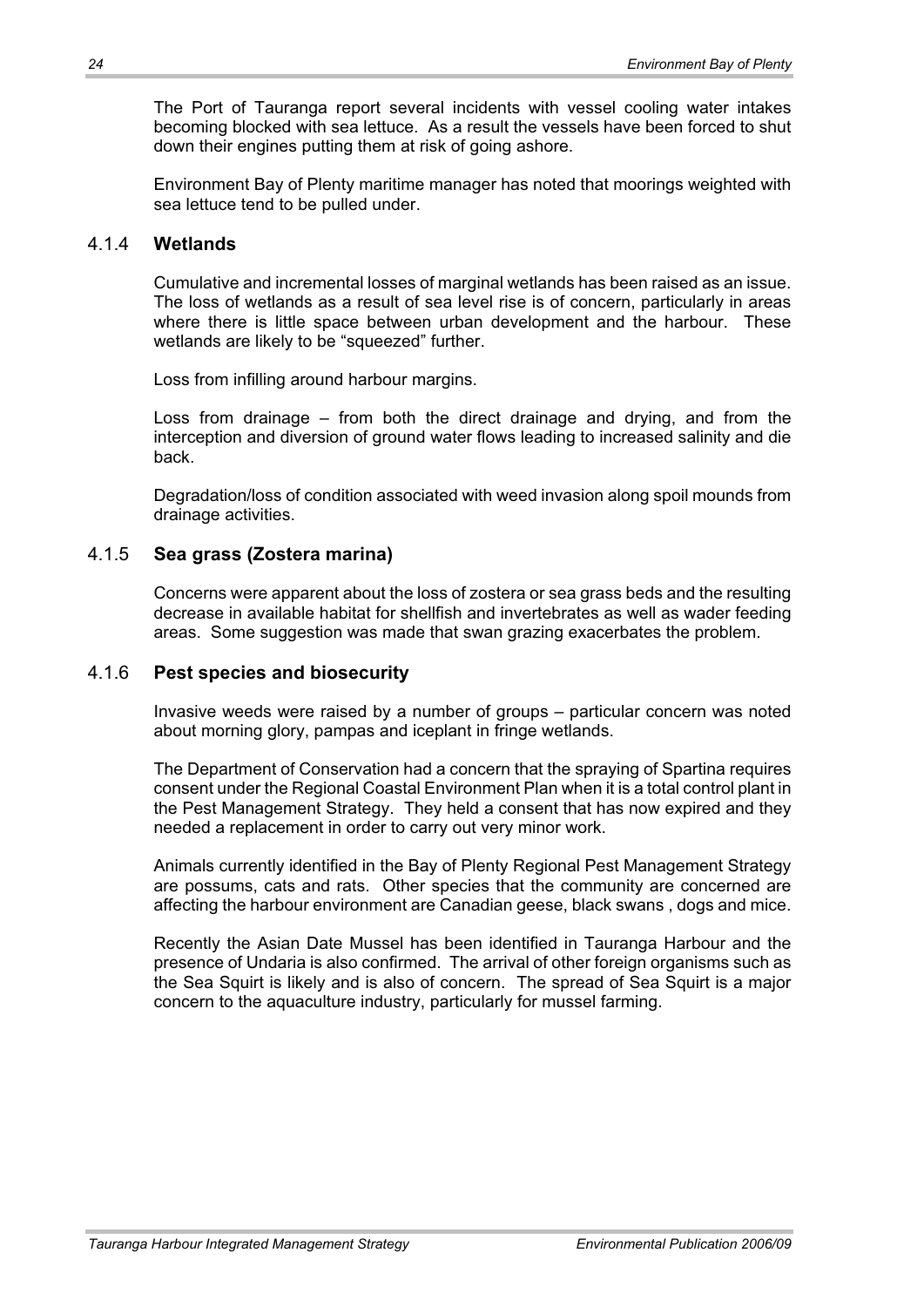The Port of Tauranga report several incidents with vessel cooling water intakes becoming blocked with sea lettuce. As a result the vessels have been forced to shut down their engines putting them at risk of going ashore.

Environment Bay of Plenty maritime manager has noted that moorings weighted with sea lettuce tend to be pulled under.

### 4.1.4 Wetlands

Cumulative and incremental losses of marginal wetlands has been raised as an issue. The loss of wetlands as a result of sea level rise is of concern, particularly in areas where there is little space between urban development and the harbour. These wetlands are likely to be "squeezed" further.

Loss from infilling around harbour margins.

Loss from drainage – from both the direct drainage and drying, and from the interception and diversion of ground water flows leading to increased salinity and die back.

Degradation/loss of condition associated with weed invasion along spoil mounds from drainage activities.

### 4.1.5 Sea grass (Zostera marina)

Concerns were apparent about the loss of zostera or sea grass beds and the resulting decrease in available habitat for shellfish and invertebrates as well as wader feeding areas. Some suggestion was made that swan grazing exacerbates the problem.

### 4.1.6 Pest species and biosecurity

Invasive weeds were raised by a number of groups – particular concern was noted about morning glory, pampas and iceplant in fringe wetlands.

The Department of Conservation had a concern that the spraying of Spartina requires consent under the Regional Coastal Environment Plan when it is a total control plant in the Pest Management Strategy. They held a consent that has now expired and they needed a replacement in order to carry out very minor work.

Animals currently identified in the Bay of Plenty Regional Pest Management Strategy are possums, cats and rats. Other species that the community are concerned are affecting the harbour environment are Canadian geese, black swans , dogs and mice.

Recently the Asian Date Mussel has been identified in Tauranga Harbour and the presence of Undaria is also confirmed. The arrival of other foreign organisms such as the Sea Squirt is likely and is also of concern. The spread of Sea Squirt is a major concern to the aquaculture industry, particularly for mussel farming.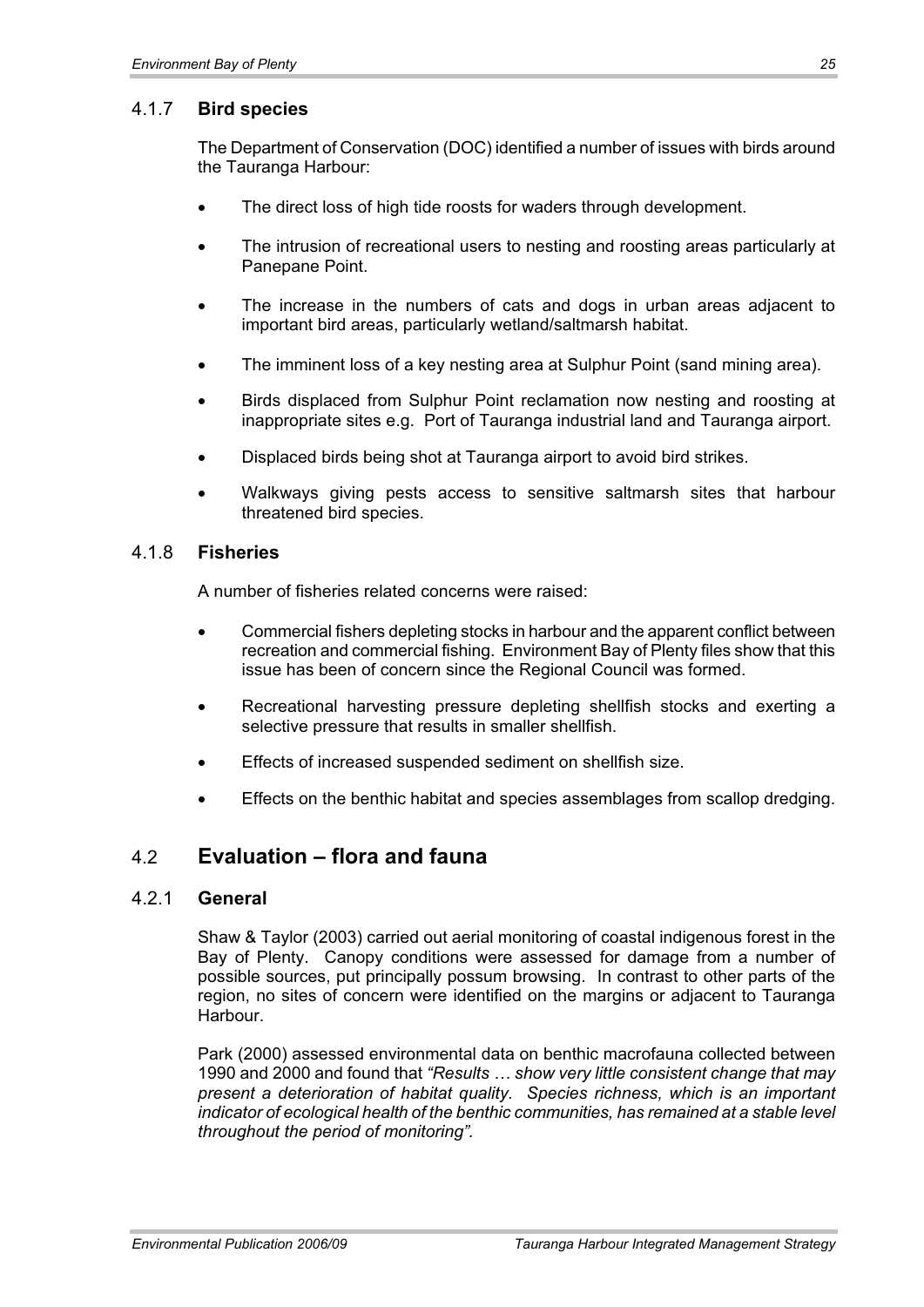### 4.1.7 **Bird species**

The Department of Conservation (DOC) identified a number of issues with birds around the Tauranga Harbour:

- The direct loss of high tide roosts for waders through development.
- The intrusion of recreational users to nesting and roosting areas particularly at Panepane Point.
- The increase in the numbers of cats and dogs in urban areas adjacent to important bird areas, particularly wetland/saltmarsh habitat.
- The imminent loss of a key nesting area at Sulphur Point (sand mining area).
- Birds displaced from Sulphur Point reclamation now nesting and roosting at inappropriate sites e.g. Port of Tauranga industrial land and Tauranga airport.
- Displaced birds being shot at Tauranga airport to avoid bird strikes.
- Walkways giving pests access to sensitive saltmarsh sites that harbour threatened bird species.

### 4.1.8 **Fisheries**

A number of fisheries related concerns were raised:

- Commercial fishers depleting stocks in harbour and the apparent conflict between recreation and commercial fishing. Environment Bay of Plenty files show that this issue has been of concern since the Regional Council was formed.
- Recreational harvesting pressure depleting shellfish stocks and exerting a selective pressure that results in smaller shellfish.
- Effects of increased suspended sediment on shellfish size.
- Effects on the benthic habitat and species assemblages from scallop dredging.

## 4.2 **Evaluation – flora and fauna**

### 4.2.1 **General**

Shaw & Taylor (2003) carried out aerial monitoring of coastal indigenous forest in the Bay of Plenty. Canopy conditions were assessed for damage from a number of possible sources, put principally possum browsing. In contrast to other parts of the region, no sites of concern were identified on the margins or adjacent to Tauranga Harbour.

Park (2000) assessed environmental data on benthic macrofauna collected between 1990 and 2000 and found that *"Results … show very little consistent change that may present a deterioration of habitat quality. Species richness, which is an important indicator of ecological health of the benthic communities, has remained at a stable level throughout the period of monitoring".*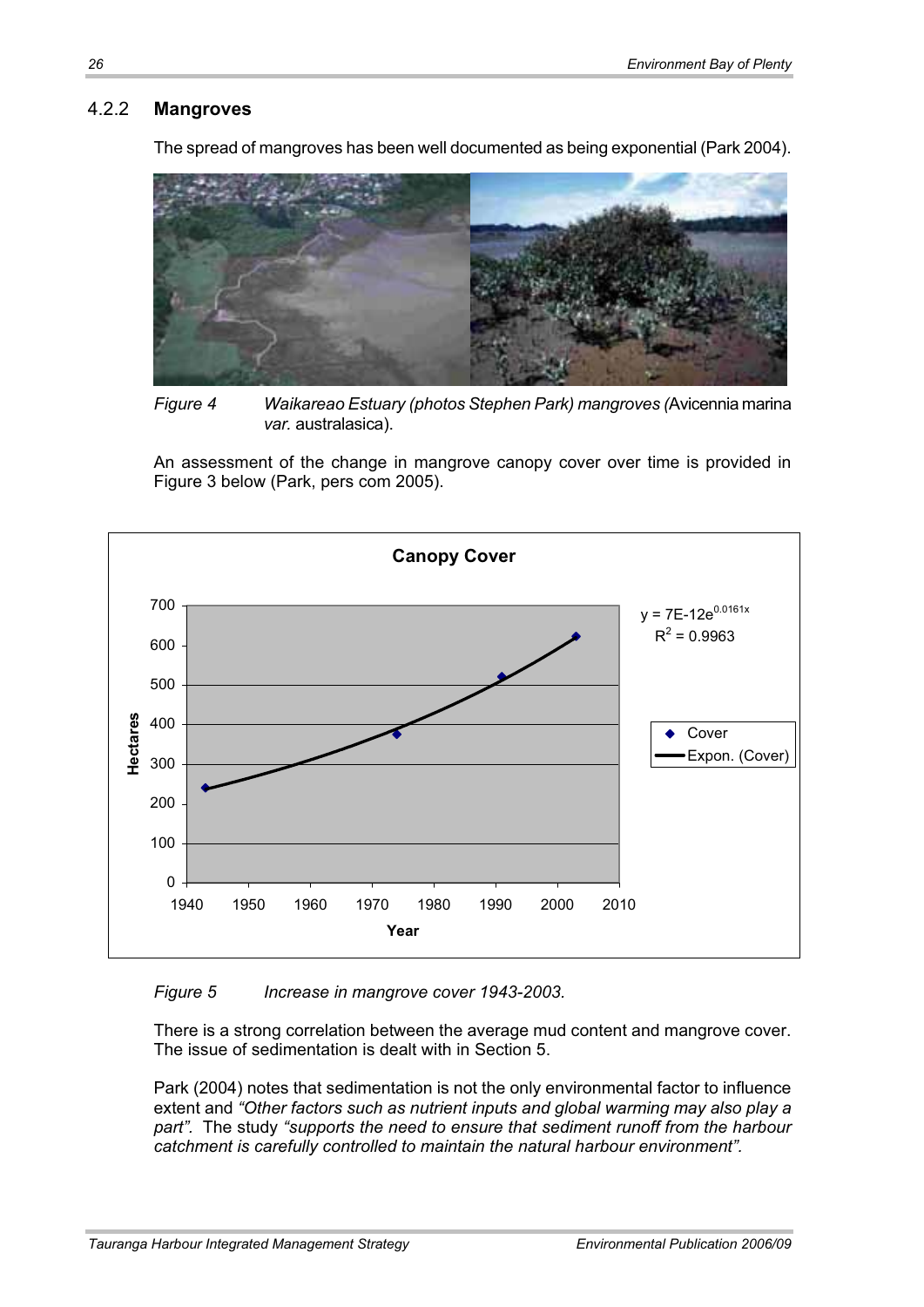### 4.2.2 **Mangroves**

The spread of mangroves has been well documented as being exponential (Park 2004).

*Figure 4 Waikareao Estuary (photos Stephen Park) mangroves (*Avicennia marina *var.* australasica).

An assessment of the change in mangrove canopy cover over time is provided in Figure 3 below (Park, pers com 2005).

**Canopy Cover**

$y = 7E\text{-}12e^{0.0161x}$
$R^2 = 0.9963$

Legend: Cover; Expon. (Cover)

Axes: Hectares (0–700); Year (1940–2010)

*Figure 5 Increase in mangrove cover 1943-2003.*

There is a strong correlation between the average mud content and mangrove cover. The issue of sedimentation is dealt with in Section 5.

Park (2004) notes that sedimentation is not the only environmental factor to influence extent and *"Other factors such as nutrient inputs and global warming may also play a part".* The study *"supports the need to ensure that sediment runoff from the harbour catchment is carefully controlled to maintain the natural harbour environment".*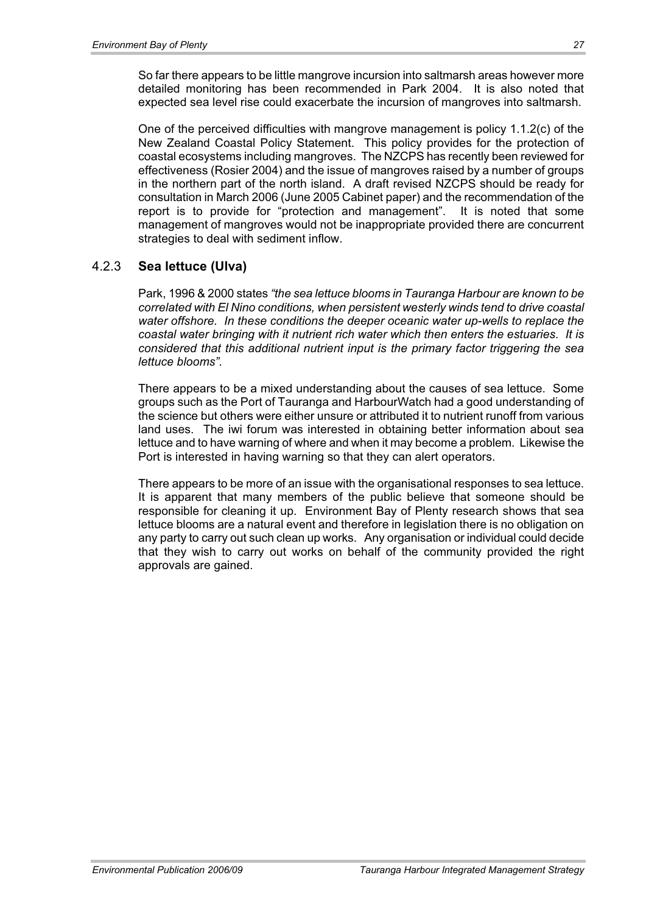So far there appears to be little mangrove incursion into saltmarsh areas however more detailed monitoring has been recommended in Park 2004. It is also noted that expected sea level rise could exacerbate the incursion of mangroves into saltmarsh.

One of the perceived difficulties with mangrove management is policy 1.1.2(c) of the New Zealand Coastal Policy Statement. This policy provides for the protection of coastal ecosystems including mangroves. The NZCPS has recently been reviewed for effectiveness (Rosier 2004) and the issue of mangroves raised by a number of groups in the northern part of the north island. A draft revised NZCPS should be ready for consultation in March 2006 (June 2005 Cabinet paper) and the recommendation of the report is to provide for "protection and management". It is noted that some management of mangroves would not be inappropriate provided there are concurrent strategies to deal with sediment inflow.

### 4.2.3 Sea lettuce (Ulva)

Park, 1996 & 2000 states *"the sea lettuce blooms in Tauranga Harbour are known to be correlated with El Nino conditions, when persistent westerly winds tend to drive coastal water offshore. In these conditions the deeper oceanic water up-wells to replace the coastal water bringing with it nutrient rich water which then enters the estuaries. It is considered that this additional nutrient input is the primary factor triggering the sea lettuce blooms".*

There appears to be a mixed understanding about the causes of sea lettuce. Some groups such as the Port of Tauranga and HarbourWatch had a good understanding of the science but others were either unsure or attributed it to nutrient runoff from various land uses. The iwi forum was interested in obtaining better information about sea lettuce and to have warning of where and when it may become a problem. Likewise the Port is interested in having warning so that they can alert operators.

There appears to be more of an issue with the organisational responses to sea lettuce. It is apparent that many members of the public believe that someone should be responsible for cleaning it up. Environment Bay of Plenty research shows that sea lettuce blooms are a natural event and therefore in legislation there is no obligation on any party to carry out such clean up works. Any organisation or individual could decide that they wish to carry out works on behalf of the community provided the right approvals are gained.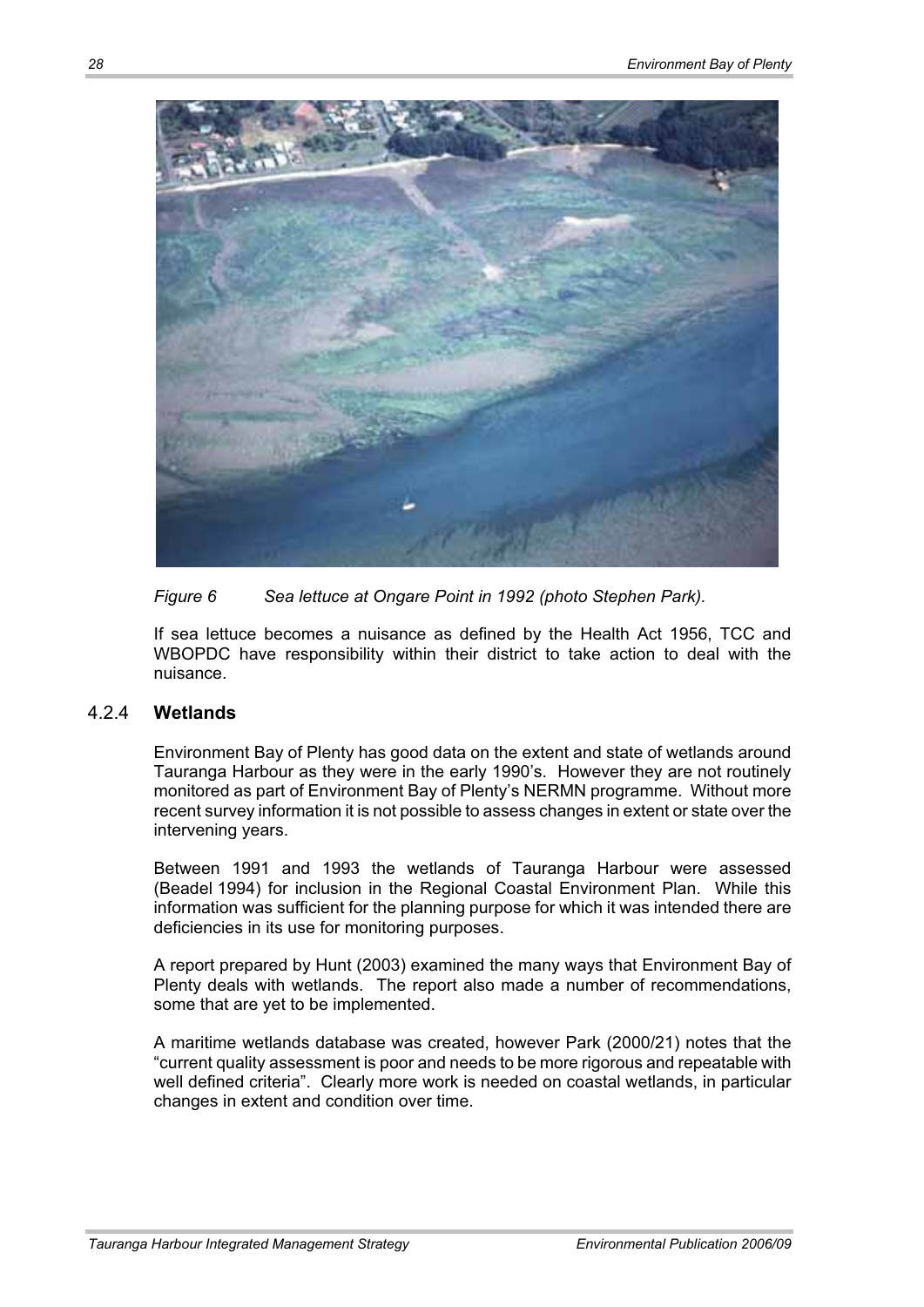*Figure 6 Sea lettuce at Ongare Point in 1992 (photo Stephen Park).*

If sea lettuce becomes a nuisance as defined by the Health Act 1956, TCC and WBOPDC have responsibility within their district to take action to deal with the nuisance.

### 4.2.4 **Wetlands**

Environment Bay of Plenty has good data on the extent and state of wetlands around Tauranga Harbour as they were in the early 1990's. However they are not routinely monitored as part of Environment Bay of Plenty's NERMN programme. Without more recent survey information it is not possible to assess changes in extent or state over the intervening years.

Between 1991 and 1993 the wetlands of Tauranga Harbour were assessed (Beadel 1994) for inclusion in the Regional Coastal Environment Plan. While this information was sufficient for the planning purpose for which it was intended there are deficiencies in its use for monitoring purposes.

A report prepared by Hunt (2003) examined the many ways that Environment Bay of Plenty deals with wetlands. The report also made a number of recommendations, some that are yet to be implemented.

A maritime wetlands database was created, however Park (2000/21) notes that the "current quality assessment is poor and needs to be more rigorous and repeatable with well defined criteria". Clearly more work is needed on coastal wetlands, in particular changes in extent and condition over time.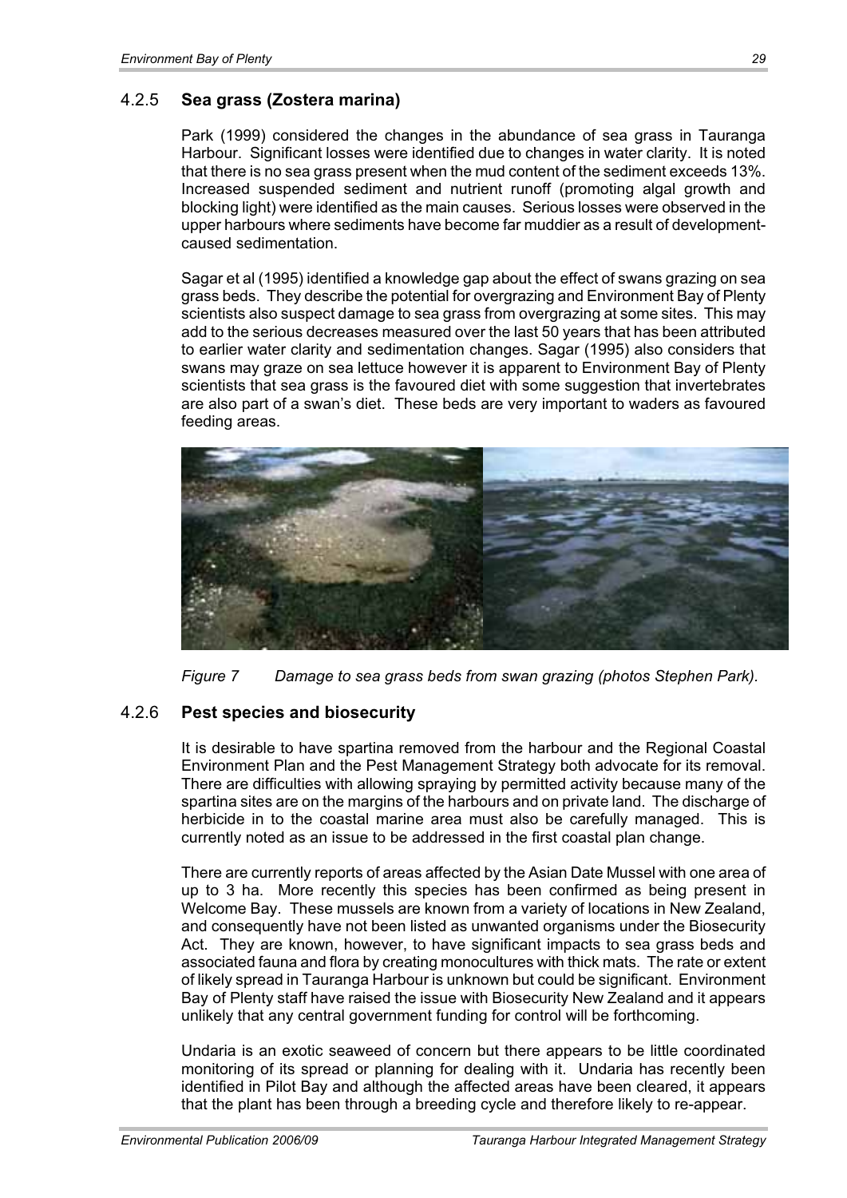### 4.2.5 **Sea grass (Zostera marina)**

Park (1999) considered the changes in the abundance of sea grass in Tauranga Harbour. Significant losses were identified due to changes in water clarity. It is noted that there is no sea grass present when the mud content of the sediment exceeds 13%. Increased suspended sediment and nutrient runoff (promoting algal growth and blocking light) were identified as the main causes. Serious losses were observed in the upper harbours where sediments have become far muddier as a result of development-caused sedimentation.

Sagar et al (1995) identified a knowledge gap about the effect of swans grazing on sea grass beds. They describe the potential for overgrazing and Environment Bay of Plenty scientists also suspect damage to sea grass from overgrazing at some sites. This may add to the serious decreases measured over the last 50 years that has been attributed to earlier water clarity and sedimentation changes. Sagar (1995) also considers that swans may graze on sea lettuce however it is apparent to Environment Bay of Plenty scientists that sea grass is the favoured diet with some suggestion that invertebrates are also part of a swan's diet. These beds are very important to waders as favoured feeding areas.

*Figure 7 Damage to sea grass beds from swan grazing (photos Stephen Park).*

### 4.2.6 **Pest species and biosecurity**

It is desirable to have spartina removed from the harbour and the Regional Coastal Environment Plan and the Pest Management Strategy both advocate for its removal. There are difficulties with allowing spraying by permitted activity because many of the spartina sites are on the margins of the harbours and on private land. The discharge of herbicide in to the coastal marine area must also be carefully managed. This is currently noted as an issue to be addressed in the first coastal plan change.

There are currently reports of areas affected by the Asian Date Mussel with one area of up to 3 ha. More recently this species has been confirmed as being present in Welcome Bay. These mussels are known from a variety of locations in New Zealand, and consequently have not been listed as unwanted organisms under the Biosecurity Act. They are known, however, to have significant impacts to sea grass beds and associated fauna and flora by creating monocultures with thick mats. The rate or extent of likely spread in Tauranga Harbour is unknown but could be significant. Environment Bay of Plenty staff have raised the issue with Biosecurity New Zealand and it appears unlikely that any central government funding for control will be forthcoming.

Undaria is an exotic seaweed of concern but there appears to be little coordinated monitoring of its spread or planning for dealing with it. Undaria has recently been identified in Pilot Bay and although the affected areas have been cleared, it appears that the plant has been through a breeding cycle and therefore likely to re-appear.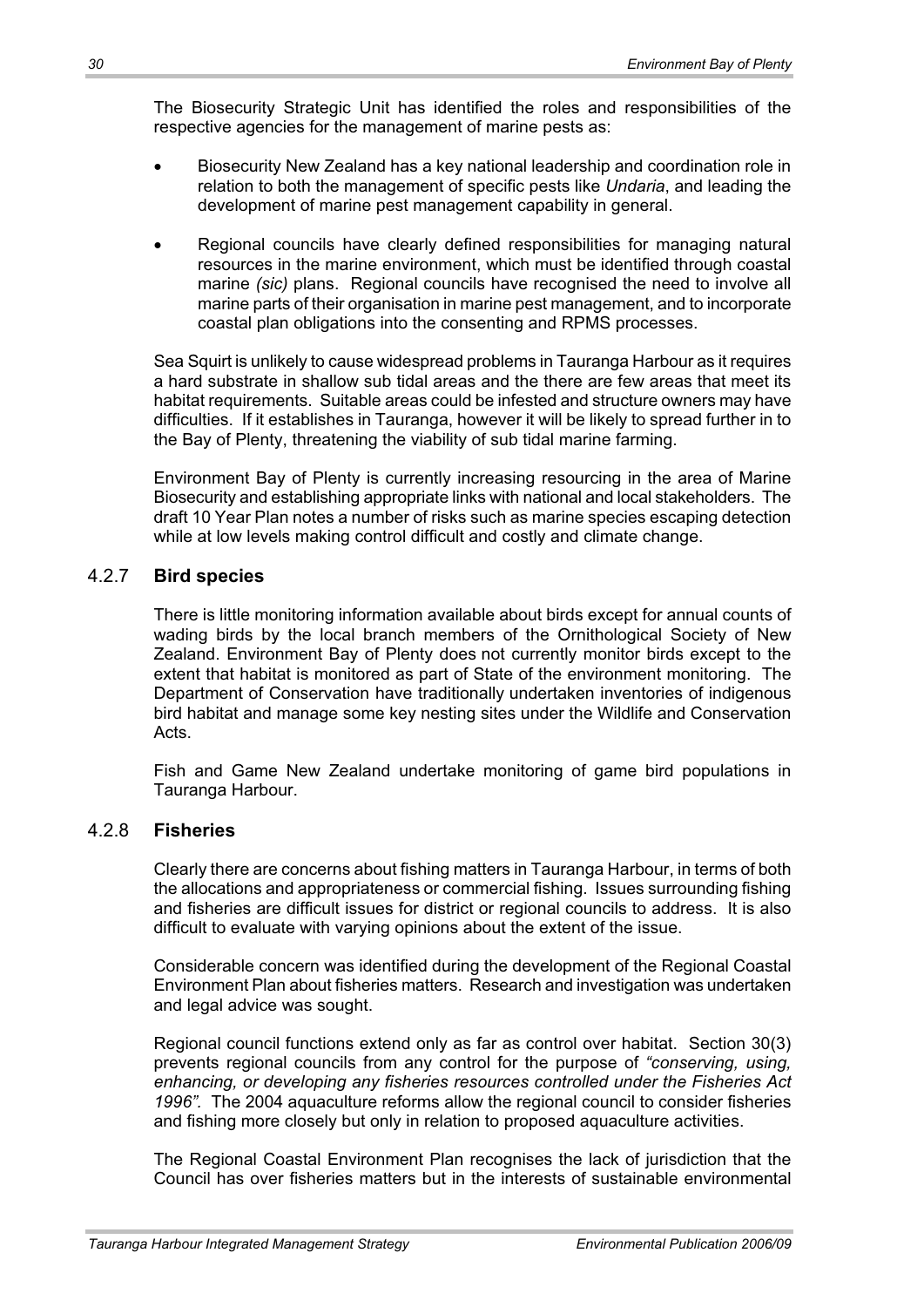The Biosecurity Strategic Unit has identified the roles and responsibilities of the respective agencies for the management of marine pests as:

- Biosecurity New Zealand has a key national leadership and coordination role in relation to both the management of specific pests like *Undaria*, and leading the development of marine pest management capability in general.
- Regional councils have clearly defined responsibilities for managing natural resources in the marine environment, which must be identified through coastal marine *(sic)* plans. Regional councils have recognised the need to involve all marine parts of their organisation in marine pest management, and to incorporate coastal plan obligations into the consenting and RPMS processes.

Sea Squirt is unlikely to cause widespread problems in Tauranga Harbour as it requires a hard substrate in shallow sub tidal areas and the there are few areas that meet its habitat requirements. Suitable areas could be infested and structure owners may have difficulties. If it establishes in Tauranga, however it will be likely to spread further in to the Bay of Plenty, threatening the viability of sub tidal marine farming.

Environment Bay of Plenty is currently increasing resourcing in the area of Marine Biosecurity and establishing appropriate links with national and local stakeholders. The draft 10 Year Plan notes a number of risks such as marine species escaping detection while at low levels making control difficult and costly and climate change.

### 4.2.7 Bird species

There is little monitoring information available about birds except for annual counts of wading birds by the local branch members of the Ornithological Society of New Zealand. Environment Bay of Plenty does not currently monitor birds except to the extent that habitat is monitored as part of State of the environment monitoring. The Department of Conservation have traditionally undertaken inventories of indigenous bird habitat and manage some key nesting sites under the Wildlife and Conservation Acts.

Fish and Game New Zealand undertake monitoring of game bird populations in Tauranga Harbour.

### 4.2.8 Fisheries

Clearly there are concerns about fishing matters in Tauranga Harbour, in terms of both the allocations and appropriateness or commercial fishing. Issues surrounding fishing and fisheries are difficult issues for district or regional councils to address. It is also difficult to evaluate with varying opinions about the extent of the issue.

Considerable concern was identified during the development of the Regional Coastal Environment Plan about fisheries matters. Research and investigation was undertaken and legal advice was sought.

Regional council functions extend only as far as control over habitat. Section 30(3) prevents regional councils from any control for the purpose of *"conserving, using, enhancing, or developing any fisheries resources controlled under the Fisheries Act 1996"*. The 2004 aquaculture reforms allow the regional council to consider fisheries and fishing more closely but only in relation to proposed aquaculture activities.

The Regional Coastal Environment Plan recognises the lack of jurisdiction that the Council has over fisheries matters but in the interests of sustainable environmental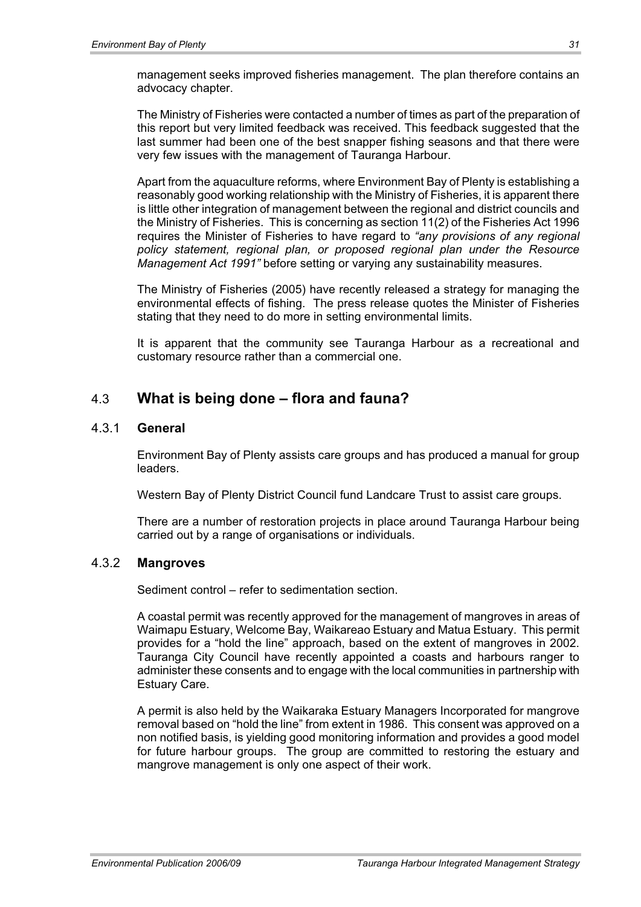management seeks improved fisheries management. The plan therefore contains an advocacy chapter.

The Ministry of Fisheries were contacted a number of times as part of the preparation of this report but very limited feedback was received. This feedback suggested that the last summer had been one of the best snapper fishing seasons and that there were very few issues with the management of Tauranga Harbour.

Apart from the aquaculture reforms, where Environment Bay of Plenty is establishing a reasonably good working relationship with the Ministry of Fisheries, it is apparent there is little other integration of management between the regional and district councils and the Ministry of Fisheries. This is concerning as section 11(2) of the Fisheries Act 1996 requires the Minister of Fisheries to have regard to *"any provisions of any regional policy statement, regional plan, or proposed regional plan under the Resource Management Act 1991"* before setting or varying any sustainability measures.

The Ministry of Fisheries (2005) have recently released a strategy for managing the environmental effects of fishing. The press release quotes the Minister of Fisheries stating that they need to do more in setting environmental limits.

It is apparent that the community see Tauranga Harbour as a recreational and customary resource rather than a commercial one.

## 4.3 What is being done – flora and fauna?

### 4.3.1 General

Environment Bay of Plenty assists care groups and has produced a manual for group leaders.

Western Bay of Plenty District Council fund Landcare Trust to assist care groups.

There are a number of restoration projects in place around Tauranga Harbour being carried out by a range of organisations or individuals.

### 4.3.2 Mangroves

Sediment control – refer to sedimentation section.

A coastal permit was recently approved for the management of mangroves in areas of Waimapu Estuary, Welcome Bay, Waikareao Estuary and Matua Estuary. This permit provides for a "hold the line" approach, based on the extent of mangroves in 2002. Tauranga City Council have recently appointed a coasts and harbours ranger to administer these consents and to engage with the local communities in partnership with Estuary Care.

A permit is also held by the Waikaraka Estuary Managers Incorporated for mangrove removal based on "hold the line" from extent in 1986. This consent was approved on a non notified basis, is yielding good monitoring information and provides a good model for future harbour groups. The group are committed to restoring the estuary and mangrove management is only one aspect of their work.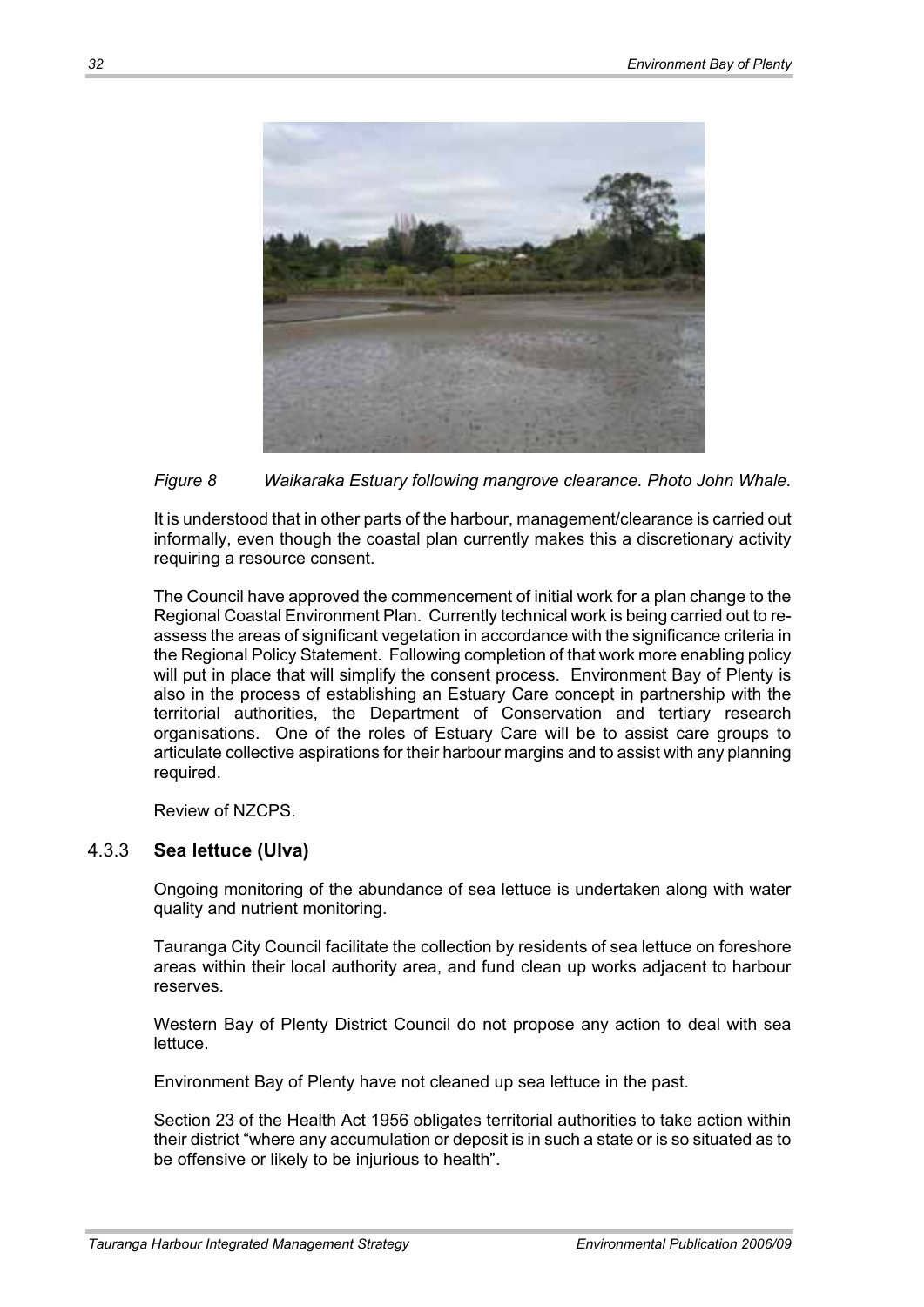*Figure 8 Waikaraka Estuary following mangrove clearance. Photo John Whale.*

It is understood that in other parts of the harbour, management/clearance is carried out informally, even though the coastal plan currently makes this a discretionary activity requiring a resource consent.

The Council have approved the commencement of initial work for a plan change to the Regional Coastal Environment Plan. Currently technical work is being carried out to re-assess the areas of significant vegetation in accordance with the significance criteria in the Regional Policy Statement. Following completion of that work more enabling policy will put in place that will simplify the consent process. Environment Bay of Plenty is also in the process of establishing an Estuary Care concept in partnership with the territorial authorities, the Department of Conservation and tertiary research organisations. One of the roles of Estuary Care will be to assist care groups to articulate collective aspirations for their harbour margins and to assist with any planning required.

Review of NZCPS.

### 4.3.3 Sea lettuce (Ulva)

Ongoing monitoring of the abundance of sea lettuce is undertaken along with water quality and nutrient monitoring.

Tauranga City Council facilitate the collection by residents of sea lettuce on foreshore areas within their local authority area, and fund clean up works adjacent to harbour reserves.

Western Bay of Plenty District Council do not propose any action to deal with sea lettuce.

Environment Bay of Plenty have not cleaned up sea lettuce in the past.

Section 23 of the Health Act 1956 obligates territorial authorities to take action within their district "where any accumulation or deposit is in such a state or is so situated as to be offensive or likely to be injurious to health".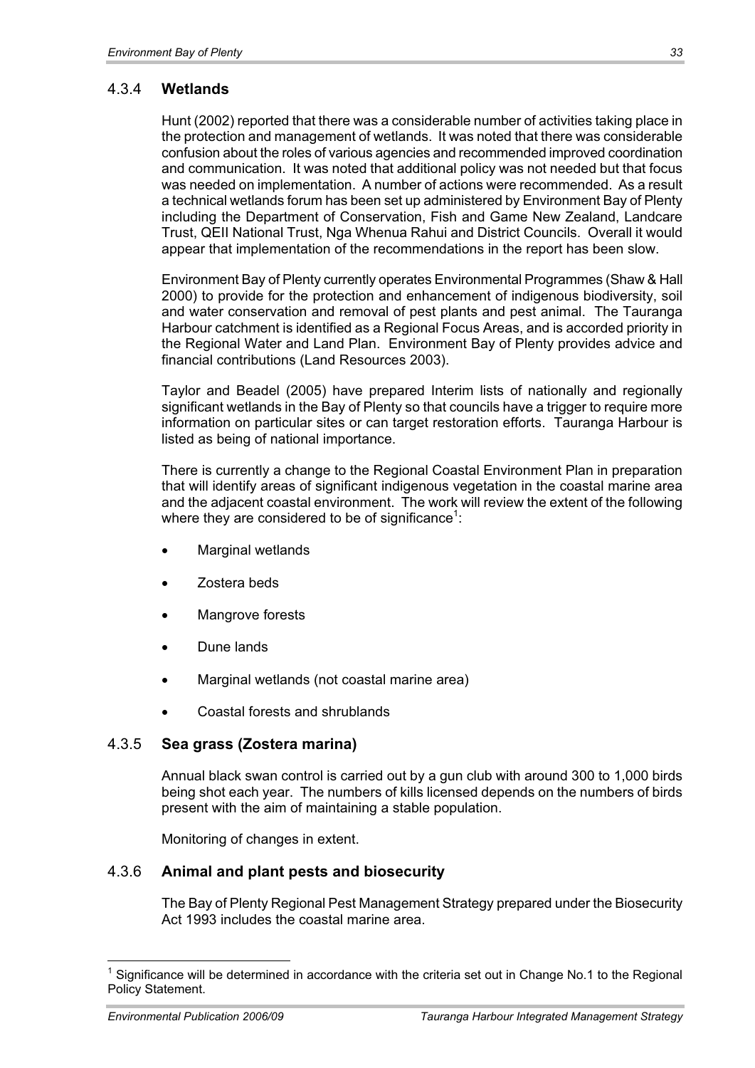### 4.3.4 **Wetlands**

Hunt (2002) reported that there was a considerable number of activities taking place in the protection and management of wetlands. It was noted that there was considerable confusion about the roles of various agencies and recommended improved coordination and communication. It was noted that additional policy was not needed but that focus was needed on implementation. A number of actions were recommended. As a result a technical wetlands forum has been set up administered by Environment Bay of Plenty including the Department of Conservation, Fish and Game New Zealand, Landcare Trust, QEII National Trust, Nga Whenua Rahui and District Councils. Overall it would appear that implementation of the recommendations in the report has been slow.

Environment Bay of Plenty currently operates Environmental Programmes (Shaw & Hall 2000) to provide for the protection and enhancement of indigenous biodiversity, soil and water conservation and removal of pest plants and pest animal. The Tauranga Harbour catchment is identified as a Regional Focus Areas, and is accorded priority in the Regional Water and Land Plan. Environment Bay of Plenty provides advice and financial contributions (Land Resources 2003).

Taylor and Beadel (2005) have prepared Interim lists of nationally and regionally significant wetlands in the Bay of Plenty so that councils have a trigger to require more information on particular sites or can target restoration efforts. Tauranga Harbour is listed as being of national importance.

There is currently a change to the Regional Coastal Environment Plan in preparation that will identify areas of significant indigenous vegetation in the coastal marine area and the adjacent coastal environment. The work will review the extent of the following where they are considered to be of significance[1]:

- Marginal wetlands
- Zostera beds
- Mangrove forests
- Dune lands
- Marginal wetlands (not coastal marine area)
- Coastal forests and shrublands

### 4.3.5 **Sea grass (Zostera marina)**

Annual black swan control is carried out by a gun club with around 300 to 1,000 birds being shot each year. The numbers of kills licensed depends on the numbers of birds present with the aim of maintaining a stable population.

Monitoring of changes in extent.

### 4.3.6 **Animal and plant pests and biosecurity**

The Bay of Plenty Regional Pest Management Strategy prepared under the Biosecurity Act 1993 includes the coastal marine area.

---

[1] Significance will be determined in accordance with the criteria set out in Change No.1 to the Regional Policy Statement.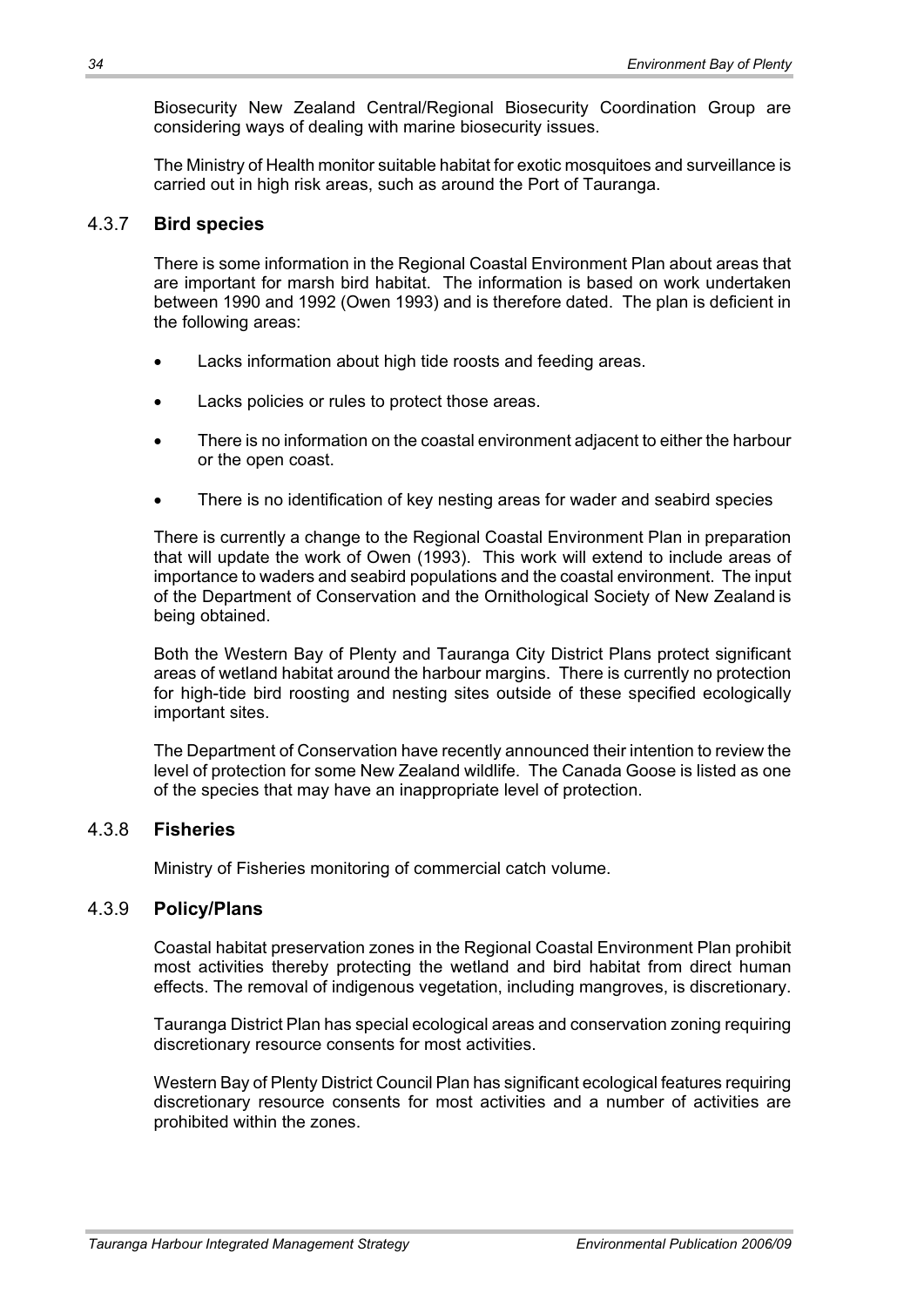Biosecurity New Zealand Central/Regional Biosecurity Coordination Group are considering ways of dealing with marine biosecurity issues.

The Ministry of Health monitor suitable habitat for exotic mosquitoes and surveillance is carried out in high risk areas, such as around the Port of Tauranga.

### 4.3.7 **Bird species**

There is some information in the Regional Coastal Environment Plan about areas that are important for marsh bird habitat. The information is based on work undertaken between 1990 and 1992 (Owen 1993) and is therefore dated. The plan is deficient in the following areas:

- Lacks information about high tide roosts and feeding areas.
- Lacks policies or rules to protect those areas.
- There is no information on the coastal environment adjacent to either the harbour or the open coast.
- There is no identification of key nesting areas for wader and seabird species

There is currently a change to the Regional Coastal Environment Plan in preparation that will update the work of Owen (1993). This work will extend to include areas of importance to waders and seabird populations and the coastal environment. The input of the Department of Conservation and the Ornithological Society of New Zealand is being obtained.

Both the Western Bay of Plenty and Tauranga City District Plans protect significant areas of wetland habitat around the harbour margins. There is currently no protection for high-tide bird roosting and nesting sites outside of these specified ecologically important sites.

The Department of Conservation have recently announced their intention to review the level of protection for some New Zealand wildlife. The Canada Goose is listed as one of the species that may have an inappropriate level of protection.

### 4.3.8 **Fisheries**

Ministry of Fisheries monitoring of commercial catch volume.

### 4.3.9 **Policy/Plans**

Coastal habitat preservation zones in the Regional Coastal Environment Plan prohibit most activities thereby protecting the wetland and bird habitat from direct human effects. The removal of indigenous vegetation, including mangroves, is discretionary.

Tauranga District Plan has special ecological areas and conservation zoning requiring discretionary resource consents for most activities.

Western Bay of Plenty District Council Plan has significant ecological features requiring discretionary resource consents for most activities and a number of activities are prohibited within the zones.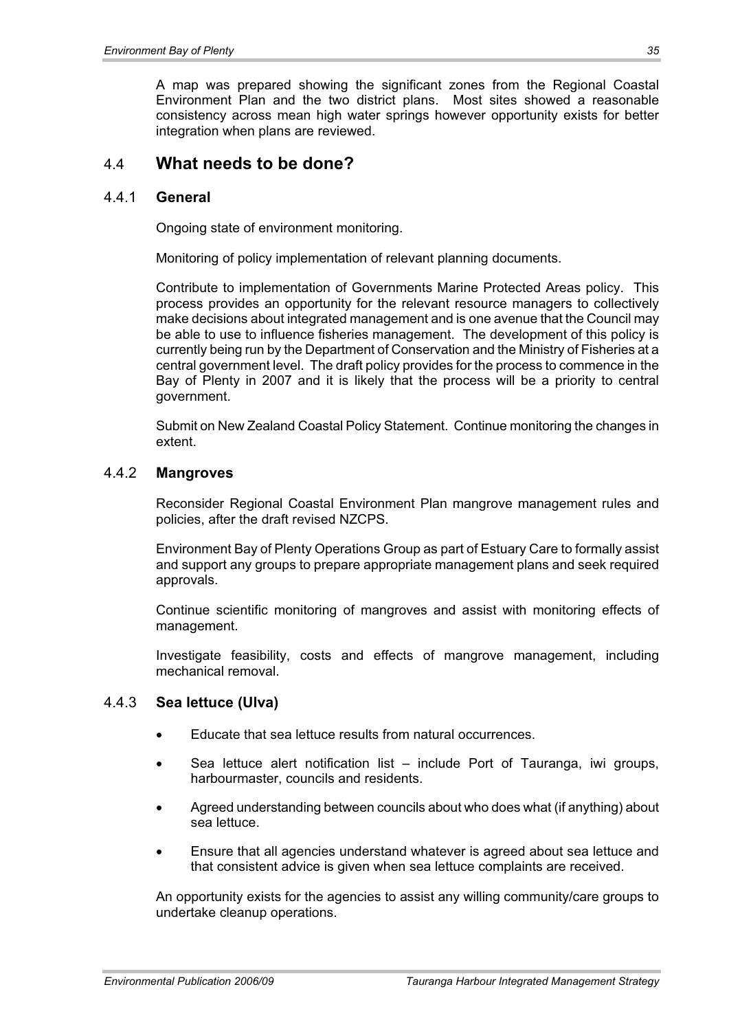A map was prepared showing the significant zones from the Regional Coastal Environment Plan and the two district plans. Most sites showed a reasonable consistency across mean high water springs however opportunity exists for better integration when plans are reviewed.

## 4.4 What needs to be done?

### 4.4.1 General

Ongoing state of environment monitoring.

Monitoring of policy implementation of relevant planning documents.

Contribute to implementation of Governments Marine Protected Areas policy. This process provides an opportunity for the relevant resource managers to collectively make decisions about integrated management and is one avenue that the Council may be able to use to influence fisheries management. The development of this policy is currently being run by the Department of Conservation and the Ministry of Fisheries at a central government level. The draft policy provides for the process to commence in the Bay of Plenty in 2007 and it is likely that the process will be a priority to central government.

Submit on New Zealand Coastal Policy Statement. Continue monitoring the changes in extent.

### 4.4.2 Mangroves

Reconsider Regional Coastal Environment Plan mangrove management rules and policies, after the draft revised NZCPS.

Environment Bay of Plenty Operations Group as part of Estuary Care to formally assist and support any groups to prepare appropriate management plans and seek required approvals.

Continue scientific monitoring of mangroves and assist with monitoring effects of management.

Investigate feasibility, costs and effects of mangrove management, including mechanical removal.

### 4.4.3 Sea lettuce (Ulva)

- Educate that sea lettuce results from natural occurrences.
- Sea lettuce alert notification list – include Port of Tauranga, iwi groups, harbourmaster, councils and residents.
- Agreed understanding between councils about who does what (if anything) about sea lettuce.
- Ensure that all agencies understand whatever is agreed about sea lettuce and that consistent advice is given when sea lettuce complaints are received.

An opportunity exists for the agencies to assist any willing community/care groups to undertake cleanup operations.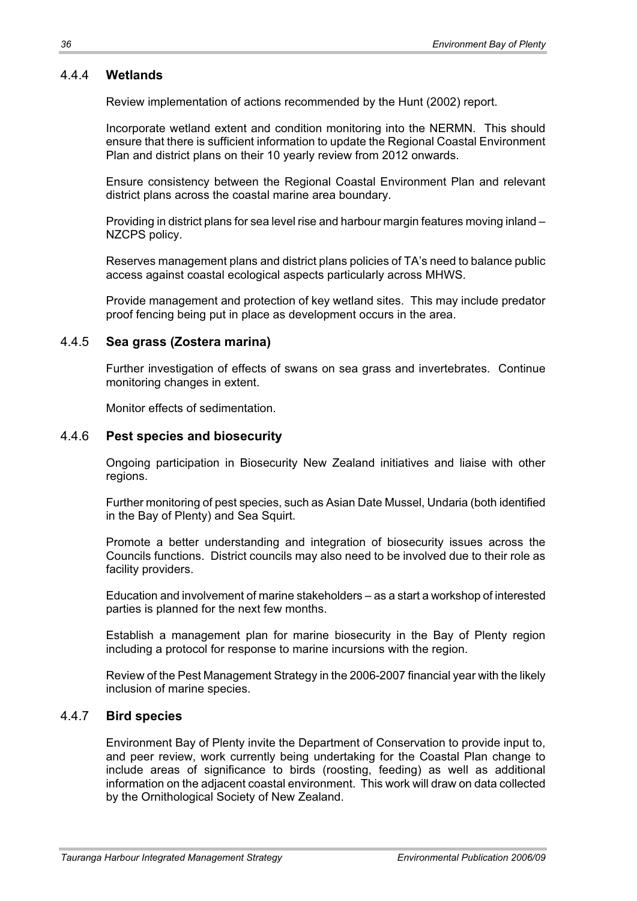### 4.4.4 **Wetlands**

Review implementation of actions recommended by the Hunt (2002) report.

Incorporate wetland extent and condition monitoring into the NERMN. This should ensure that there is sufficient information to update the Regional Coastal Environment Plan and district plans on their 10 yearly review from 2012 onwards.

Ensure consistency between the Regional Coastal Environment Plan and relevant district plans across the coastal marine area boundary.

Providing in district plans for sea level rise and harbour margin features moving inland – NZCPS policy.

Reserves management plans and district plans policies of TA's need to balance public access against coastal ecological aspects particularly across MHWS.

Provide management and protection of key wetland sites. This may include predator proof fencing being put in place as development occurs in the area.

### 4.4.5 **Sea grass (Zostera marina)**

Further investigation of effects of swans on sea grass and invertebrates. Continue monitoring changes in extent.

Monitor effects of sedimentation.

### 4.4.6 **Pest species and biosecurity**

Ongoing participation in Biosecurity New Zealand initiatives and liaise with other regions.

Further monitoring of pest species, such as Asian Date Mussel, Undaria (both identified in the Bay of Plenty) and Sea Squirt.

Promote a better understanding and integration of biosecurity issues across the Councils functions. District councils may also need to be involved due to their role as facility providers.

Education and involvement of marine stakeholders – as a start a workshop of interested parties is planned for the next few months.

Establish a management plan for marine biosecurity in the Bay of Plenty region including a protocol for response to marine incursions with the region.

Review of the Pest Management Strategy in the 2006-2007 financial year with the likely inclusion of marine species.

### 4.4.7 **Bird species**

Environment Bay of Plenty invite the Department of Conservation to provide input to, and peer review, work currently being undertaking for the Coastal Plan change to include areas of significance to birds (roosting, feeding) as well as additional information on the adjacent coastal environment. This work will draw on data collected by the Ornithological Society of New Zealand.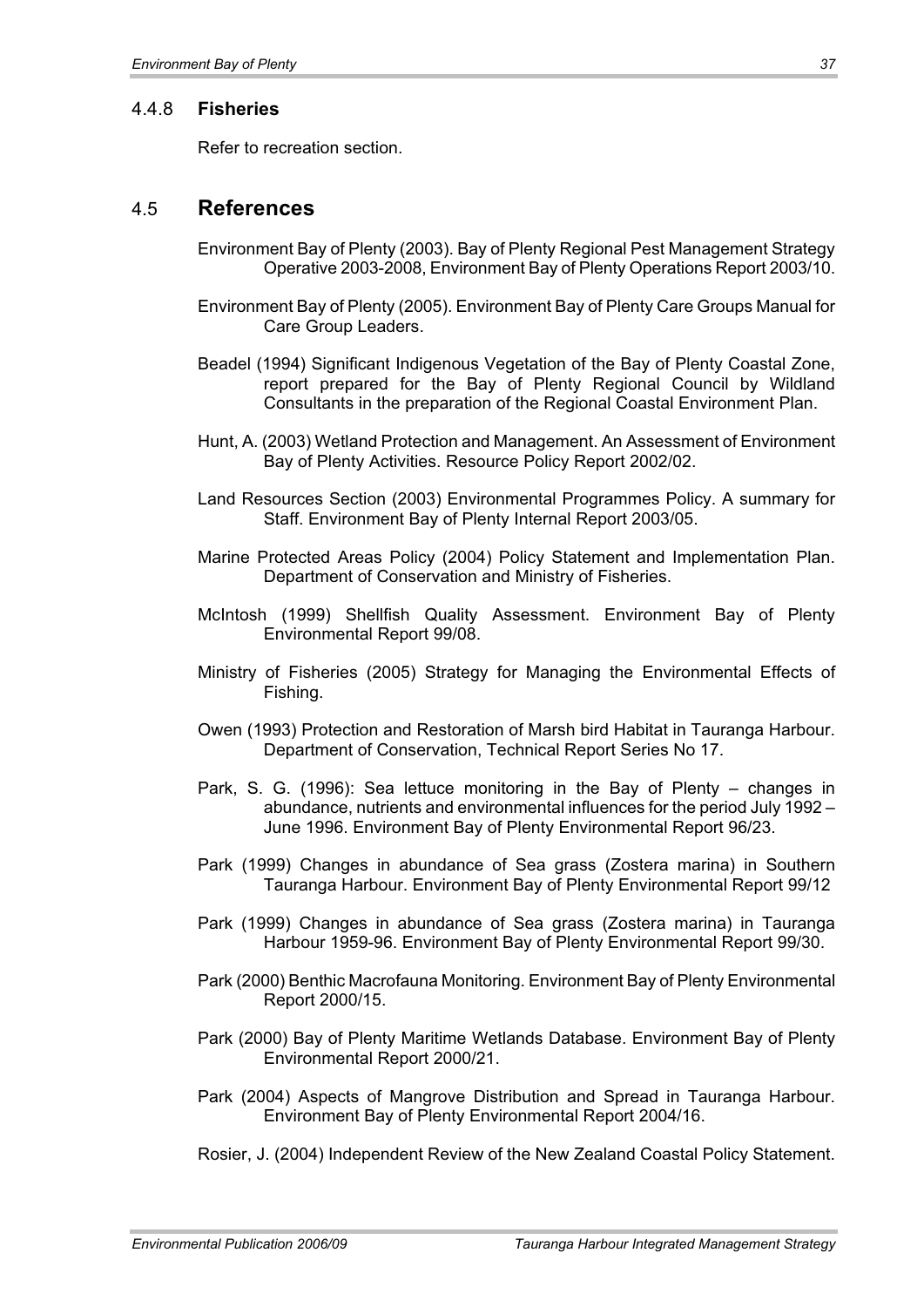### 4.4.8 Fisheries

Refer to recreation section.

## 4.5 References

Environment Bay of Plenty (2003). Bay of Plenty Regional Pest Management Strategy Operative 2003-2008, Environment Bay of Plenty Operations Report 2003/10.

Environment Bay of Plenty (2005). Environment Bay of Plenty Care Groups Manual for Care Group Leaders.

Beadel (1994) Significant Indigenous Vegetation of the Bay of Plenty Coastal Zone, report prepared for the Bay of Plenty Regional Council by Wildland Consultants in the preparation of the Regional Coastal Environment Plan.

Hunt, A. (2003) Wetland Protection and Management. An Assessment of Environment Bay of Plenty Activities. Resource Policy Report 2002/02.

Land Resources Section (2003) Environmental Programmes Policy. A summary for Staff. Environment Bay of Plenty Internal Report 2003/05.

Marine Protected Areas Policy (2004) Policy Statement and Implementation Plan. Department of Conservation and Ministry of Fisheries.

McIntosh (1999) Shellfish Quality Assessment. Environment Bay of Plenty Environmental Report 99/08.

Ministry of Fisheries (2005) Strategy for Managing the Environmental Effects of Fishing.

Owen (1993) Protection and Restoration of Marsh bird Habitat in Tauranga Harbour. Department of Conservation, Technical Report Series No 17.

Park, S. G. (1996): Sea lettuce monitoring in the Bay of Plenty – changes in abundance, nutrients and environmental influences for the period July 1992 – June 1996. Environment Bay of Plenty Environmental Report 96/23.

Park (1999) Changes in abundance of Sea grass (Zostera marina) in Southern Tauranga Harbour. Environment Bay of Plenty Environmental Report 99/12

Park (1999) Changes in abundance of Sea grass (Zostera marina) in Tauranga Harbour 1959-96. Environment Bay of Plenty Environmental Report 99/30.

Park (2000) Benthic Macrofauna Monitoring. Environment Bay of Plenty Environmental Report 2000/15.

Park (2000) Bay of Plenty Maritime Wetlands Database. Environment Bay of Plenty Environmental Report 2000/21.

Park (2004) Aspects of Mangrove Distribution and Spread in Tauranga Harbour. Environment Bay of Plenty Environmental Report 2004/16.

Rosier, J. (2004) Independent Review of the New Zealand Coastal Policy Statement.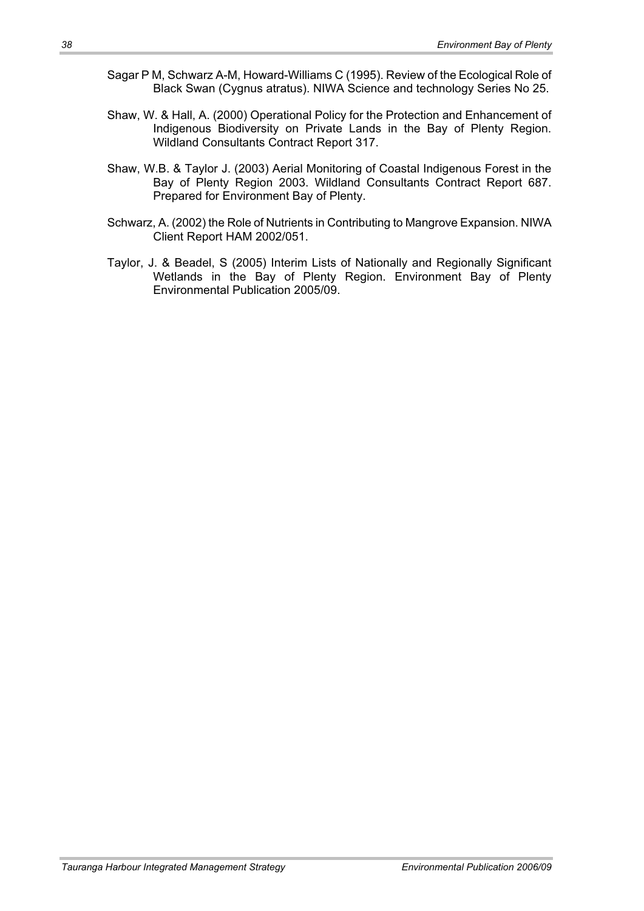Sagar P M, Schwarz A-M, Howard-Williams C (1995). Review of the Ecological Role of Black Swan (Cygnus atratus). NIWA Science and technology Series No 25.

Shaw, W. & Hall, A. (2000) Operational Policy for the Protection and Enhancement of Indigenous Biodiversity on Private Lands in the Bay of Plenty Region. Wildland Consultants Contract Report 317.

Shaw, W.B. & Taylor J. (2003) Aerial Monitoring of Coastal Indigenous Forest in the Bay of Plenty Region 2003. Wildland Consultants Contract Report 687. Prepared for Environment Bay of Plenty.

Schwarz, A. (2002) the Role of Nutrients in Contributing to Mangrove Expansion. NIWA Client Report HAM 2002/051.

Taylor, J. & Beadel, S (2005) Interim Lists of Nationally and Regionally Significant Wetlands in the Bay of Plenty Region. Environment Bay of Plenty Environmental Publication 2005/09.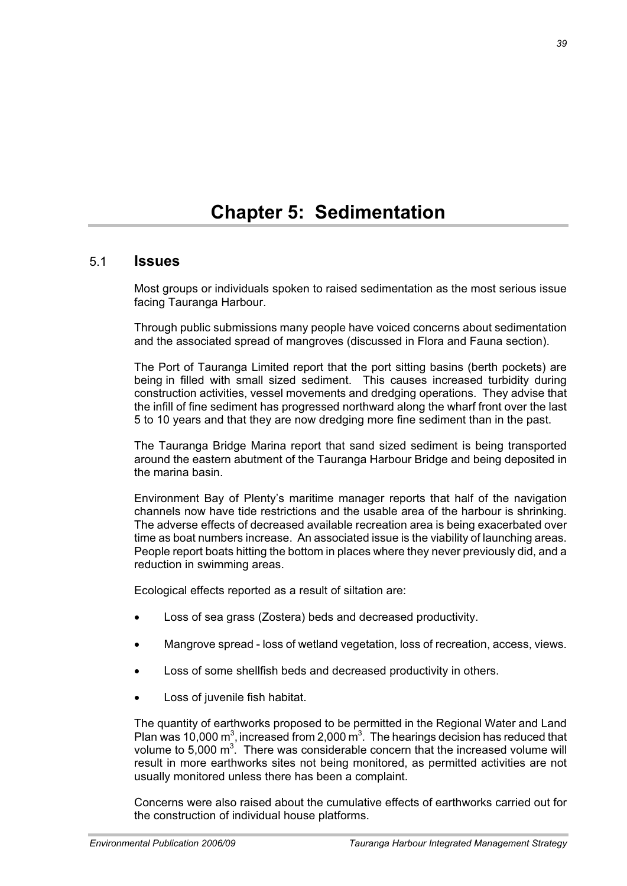# Chapter 5: Sedimentation

## 5.1 Issues

Most groups or individuals spoken to raised sedimentation as the most serious issue facing Tauranga Harbour.

Through public submissions many people have voiced concerns about sedimentation and the associated spread of mangroves (discussed in Flora and Fauna section).

The Port of Tauranga Limited report that the port sitting basins (berth pockets) are being in filled with small sized sediment. This causes increased turbidity during construction activities, vessel movements and dredging operations. They advise that the infill of fine sediment has progressed northward along the wharf front over the last 5 to 10 years and that they are now dredging more fine sediment than in the past.

The Tauranga Bridge Marina report that sand sized sediment is being transported around the eastern abutment of the Tauranga Harbour Bridge and being deposited in the marina basin.

Environment Bay of Plenty's maritime manager reports that half of the navigation channels now have tide restrictions and the usable area of the harbour is shrinking. The adverse effects of decreased available recreation area is being exacerbated over time as boat numbers increase. An associated issue is the viability of launching areas. People report boats hitting the bottom in places where they never previously did, and a reduction in swimming areas.

Ecological effects reported as a result of siltation are:

- Loss of sea grass (Zostera) beds and decreased productivity.
- Mangrove spread - loss of wetland vegetation, loss of recreation, access, views.
- Loss of some shellfish beds and decreased productivity in others.
- Loss of juvenile fish habitat.

The quantity of earthworks proposed to be permitted in the Regional Water and Land Plan was 10,000 $m^3$, increased from 2,000 $m^3$. The hearings decision has reduced that volume to 5,000 $m^3$. There was considerable concern that the increased volume will result in more earthworks sites not being monitored, as permitted activities are not usually monitored unless there has been a complaint.

Concerns were also raised about the cumulative effects of earthworks carried out for the construction of individual house platforms.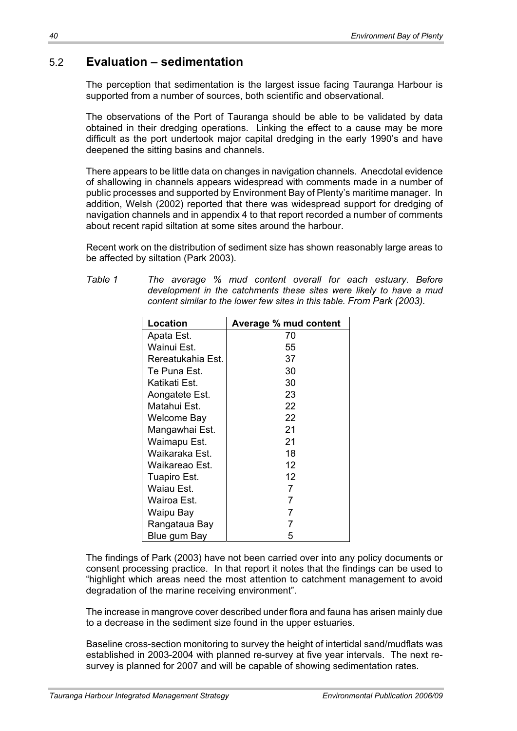## 5.2 Evaluation – sedimentation

The perception that sedimentation is the largest issue facing Tauranga Harbour is supported from a number of sources, both scientific and observational.

The observations of the Port of Tauranga should be able to be validated by data obtained in their dredging operations. Linking the effect to a cause may be more difficult as the port undertook major capital dredging in the early 1990's and have deepened the sitting basins and channels.

There appears to be little data on changes in navigation channels. Anecdotal evidence of shallowing in channels appears widespread with comments made in a number of public processes and supported by Environment Bay of Plenty's maritime manager. In addition, Welsh (2002) reported that there was widespread support for dredging of navigation channels and in appendix 4 to that report recorded a number of comments about recent rapid siltation at some sites around the harbour.

Recent work on the distribution of sediment size has shown reasonably large areas to be affected by siltation (Park 2003).

*Table 1 The average % mud content overall for each estuary. Before development in the catchments these sites were likely to have a mud content similar to the lower few sites in this table. From Park (2003).*

| Location | Average % mud content |
|---|---|
| Apata Est. | 70 |
| Wainui Est. | 55 |
| Rereatukahia Est. | 37 |
| Te Puna Est. | 30 |
| Katikati Est. | 30 |
| Aongatete Est. | 23 |
| Matahui Est. | 22 |
| Welcome Bay | 22 |
| Mangawhai Est. | 21 |
| Waimapu Est. | 21 |
| Waikaraka Est. | 18 |
| Waikareao Est. | 12 |
| Tuapiro Est. | 12 |
| Waiau Est. | 7 |
| Wairoa Est. | 7 |
| Waipu Bay | 7 |
| Rangataua Bay | 7 |
| Blue gum Bay | 5 |

The findings of Park (2003) have not been carried over into any policy documents or consent processing practice. In that report it notes that the findings can be used to "highlight which areas need the most attention to catchment management to avoid degradation of the marine receiving environment".

The increase in mangrove cover described under flora and fauna has arisen mainly due to a decrease in the sediment size found in the upper estuaries.

Baseline cross-section monitoring to survey the height of intertidal sand/mudflats was established in 2003-2004 with planned re-survey at five year intervals. The next re-survey is planned for 2007 and will be capable of showing sedimentation rates.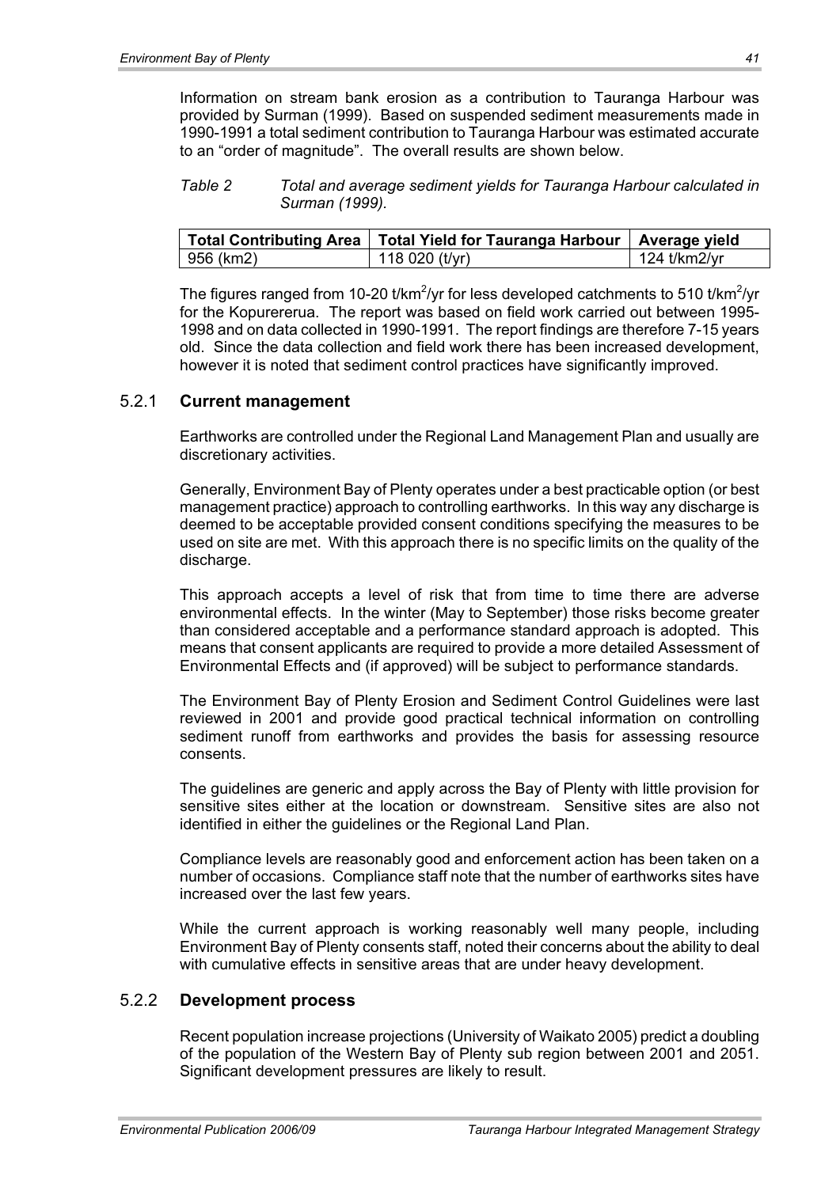Information on stream bank erosion as a contribution to Tauranga Harbour was provided by Surman (1999). Based on suspended sediment measurements made in 1990-1991 a total sediment contribution to Tauranga Harbour was estimated accurate to an "order of magnitude". The overall results are shown below.

*Table 2 Total and average sediment yields for Tauranga Harbour calculated in Surman (1999).*

| Total Contributing Area | Total Yield for Tauranga Harbour | Average yield |
|---|---|---|
| 956 (km2) | 118 020 (t/yr) | 124 t/km2/yr |

The figures ranged from 10-20 t/km$^2$/yr for less developed catchments to 510 t/km$^2$/yr for the Kopurererua. The report was based on field work carried out between 1995-1998 and on data collected in 1990-1991. The report findings are therefore 7-15 years old. Since the data collection and field work there has been increased development, however it is noted that sediment control practices have significantly improved.

### 5.2.1 Current management

Earthworks are controlled under the Regional Land Management Plan and usually are discretionary activities.

Generally, Environment Bay of Plenty operates under a best practicable option (or best management practice) approach to controlling earthworks. In this way any discharge is deemed to be acceptable provided consent conditions specifying the measures to be used on site are met. With this approach there is no specific limits on the quality of the discharge.

This approach accepts a level of risk that from time to time there are adverse environmental effects. In the winter (May to September) those risks become greater than considered acceptable and a performance standard approach is adopted. This means that consent applicants are required to provide a more detailed Assessment of Environmental Effects and (if approved) will be subject to performance standards.

The Environment Bay of Plenty Erosion and Sediment Control Guidelines were last reviewed in 2001 and provide good practical technical information on controlling sediment runoff from earthworks and provides the basis for assessing resource consents.

The guidelines are generic and apply across the Bay of Plenty with little provision for sensitive sites either at the location or downstream. Sensitive sites are also not identified in either the guidelines or the Regional Land Plan.

Compliance levels are reasonably good and enforcement action has been taken on a number of occasions. Compliance staff note that the number of earthworks sites have increased over the last few years.

While the current approach is working reasonably well many people, including Environment Bay of Plenty consents staff, noted their concerns about the ability to deal with cumulative effects in sensitive areas that are under heavy development.

### 5.2.2 Development process

Recent population increase projections (University of Waikato 2005) predict a doubling of the population of the Western Bay of Plenty sub region between 2001 and 2051. Significant development pressures are likely to result.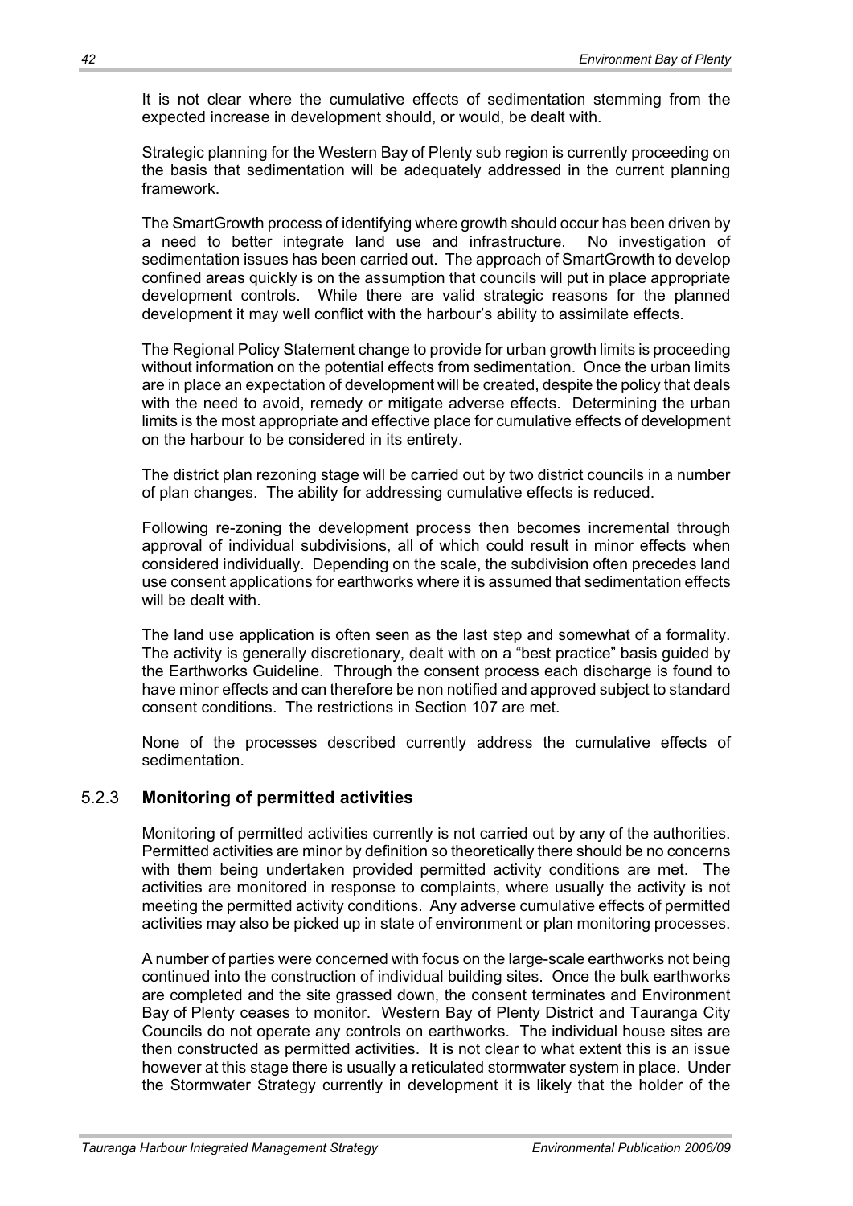It is not clear where the cumulative effects of sedimentation stemming from the expected increase in development should, or would, be dealt with.

Strategic planning for the Western Bay of Plenty sub region is currently proceeding on the basis that sedimentation will be adequately addressed in the current planning framework.

The SmartGrowth process of identifying where growth should occur has been driven by a need to better integrate land use and infrastructure. No investigation of sedimentation issues has been carried out. The approach of SmartGrowth to develop confined areas quickly is on the assumption that councils will put in place appropriate development controls. While there are valid strategic reasons for the planned development it may well conflict with the harbour's ability to assimilate effects.

The Regional Policy Statement change to provide for urban growth limits is proceeding without information on the potential effects from sedimentation. Once the urban limits are in place an expectation of development will be created, despite the policy that deals with the need to avoid, remedy or mitigate adverse effects. Determining the urban limits is the most appropriate and effective place for cumulative effects of development on the harbour to be considered in its entirety.

The district plan rezoning stage will be carried out by two district councils in a number of plan changes. The ability for addressing cumulative effects is reduced.

Following re-zoning the development process then becomes incremental through approval of individual subdivisions, all of which could result in minor effects when considered individually. Depending on the scale, the subdivision often precedes land use consent applications for earthworks where it is assumed that sedimentation effects will be dealt with.

The land use application is often seen as the last step and somewhat of a formality. The activity is generally discretionary, dealt with on a "best practice" basis guided by the Earthworks Guideline. Through the consent process each discharge is found to have minor effects and can therefore be non notified and approved subject to standard consent conditions. The restrictions in Section 107 are met.

None of the processes described currently address the cumulative effects of sedimentation.

### 5.2.3 Monitoring of permitted activities

Monitoring of permitted activities currently is not carried out by any of the authorities. Permitted activities are minor by definition so theoretically there should be no concerns with them being undertaken provided permitted activity conditions are met. The activities are monitored in response to complaints, where usually the activity is not meeting the permitted activity conditions. Any adverse cumulative effects of permitted activities may also be picked up in state of environment or plan monitoring processes.

A number of parties were concerned with focus on the large-scale earthworks not being continued into the construction of individual building sites. Once the bulk earthworks are completed and the site grassed down, the consent terminates and Environment Bay of Plenty ceases to monitor. Western Bay of Plenty District and Tauranga City Councils do not operate any controls on earthworks. The individual house sites are then constructed as permitted activities. It is not clear to what extent this is an issue however at this stage there is usually a reticulated stormwater system in place. Under the Stormwater Strategy currently in development it is likely that the holder of the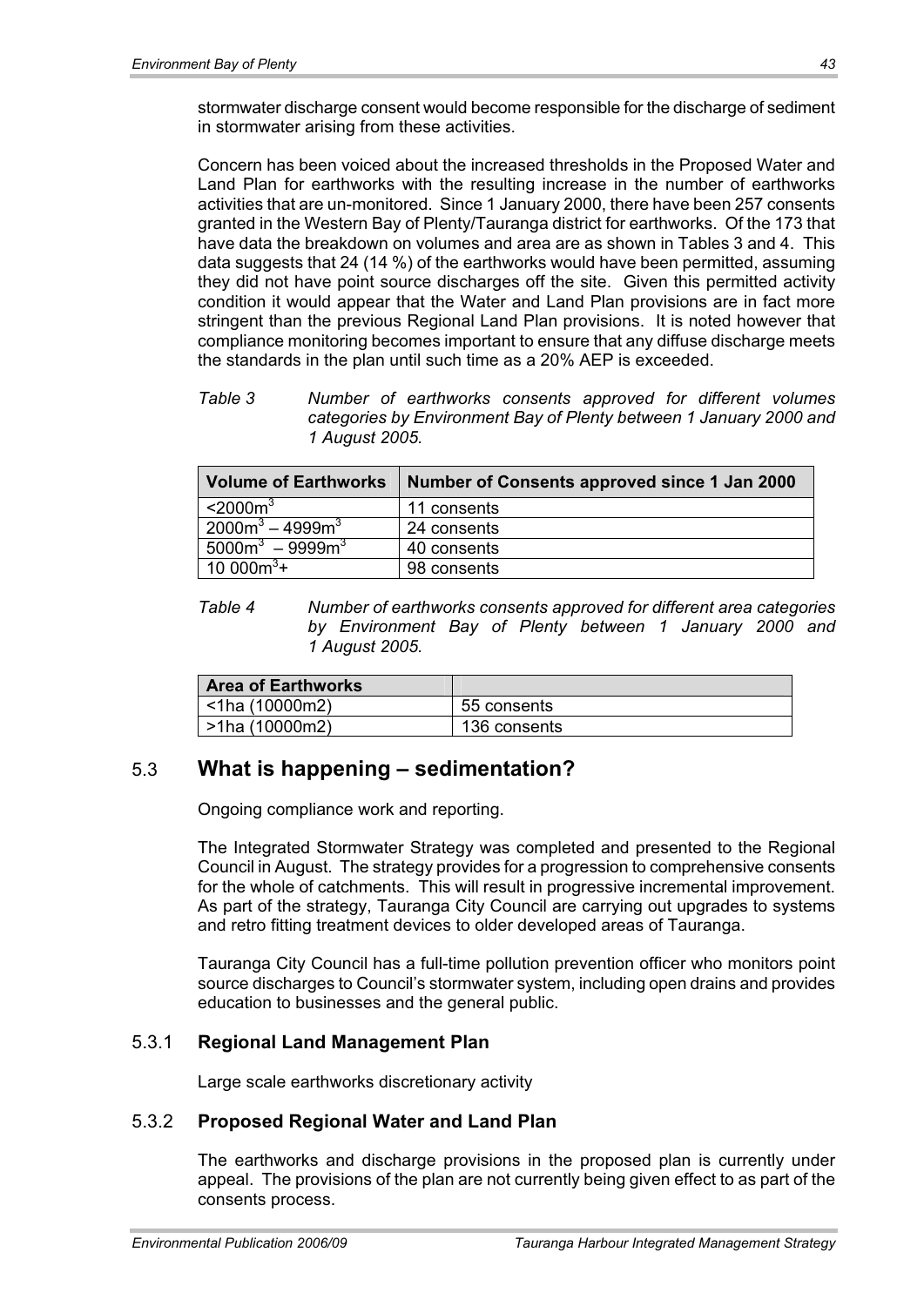stormwater discharge consent would become responsible for the discharge of sediment in stormwater arising from these activities.

Concern has been voiced about the increased thresholds in the Proposed Water and Land Plan for earthworks with the resulting increase in the number of earthworks activities that are un-monitored. Since 1 January 2000, there have been 257 consents granted in the Western Bay of Plenty/Tauranga district for earthworks. Of the 173 that have data the breakdown on volumes and area are as shown in Tables 3 and 4. This data suggests that 24 (14 %) of the earthworks would have been permitted, assuming they did not have point source discharges off the site. Given this permitted activity condition it would appear that the Water and Land Plan provisions are in fact more stringent than the previous Regional Land Plan provisions. It is noted however that compliance monitoring becomes important to ensure that any diffuse discharge meets the standards in the plan until such time as a 20% AEP is exceeded.

*Table 3 Number of earthworks consents approved for different volumes categories by Environment Bay of Plenty between 1 January 2000 and 1 August 2005.*

| Volume of Earthworks | Number of Consents approved since 1 Jan 2000 |
|---|---|
| <2000m$^3$ | 11 consents |
| 2000m$^3$ – 4999m$^3$ | 24 consents |
| 5000m$^3$ – 9999m$^3$ | 40 consents |
| 10 000m$^3$+ | 98 consents |

*Table 4 Number of earthworks consents approved for different area categories by Environment Bay of Plenty between 1 January 2000 and 1 August 2005.*

| Area of Earthworks | |
|---|---|
| <1ha (10000m2) | 55 consents |
| >1ha (10000m2) | 136 consents |

## 5.3 What is happening – sedimentation?

Ongoing compliance work and reporting.

The Integrated Stormwater Strategy was completed and presented to the Regional Council in August. The strategy provides for a progression to comprehensive consents for the whole of catchments. This will result in progressive incremental improvement. As part of the strategy, Tauranga City Council are carrying out upgrades to systems and retro fitting treatment devices to older developed areas of Tauranga.

Tauranga City Council has a full-time pollution prevention officer who monitors point source discharges to Council's stormwater system, including open drains and provides education to businesses and the general public.

### 5.3.1 Regional Land Management Plan

Large scale earthworks discretionary activity

### 5.3.2 Proposed Regional Water and Land Plan

The earthworks and discharge provisions in the proposed plan is currently under appeal. The provisions of the plan are not currently being given effect to as part of the consents process.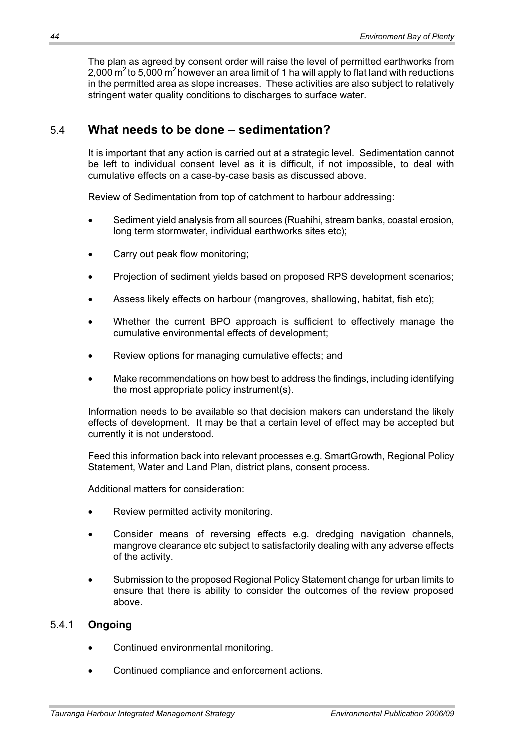The plan as agreed by consent order will raise the level of permitted earthworks from 2,000 $m^2$ to 5,000 $m^2$ however an area limit of 1 ha will apply to flat land with reductions in the permitted area as slope increases. These activities are also subject to relatively stringent water quality conditions to discharges to surface water.

## 5.4 What needs to be done – sedimentation?

It is important that any action is carried out at a strategic level. Sedimentation cannot be left to individual consent level as it is difficult, if not impossible, to deal with cumulative effects on a case-by-case basis as discussed above.

Review of Sedimentation from top of catchment to harbour addressing:

- Sediment yield analysis from all sources (Ruahihi, stream banks, coastal erosion, long term stormwater, individual earthworks sites etc);
- Carry out peak flow monitoring;
- Projection of sediment yields based on proposed RPS development scenarios;
- Assess likely effects on harbour (mangroves, shallowing, habitat, fish etc);
- Whether the current BPO approach is sufficient to effectively manage the cumulative environmental effects of development;
- Review options for managing cumulative effects; and
- Make recommendations on how best to address the findings, including identifying the most appropriate policy instrument(s).

Information needs to be available so that decision makers can understand the likely effects of development. It may be that a certain level of effect may be accepted but currently it is not understood.

Feed this information back into relevant processes e.g. SmartGrowth, Regional Policy Statement, Water and Land Plan, district plans, consent process.

Additional matters for consideration:

- Review permitted activity monitoring.
- Consider means of reversing effects e.g. dredging navigation channels, mangrove clearance etc subject to satisfactorily dealing with any adverse effects of the activity.
- Submission to the proposed Regional Policy Statement change for urban limits to ensure that there is ability to consider the outcomes of the review proposed above.

### 5.4.1 Ongoing

- Continued environmental monitoring.
- Continued compliance and enforcement actions.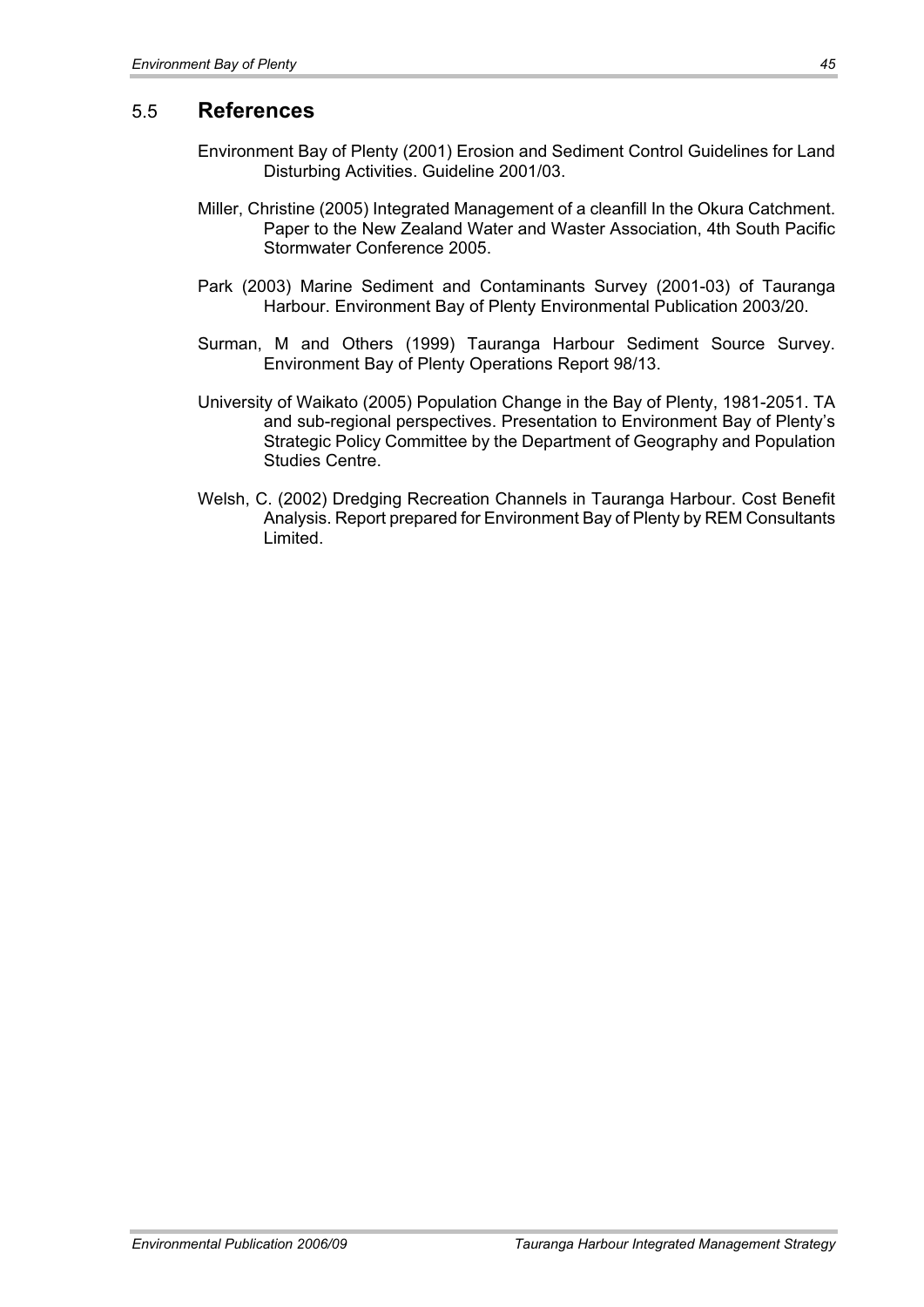## 5.5 References

Environment Bay of Plenty (2001) Erosion and Sediment Control Guidelines for Land Disturbing Activities. Guideline 2001/03.

Miller, Christine (2005) Integrated Management of a cleanfill In the Okura Catchment. Paper to the New Zealand Water and Waster Association, 4th South Pacific Stormwater Conference 2005.

Park (2003) Marine Sediment and Contaminants Survey (2001-03) of Tauranga Harbour. Environment Bay of Plenty Environmental Publication 2003/20.

Surman, M and Others (1999) Tauranga Harbour Sediment Source Survey. Environment Bay of Plenty Operations Report 98/13.

University of Waikato (2005) Population Change in the Bay of Plenty, 1981-2051. TA and sub-regional perspectives. Presentation to Environment Bay of Plenty's Strategic Policy Committee by the Department of Geography and Population Studies Centre.

Welsh, C. (2002) Dredging Recreation Channels in Tauranga Harbour. Cost Benefit Analysis. Report prepared for Environment Bay of Plenty by REM Consultants Limited.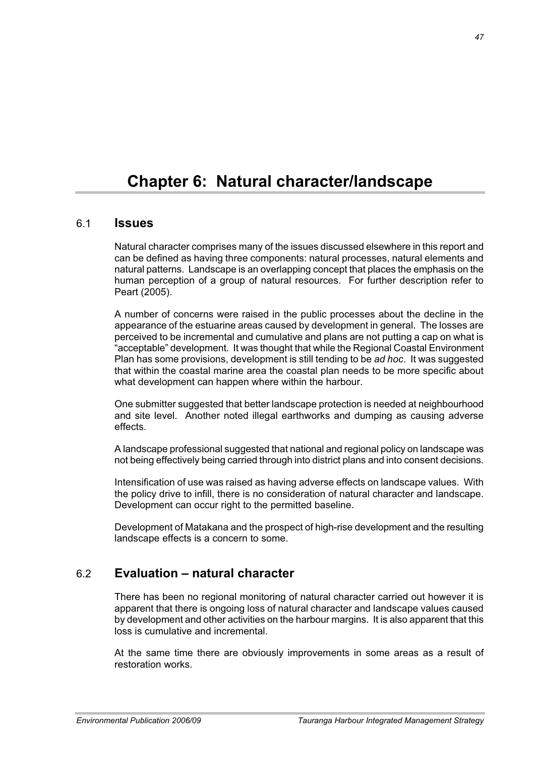# Chapter 6: Natural character/landscape

## 6.1 Issues

Natural character comprises many of the issues discussed elsewhere in this report and can be defined as having three components: natural processes, natural elements and natural patterns. Landscape is an overlapping concept that places the emphasis on the human perception of a group of natural resources. For further description refer to Peart (2005).

A number of concerns were raised in the public processes about the decline in the appearance of the estuarine areas caused by development in general. The losses are perceived to be incremental and cumulative and plans are not putting a cap on what is "acceptable" development. It was thought that while the Regional Coastal Environment Plan has some provisions, development is still tending to be *ad hoc*. It was suggested that within the coastal marine area the coastal plan needs to be more specific about what development can happen where within the harbour.

One submitter suggested that better landscape protection is needed at neighbourhood and site level. Another noted illegal earthworks and dumping as causing adverse effects.

A landscape professional suggested that national and regional policy on landscape was not being effectively being carried through into district plans and into consent decisions.

Intensification of use was raised as having adverse effects on landscape values. With the policy drive to infill, there is no consideration of natural character and landscape. Development can occur right to the permitted baseline.

Development of Matakana and the prospect of high-rise development and the resulting landscape effects is a concern to some.

## 6.2 Evaluation – natural character

There has been no regional monitoring of natural character carried out however it is apparent that there is ongoing loss of natural character and landscape values caused by development and other activities on the harbour margins. It is also apparent that this loss is cumulative and incremental.

At the same time there are obviously improvements in some areas as a result of restoration works.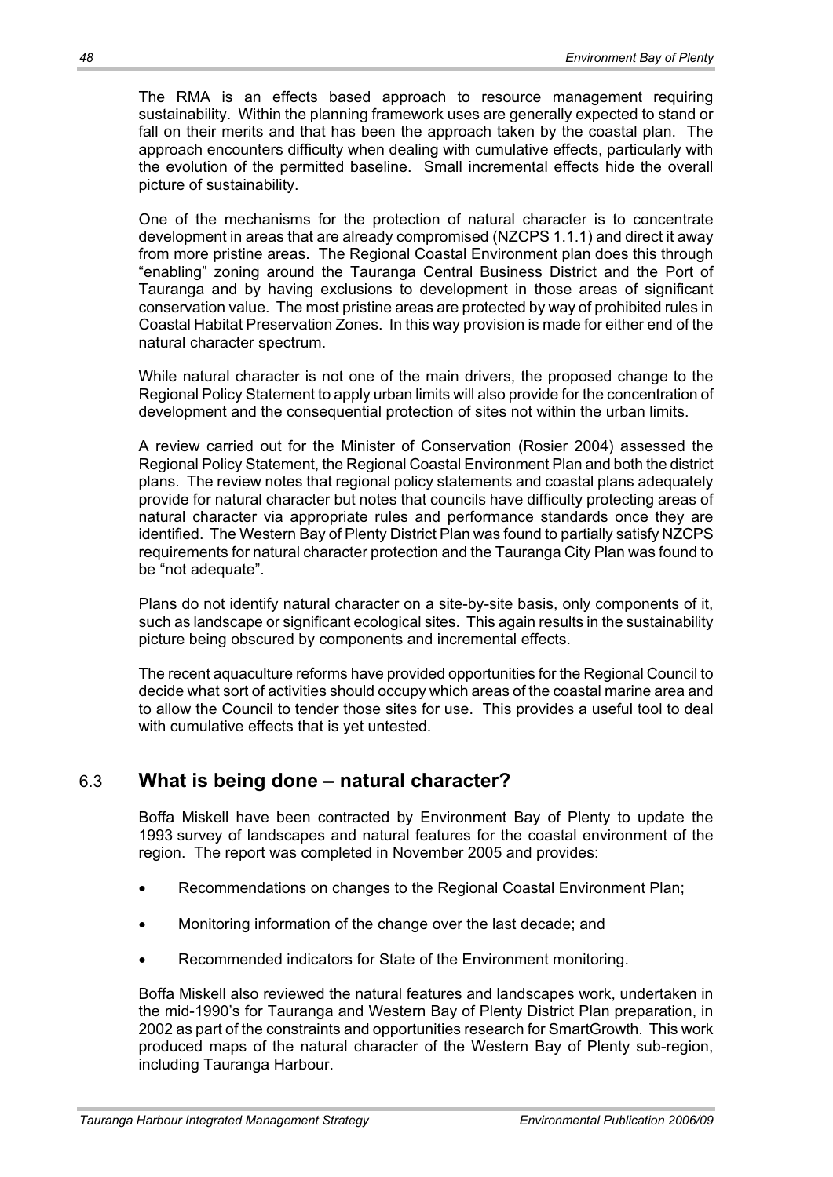The RMA is an effects based approach to resource management requiring sustainability. Within the planning framework uses are generally expected to stand or fall on their merits and that has been the approach taken by the coastal plan. The approach encounters difficulty when dealing with cumulative effects, particularly with the evolution of the permitted baseline. Small incremental effects hide the overall picture of sustainability.

One of the mechanisms for the protection of natural character is to concentrate development in areas that are already compromised (NZCPS 1.1.1) and direct it away from more pristine areas. The Regional Coastal Environment plan does this through "enabling" zoning around the Tauranga Central Business District and the Port of Tauranga and by having exclusions to development in those areas of significant conservation value. The most pristine areas are protected by way of prohibited rules in Coastal Habitat Preservation Zones. In this way provision is made for either end of the natural character spectrum.

While natural character is not one of the main drivers, the proposed change to the Regional Policy Statement to apply urban limits will also provide for the concentration of development and the consequential protection of sites not within the urban limits.

A review carried out for the Minister of Conservation (Rosier 2004) assessed the Regional Policy Statement, the Regional Coastal Environment Plan and both the district plans. The review notes that regional policy statements and coastal plans adequately provide for natural character but notes that councils have difficulty protecting areas of natural character via appropriate rules and performance standards once they are identified. The Western Bay of Plenty District Plan was found to partially satisfy NZCPS requirements for natural character protection and the Tauranga City Plan was found to be "not adequate".

Plans do not identify natural character on a site-by-site basis, only components of it, such as landscape or significant ecological sites. This again results in the sustainability picture being obscured by components and incremental effects.

The recent aquaculture reforms have provided opportunities for the Regional Council to decide what sort of activities should occupy which areas of the coastal marine area and to allow the Council to tender those sites for use. This provides a useful tool to deal with cumulative effects that is yet untested.

## 6.3 What is being done – natural character?

Boffa Miskell have been contracted by Environment Bay of Plenty to update the 1993 survey of landscapes and natural features for the coastal environment of the region. The report was completed in November 2005 and provides:

- Recommendations on changes to the Regional Coastal Environment Plan;
- Monitoring information of the change over the last decade; and
- Recommended indicators for State of the Environment monitoring.

Boffa Miskell also reviewed the natural features and landscapes work, undertaken in the mid-1990's for Tauranga and Western Bay of Plenty District Plan preparation, in 2002 as part of the constraints and opportunities research for SmartGrowth. This work produced maps of the natural character of the Western Bay of Plenty sub-region, including Tauranga Harbour.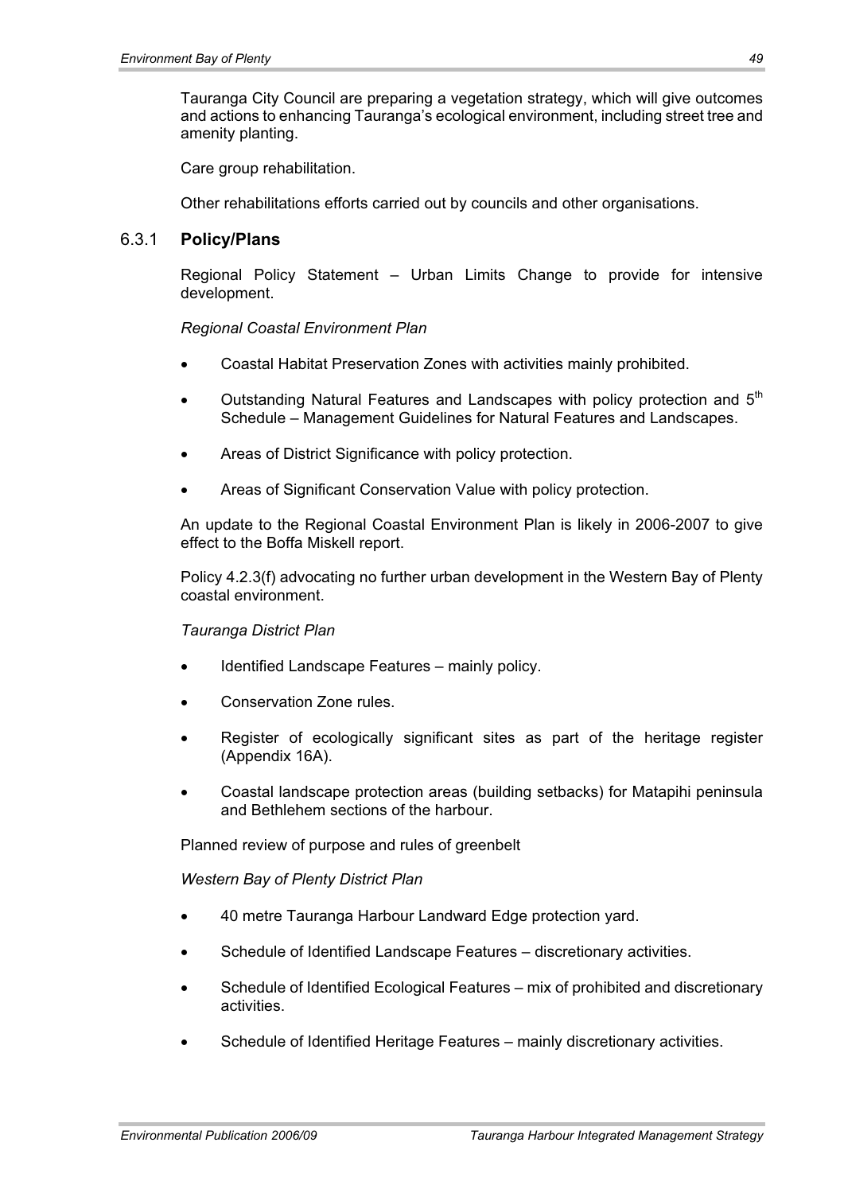Tauranga City Council are preparing a vegetation strategy, which will give outcomes and actions to enhancing Tauranga's ecological environment, including street tree and amenity planting.

Care group rehabilitation.

Other rehabilitations efforts carried out by councils and other organisations.

### 6.3.1 Policy/Plans

Regional Policy Statement – Urban Limits Change to provide for intensive development.

*Regional Coastal Environment Plan*

- Coastal Habitat Preservation Zones with activities mainly prohibited.
- Outstanding Natural Features and Landscapes with policy protection and 5th Schedule – Management Guidelines for Natural Features and Landscapes.
- Areas of District Significance with policy protection.
- Areas of Significant Conservation Value with policy protection.

An update to the Regional Coastal Environment Plan is likely in 2006-2007 to give effect to the Boffa Miskell report.

Policy 4.2.3(f) advocating no further urban development in the Western Bay of Plenty coastal environment.

*Tauranga District Plan*

- Identified Landscape Features – mainly policy.
- Conservation Zone rules.
- Register of ecologically significant sites as part of the heritage register (Appendix 16A).
- Coastal landscape protection areas (building setbacks) for Matapihi peninsula and Bethlehem sections of the harbour.

Planned review of purpose and rules of greenbelt

*Western Bay of Plenty District Plan*

- 40 metre Tauranga Harbour Landward Edge protection yard.
- Schedule of Identified Landscape Features – discretionary activities.
- Schedule of Identified Ecological Features – mix of prohibited and discretionary activities.
- Schedule of Identified Heritage Features – mainly discretionary activities.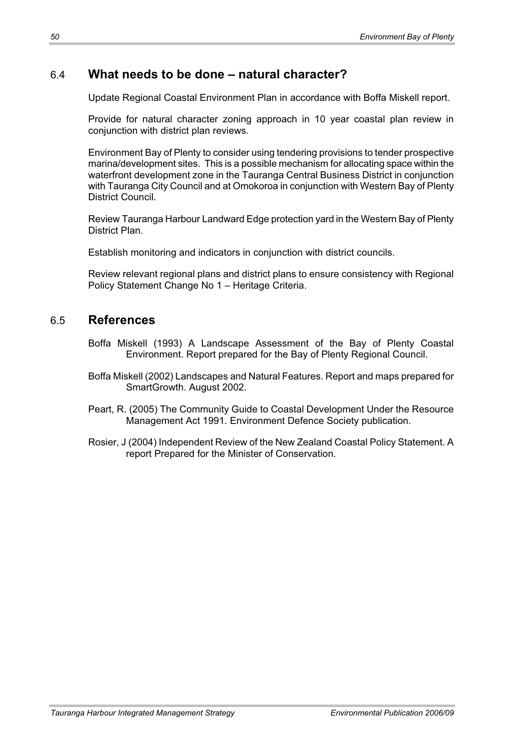## 6.4 What needs to be done – natural character?

Update Regional Coastal Environment Plan in accordance with Boffa Miskell report.

Provide for natural character zoning approach in 10 year coastal plan review in conjunction with district plan reviews.

Environment Bay of Plenty to consider using tendering provisions to tender prospective marina/development sites. This is a possible mechanism for allocating space within the waterfront development zone in the Tauranga Central Business District in conjunction with Tauranga City Council and at Omokoroa in conjunction with Western Bay of Plenty District Council.

Review Tauranga Harbour Landward Edge protection yard in the Western Bay of Plenty District Plan.

Establish monitoring and indicators in conjunction with district councils.

Review relevant regional plans and district plans to ensure consistency with Regional Policy Statement Change No 1 – Heritage Criteria.

## 6.5 References

Boffa Miskell (1993) A Landscape Assessment of the Bay of Plenty Coastal Environment. Report prepared for the Bay of Plenty Regional Council.

Boffa Miskell (2002) Landscapes and Natural Features. Report and maps prepared for SmartGrowth. August 2002.

Peart, R. (2005) The Community Guide to Coastal Development Under the Resource Management Act 1991. Environment Defence Society publication.

Rosier, J (2004) Independent Review of the New Zealand Coastal Policy Statement. A report Prepared for the Minister of Conservation.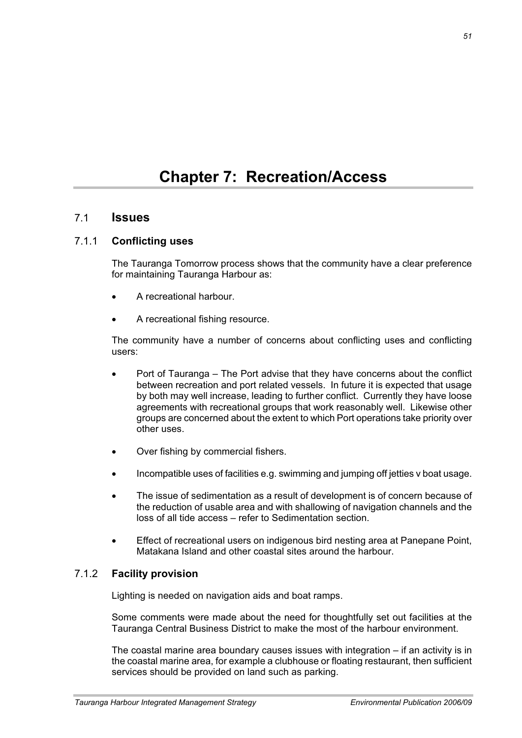# Chapter 7: Recreation/Access

## 7.1 Issues

### 7.1.1 Conflicting uses

The Tauranga Tomorrow process shows that the community have a clear preference for maintaining Tauranga Harbour as:

- A recreational harbour.
- A recreational fishing resource.

The community have a number of concerns about conflicting uses and conflicting users:

- Port of Tauranga – The Port advise that they have concerns about the conflict between recreation and port related vessels. In future it is expected that usage by both may well increase, leading to further conflict. Currently they have loose agreements with recreational groups that work reasonably well. Likewise other groups are concerned about the extent to which Port operations take priority over other uses.
- Over fishing by commercial fishers.
- Incompatible uses of facilities e.g. swimming and jumping off jetties v boat usage.
- The issue of sedimentation as a result of development is of concern because of the reduction of usable area and with shallowing of navigation channels and the loss of all tide access – refer to Sedimentation section.
- Effect of recreational users on indigenous bird nesting area at Panepane Point, Matakana Island and other coastal sites around the harbour.

### 7.1.2 Facility provision

Lighting is needed on navigation aids and boat ramps.

Some comments were made about the need for thoughtfully set out facilities at the Tauranga Central Business District to make the most of the harbour environment.

The coastal marine area boundary causes issues with integration – if an activity is in the coastal marine area, for example a clubhouse or floating restaurant, then sufficient services should be provided on land such as parking.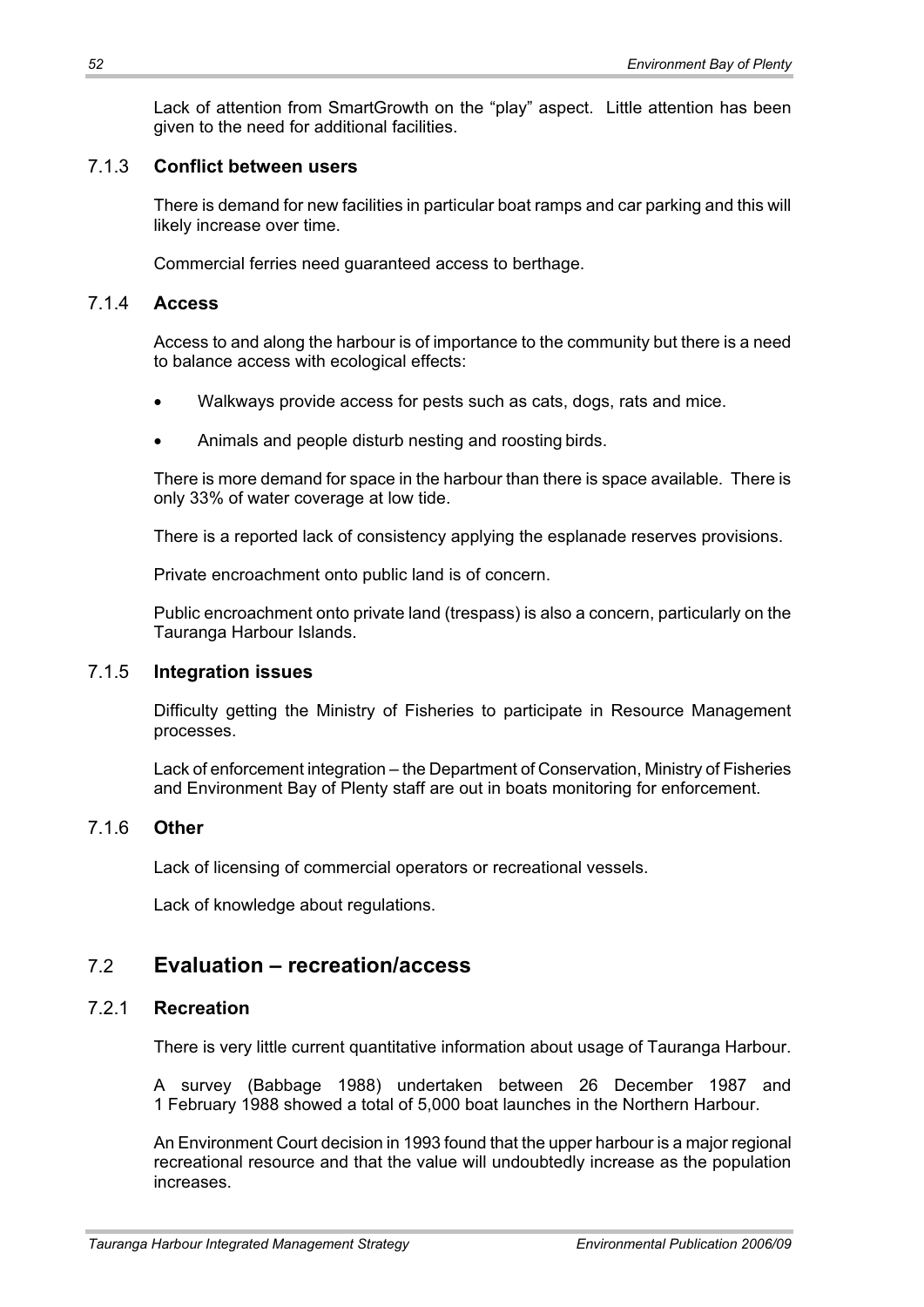Lack of attention from SmartGrowth on the “play” aspect. Little attention has been given to the need for additional facilities.

### 7.1.3 Conflict between users

There is demand for new facilities in particular boat ramps and car parking and this will likely increase over time.

Commercial ferries need guaranteed access to berthage.

### 7.1.4 Access

Access to and along the harbour is of importance to the community but there is a need to balance access with ecological effects:

- Walkways provide access for pests such as cats, dogs, rats and mice.
- Animals and people disturb nesting and roosting birds.

There is more demand for space in the harbour than there is space available. There is only 33% of water coverage at low tide.

There is a reported lack of consistency applying the esplanade reserves provisions.

Private encroachment onto public land is of concern.

Public encroachment onto private land (trespass) is also a concern, particularly on the Tauranga Harbour Islands.

### 7.1.5 Integration issues

Difficulty getting the Ministry of Fisheries to participate in Resource Management processes.

Lack of enforcement integration – the Department of Conservation, Ministry of Fisheries and Environment Bay of Plenty staff are out in boats monitoring for enforcement.

### 7.1.6 Other

Lack of licensing of commercial operators or recreational vessels.

Lack of knowledge about regulations.

## 7.2 Evaluation – recreation/access

### 7.2.1 Recreation

There is very little current quantitative information about usage of Tauranga Harbour.

A survey (Babbage 1988) undertaken between 26 December 1987 and 1 February 1988 showed a total of 5,000 boat launches in the Northern Harbour.

An Environment Court decision in 1993 found that the upper harbour is a major regional recreational resource and that the value will undoubtedly increase as the population increases.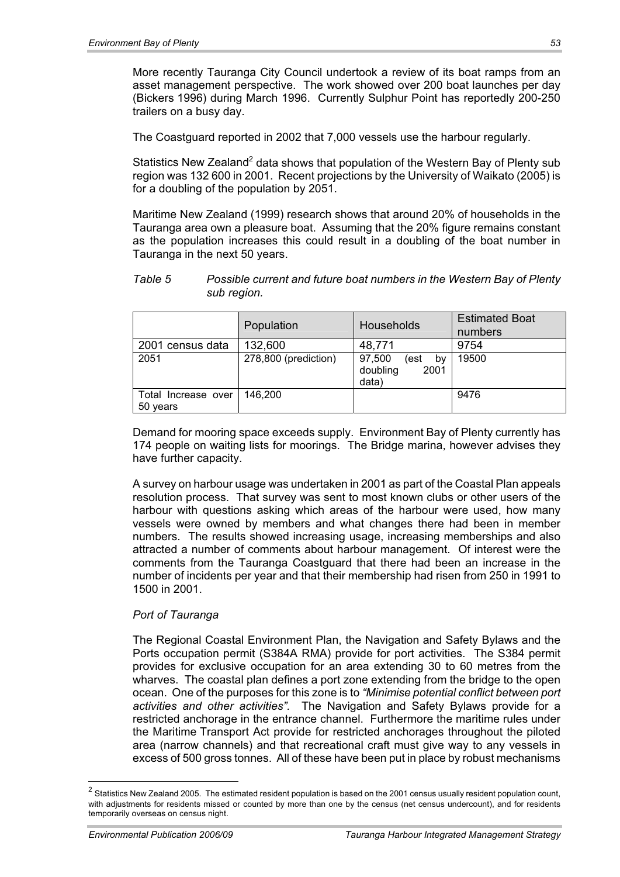More recently Tauranga City Council undertook a review of its boat ramps from an asset management perspective. The work showed over 200 boat launches per day (Bickers 1996) during March 1996. Currently Sulphur Point has reportedly 200-250 trailers on a busy day.

The Coastguard reported in 2002 that 7,000 vessels use the harbour regularly.

Statistics New Zealand[2] data shows that population of the Western Bay of Plenty sub region was 132 600 in 2001. Recent projections by the University of Waikato (2005) is for a doubling of the population by 2051.

Maritime New Zealand (1999) research shows that around 20% of households in the Tauranga area own a pleasure boat. Assuming that the 20% figure remains constant as the population increases this could result in a doubling of the boat number in Tauranga in the next 50 years.

*Table 5 Possible current and future boat numbers in the Western Bay of Plenty sub region.*

| | Population | Households | Estimated Boat numbers |
|---|---|---|---|
| 2001 census data | 132,600 | 48,771 | 9754 |
| 2051 | 278,800 (prediction) | 97,500 (est by doubling 2001 data) | 19500 |
| Total Increase over 50 years | 146,200 | | 9476 |

Demand for mooring space exceeds supply. Environment Bay of Plenty currently has 174 people on waiting lists for moorings. The Bridge marina, however advises they have further capacity.

A survey on harbour usage was undertaken in 2001 as part of the Coastal Plan appeals resolution process. That survey was sent to most known clubs or other users of the harbour with questions asking which areas of the harbour were used, how many vessels were owned by members and what changes there had been in member numbers. The results showed increasing usage, increasing memberships and also attracted a number of comments about harbour management. Of interest were the comments from the Tauranga Coastguard that there had been an increase in the number of incidents per year and that their membership had risen from 250 in 1991 to 1500 in 2001.

*Port of Tauranga*

The Regional Coastal Environment Plan, the Navigation and Safety Bylaws and the Ports occupation permit (S384A RMA) provide for port activities. The S384 permit provides for exclusive occupation for an area extending 30 to 60 metres from the wharves. The coastal plan defines a port zone extending from the bridge to the open ocean. One of the purposes for this zone is to *"Minimise potential conflict between port activities and other activities".* The Navigation and Safety Bylaws provide for a restricted anchorage in the entrance channel. Furthermore the maritime rules under the Maritime Transport Act provide for restricted anchorages throughout the piloted area (narrow channels) and that recreational craft must give way to any vessels in excess of 500 gross tonnes. All of these have been put in place by robust mechanisms

[2] Statistics New Zealand 2005. The estimated resident population is based on the 2001 census usually resident population count, with adjustments for residents missed or counted by more than one by the census (net census undercount), and for residents temporarily overseas on census night.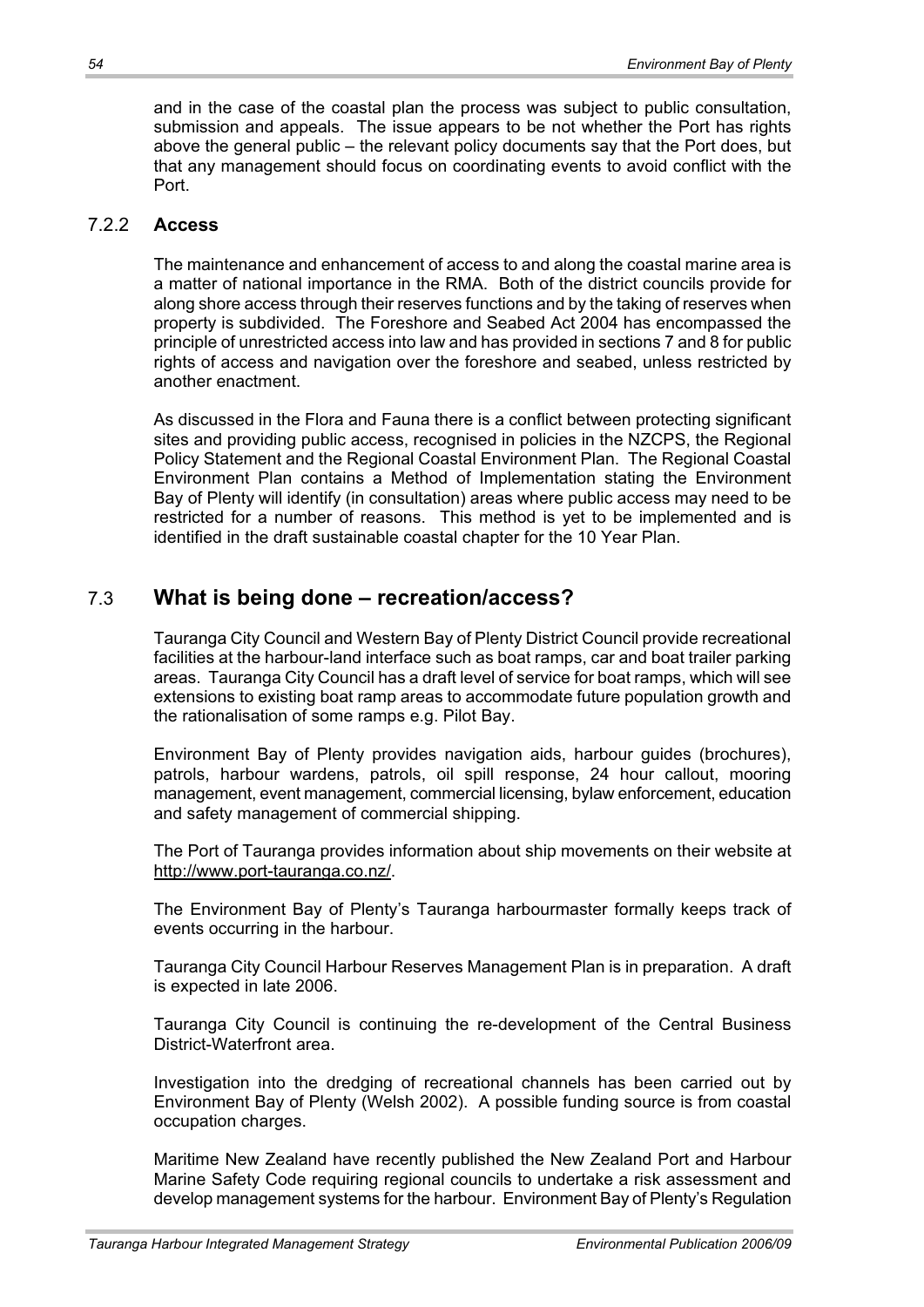and in the case of the coastal plan the process was subject to public consultation, submission and appeals. The issue appears to be not whether the Port has rights above the general public – the relevant policy documents say that the Port does, but that any management should focus on coordinating events to avoid conflict with the Port.

### 7.2.2 **Access**

The maintenance and enhancement of access to and along the coastal marine area is a matter of national importance in the RMA. Both of the district councils provide for along shore access through their reserves functions and by the taking of reserves when property is subdivided. The Foreshore and Seabed Act 2004 has encompassed the principle of unrestricted access into law and has provided in sections 7 and 8 for public rights of access and navigation over the foreshore and seabed, unless restricted by another enactment.

As discussed in the Flora and Fauna there is a conflict between protecting significant sites and providing public access, recognised in policies in the NZCPS, the Regional Policy Statement and the Regional Coastal Environment Plan. The Regional Coastal Environment Plan contains a Method of Implementation stating the Environment Bay of Plenty will identify (in consultation) areas where public access may need to be restricted for a number of reasons. This method is yet to be implemented and is identified in the draft sustainable coastal chapter for the 10 Year Plan.

## 7.3 What is being done – recreation/access?

Tauranga City Council and Western Bay of Plenty District Council provide recreational facilities at the harbour-land interface such as boat ramps, car and boat trailer parking areas. Tauranga City Council has a draft level of service for boat ramps, which will see extensions to existing boat ramp areas to accommodate future population growth and the rationalisation of some ramps e.g. Pilot Bay.

Environment Bay of Plenty provides navigation aids, harbour guides (brochures), patrols, harbour wardens, patrols, oil spill response, 24 hour callout, mooring management, event management, commercial licensing, bylaw enforcement, education and safety management of commercial shipping.

The Port of Tauranga provides information about ship movements on their website at http://www.port-tauranga.co.nz/.

The Environment Bay of Plenty's Tauranga harbourmaster formally keeps track of events occurring in the harbour.

Tauranga City Council Harbour Reserves Management Plan is in preparation. A draft is expected in late 2006.

Tauranga City Council is continuing the re-development of the Central Business District-Waterfront area.

Investigation into the dredging of recreational channels has been carried out by Environment Bay of Plenty (Welsh 2002). A possible funding source is from coastal occupation charges.

Maritime New Zealand have recently published the New Zealand Port and Harbour Marine Safety Code requiring regional councils to undertake a risk assessment and develop management systems for the harbour. Environment Bay of Plenty's Regulation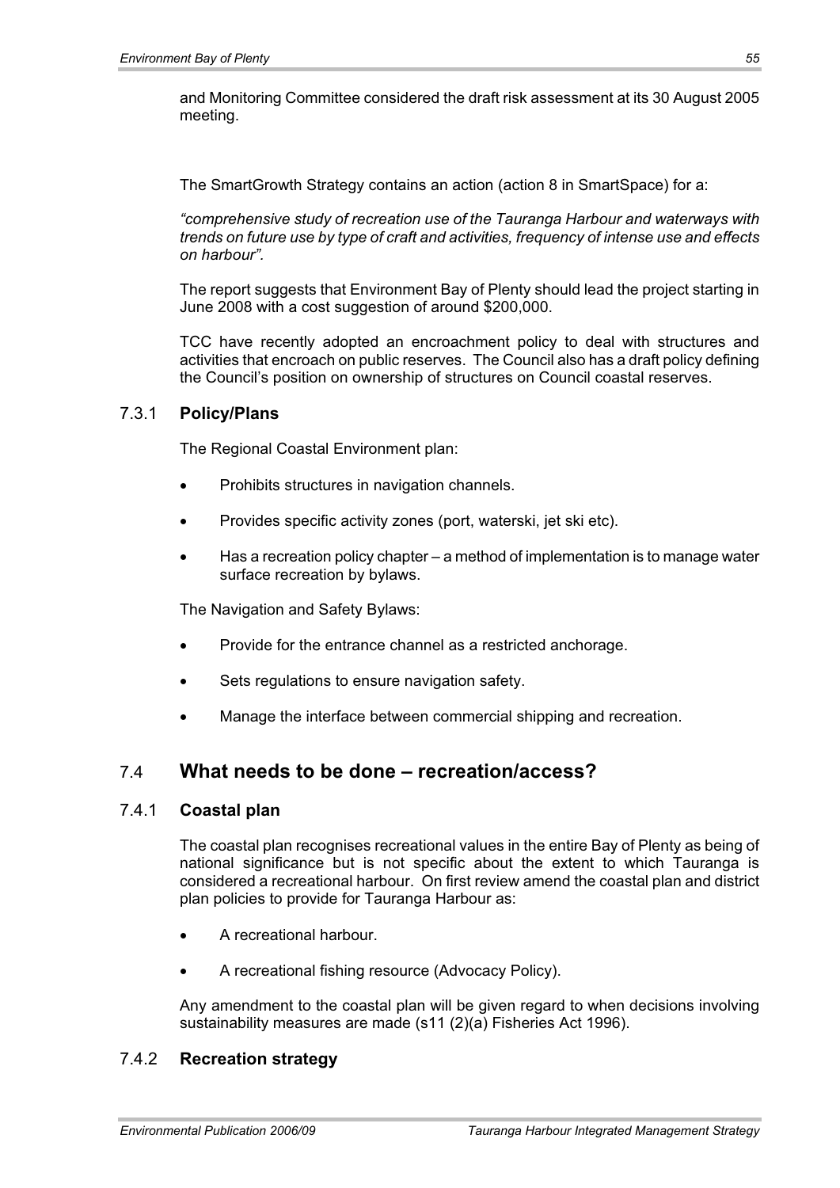and Monitoring Committee considered the draft risk assessment at its 30 August 2005 meeting.

The SmartGrowth Strategy contains an action (action 8 in SmartSpace) for a:

*"comprehensive study of recreation use of the Tauranga Harbour and waterways with trends on future use by type of craft and activities, frequency of intense use and effects on harbour".*

The report suggests that Environment Bay of Plenty should lead the project starting in June 2008 with a cost suggestion of around $200,000.

TCC have recently adopted an encroachment policy to deal with structures and activities that encroach on public reserves. The Council also has a draft policy defining the Council's position on ownership of structures on Council coastal reserves.

### 7.3.1 Policy/Plans

The Regional Coastal Environment plan:

- Prohibits structures in navigation channels.
- Provides specific activity zones (port, waterski, jet ski etc).
- Has a recreation policy chapter – a method of implementation is to manage water surface recreation by bylaws.

The Navigation and Safety Bylaws:

- Provide for the entrance channel as a restricted anchorage.
- Sets regulations to ensure navigation safety.
- Manage the interface between commercial shipping and recreation.

## 7.4 What needs to be done – recreation/access?

### 7.4.1 Coastal plan

The coastal plan recognises recreational values in the entire Bay of Plenty as being of national significance but is not specific about the extent to which Tauranga is considered a recreational harbour. On first review amend the coastal plan and district plan policies to provide for Tauranga Harbour as:

- A recreational harbour.
- A recreational fishing resource (Advocacy Policy).

Any amendment to the coastal plan will be given regard to when decisions involving sustainability measures are made (s11 (2)(a) Fisheries Act 1996).

### 7.4.2 Recreation strategy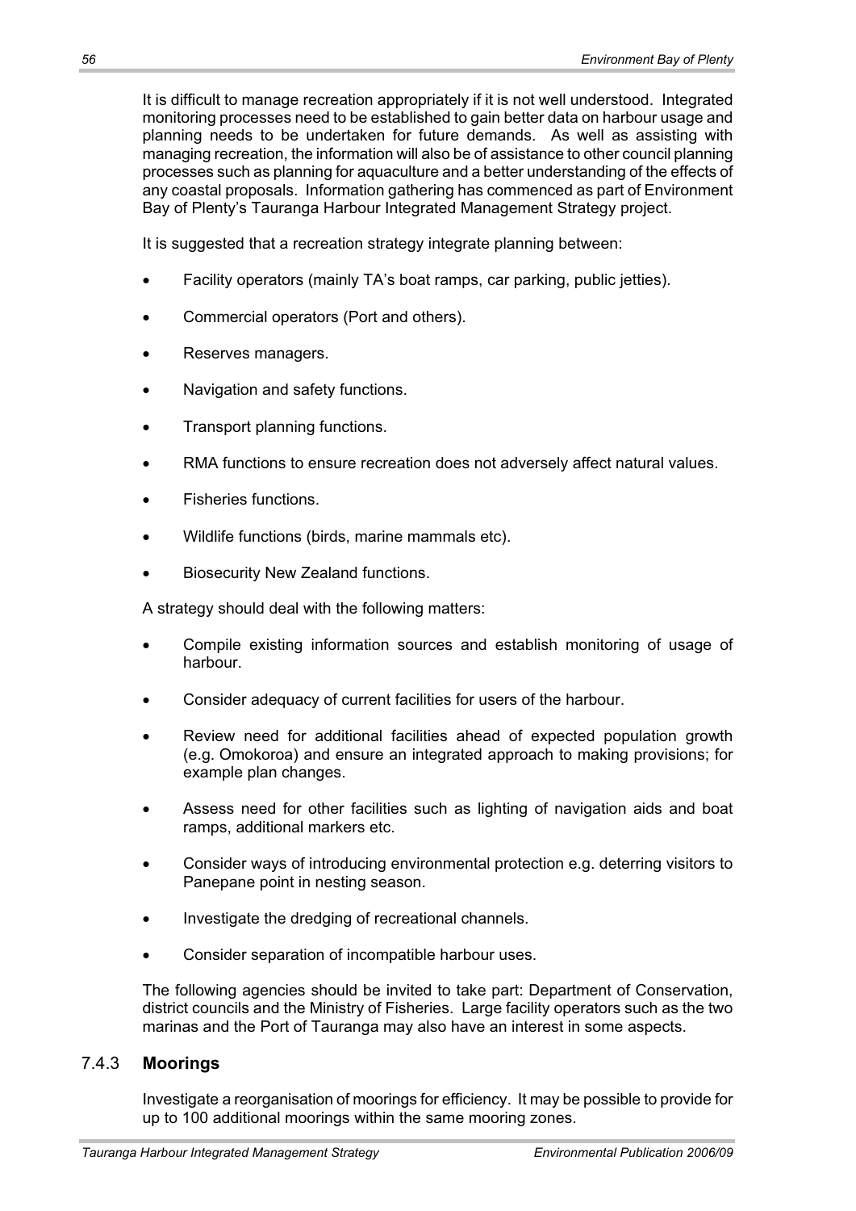It is difficult to manage recreation appropriately if it is not well understood. Integrated monitoring processes need to be established to gain better data on harbour usage and planning needs to be undertaken for future demands. As well as assisting with managing recreation, the information will also be of assistance to other council planning processes such as planning for aquaculture and a better understanding of the effects of any coastal proposals. Information gathering has commenced as part of Environment Bay of Plenty's Tauranga Harbour Integrated Management Strategy project.

It is suggested that a recreation strategy integrate planning between:

- Facility operators (mainly TA's boat ramps, car parking, public jetties).
- Commercial operators (Port and others).
- Reserves managers.
- Navigation and safety functions.
- Transport planning functions.
- RMA functions to ensure recreation does not adversely affect natural values.
- Fisheries functions.
- Wildlife functions (birds, marine mammals etc).
- Biosecurity New Zealand functions.

A strategy should deal with the following matters:

- Compile existing information sources and establish monitoring of usage of harbour.
- Consider adequacy of current facilities for users of the harbour.
- Review need for additional facilities ahead of expected population growth (e.g. Omokoroa) and ensure an integrated approach to making provisions; for example plan changes.
- Assess need for other facilities such as lighting of navigation aids and boat ramps, additional markers etc.
- Consider ways of introducing environmental protection e.g. deterring visitors to Panepane point in nesting season.
- Investigate the dredging of recreational channels.
- Consider separation of incompatible harbour uses.

The following agencies should be invited to take part: Department of Conservation, district councils and the Ministry of Fisheries. Large facility operators such as the two marinas and the Port of Tauranga may also have an interest in some aspects.

### 7.4.3 **Moorings**

Investigate a reorganisation of moorings for efficiency. It may be possible to provide for up to 100 additional moorings within the same mooring zones.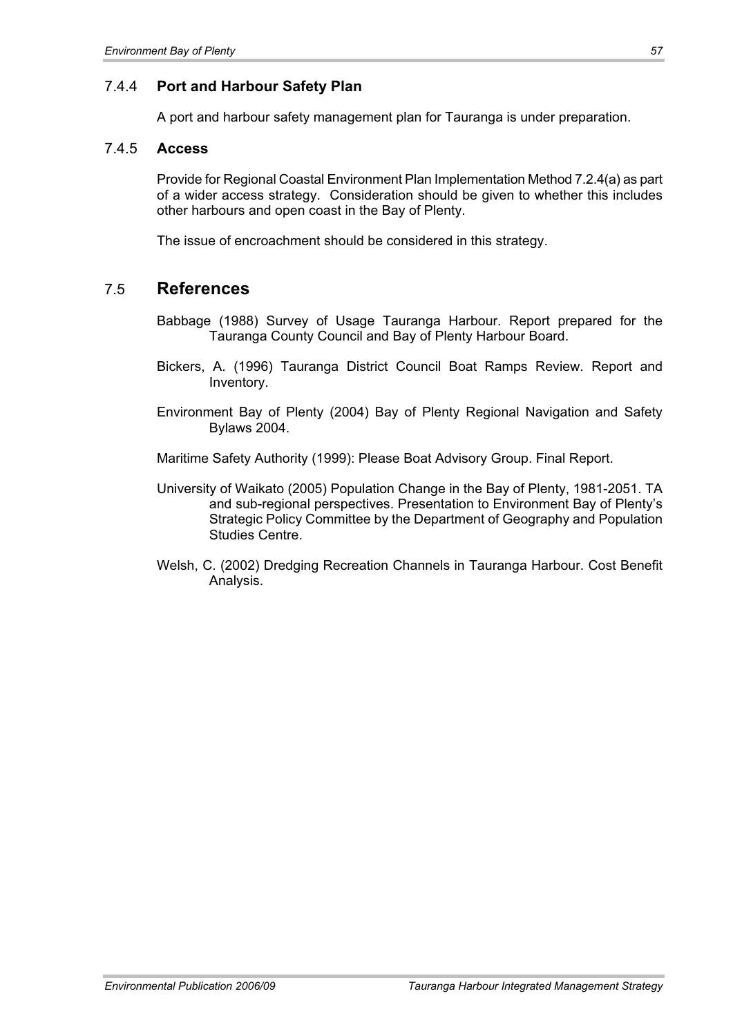### 7.4.4 **Port and Harbour Safety Plan**

A port and harbour safety management plan for Tauranga is under preparation.

### 7.4.5 **Access**

Provide for Regional Coastal Environment Plan Implementation Method 7.2.4(a) as part of a wider access strategy. Consideration should be given to whether this includes other harbours and open coast in the Bay of Plenty.

The issue of encroachment should be considered in this strategy.

## 7.5 References

Babbage (1988) Survey of Usage Tauranga Harbour. Report prepared for the Tauranga County Council and Bay of Plenty Harbour Board.

Bickers, A. (1996) Tauranga District Council Boat Ramps Review. Report and Inventory.

Environment Bay of Plenty (2004) Bay of Plenty Regional Navigation and Safety Bylaws 2004.

Maritime Safety Authority (1999): Please Boat Advisory Group. Final Report.

University of Waikato (2005) Population Change in the Bay of Plenty, 1981-2051. TA and sub-regional perspectives. Presentation to Environment Bay of Plenty's Strategic Policy Committee by the Department of Geography and Population Studies Centre.

Welsh, C. (2002) Dredging Recreation Channels in Tauranga Harbour. Cost Benefit Analysis.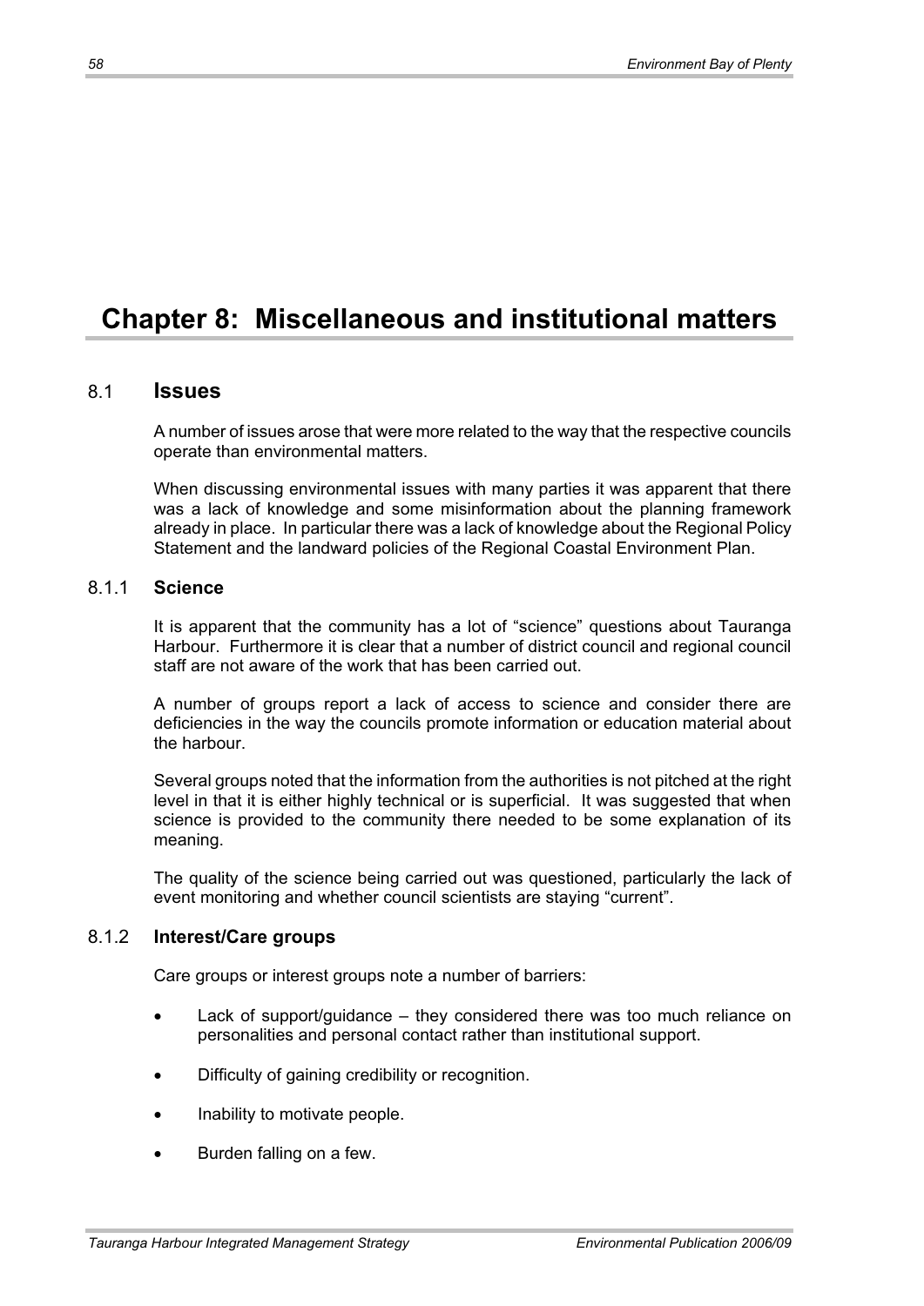# Chapter 8: Miscellaneous and institutional matters

## 8.1 Issues

A number of issues arose that were more related to the way that the respective councils operate than environmental matters.

When discussing environmental issues with many parties it was apparent that there was a lack of knowledge and some misinformation about the planning framework already in place. In particular there was a lack of knowledge about the Regional Policy Statement and the landward policies of the Regional Coastal Environment Plan.

### 8.1.1 Science

It is apparent that the community has a lot of "science" questions about Tauranga Harbour. Furthermore it is clear that a number of district council and regional council staff are not aware of the work that has been carried out.

A number of groups report a lack of access to science and consider there are deficiencies in the way the councils promote information or education material about the harbour.

Several groups noted that the information from the authorities is not pitched at the right level in that it is either highly technical or is superficial. It was suggested that when science is provided to the community there needed to be some explanation of its meaning.

The quality of the science being carried out was questioned, particularly the lack of event monitoring and whether council scientists are staying "current".

### 8.1.2 Interest/Care groups

Care groups or interest groups note a number of barriers:

- Lack of support/guidance – they considered there was too much reliance on personalities and personal contact rather than institutional support.
- Difficulty of gaining credibility or recognition.
- Inability to motivate people.
- Burden falling on a few.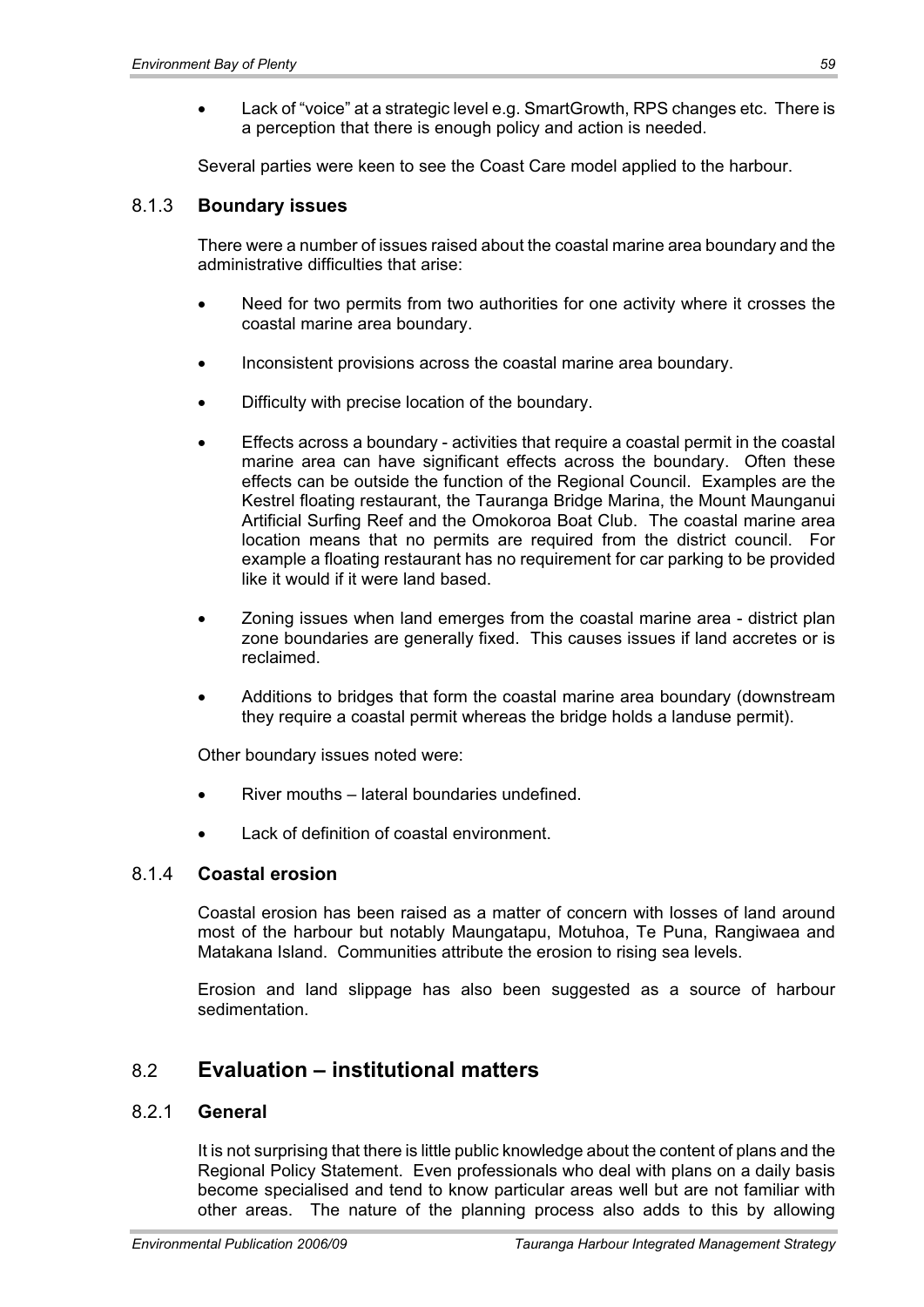- Lack of "voice" at a strategic level e.g. SmartGrowth, RPS changes etc. There is a perception that there is enough policy and action is needed.

Several parties were keen to see the Coast Care model applied to the harbour.

### 8.1.3 Boundary issues

There were a number of issues raised about the coastal marine area boundary and the administrative difficulties that arise:

- Need for two permits from two authorities for one activity where it crosses the coastal marine area boundary.
- Inconsistent provisions across the coastal marine area boundary.
- Difficulty with precise location of the boundary.
- Effects across a boundary - activities that require a coastal permit in the coastal marine area can have significant effects across the boundary. Often these effects can be outside the function of the Regional Council. Examples are the Kestrel floating restaurant, the Tauranga Bridge Marina, the Mount Maunganui Artificial Surfing Reef and the Omokoroa Boat Club. The coastal marine area location means that no permits are required from the district council. For example a floating restaurant has no requirement for car parking to be provided like it would if it were land based.
- Zoning issues when land emerges from the coastal marine area - district plan zone boundaries are generally fixed. This causes issues if land accretes or is reclaimed.
- Additions to bridges that form the coastal marine area boundary (downstream they require a coastal permit whereas the bridge holds a landuse permit).

Other boundary issues noted were:

- River mouths – lateral boundaries undefined.
- Lack of definition of coastal environment.

### 8.1.4 Coastal erosion

Coastal erosion has been raised as a matter of concern with losses of land around most of the harbour but notably Maungatapu, Motuhoa, Te Puna, Rangiwaea and Matakana Island. Communities attribute the erosion to rising sea levels.

Erosion and land slippage has also been suggested as a source of harbour sedimentation.

## 8.2 Evaluation – institutional matters

### 8.2.1 General

It is not surprising that there is little public knowledge about the content of plans and the Regional Policy Statement. Even professionals who deal with plans on a daily basis become specialised and tend to know particular areas well but are not familiar with other areas. The nature of the planning process also adds to this by allowing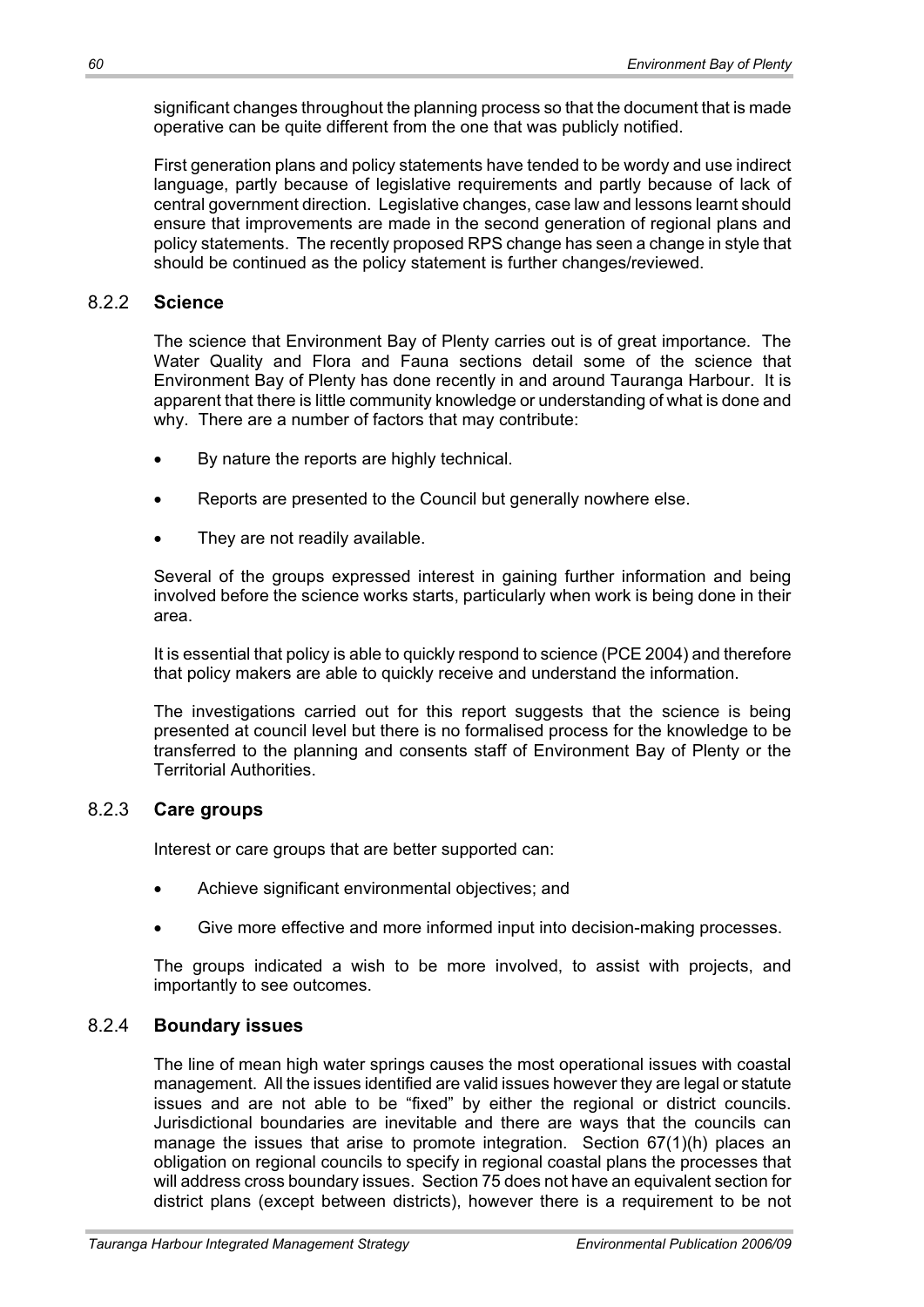significant changes throughout the planning process so that the document that is made operative can be quite different from the one that was publicly notified.

First generation plans and policy statements have tended to be wordy and use indirect language, partly because of legislative requirements and partly because of lack of central government direction. Legislative changes, case law and lessons learnt should ensure that improvements are made in the second generation of regional plans and policy statements. The recently proposed RPS change has seen a change in style that should be continued as the policy statement is further changes/reviewed.

### 8.2.2 **Science**

The science that Environment Bay of Plenty carries out is of great importance. The Water Quality and Flora and Fauna sections detail some of the science that Environment Bay of Plenty has done recently in and around Tauranga Harbour. It is apparent that there is little community knowledge or understanding of what is done and why. There are a number of factors that may contribute:

- By nature the reports are highly technical.
- Reports are presented to the Council but generally nowhere else.
- They are not readily available.

Several of the groups expressed interest in gaining further information and being involved before the science works starts, particularly when work is being done in their area.

It is essential that policy is able to quickly respond to science (PCE 2004) and therefore that policy makers are able to quickly receive and understand the information.

The investigations carried out for this report suggests that the science is being presented at council level but there is no formalised process for the knowledge to be transferred to the planning and consents staff of Environment Bay of Plenty or the Territorial Authorities.

### 8.2.3 **Care groups**

Interest or care groups that are better supported can:

- Achieve significant environmental objectives; and
- Give more effective and more informed input into decision-making processes.

The groups indicated a wish to be more involved, to assist with projects, and importantly to see outcomes.

### 8.2.4 **Boundary issues**

The line of mean high water springs causes the most operational issues with coastal management. All the issues identified are valid issues however they are legal or statute issues and are not able to be "fixed" by either the regional or district councils. Jurisdictional boundaries are inevitable and there are ways that the councils can manage the issues that arise to promote integration. Section 67(1)(h) places an obligation on regional councils to specify in regional coastal plans the processes that will address cross boundary issues. Section 75 does not have an equivalent section for district plans (except between districts), however there is a requirement to be not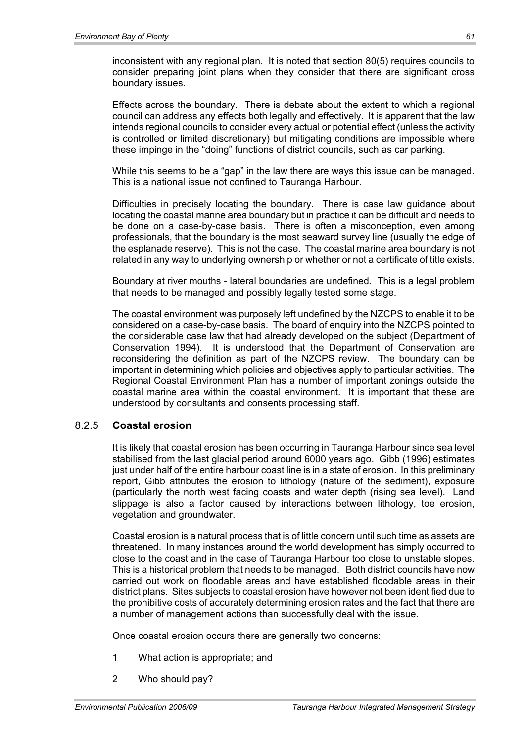inconsistent with any regional plan. It is noted that section 80(5) requires councils to consider preparing joint plans when they consider that there are significant cross boundary issues.

Effects across the boundary. There is debate about the extent to which a regional council can address any effects both legally and effectively. It is apparent that the law intends regional councils to consider every actual or potential effect (unless the activity is controlled or limited discretionary) but mitigating conditions are impossible where these impinge in the "doing" functions of district councils, such as car parking.

While this seems to be a "gap" in the law there are ways this issue can be managed. This is a national issue not confined to Tauranga Harbour.

Difficulties in precisely locating the boundary. There is case law guidance about locating the coastal marine area boundary but in practice it can be difficult and needs to be done on a case-by-case basis. There is often a misconception, even among professionals, that the boundary is the most seaward survey line (usually the edge of the esplanade reserve). This is not the case. The coastal marine area boundary is not related in any way to underlying ownership or whether or not a certificate of title exists.

Boundary at river mouths - lateral boundaries are undefined. This is a legal problem that needs to be managed and possibly legally tested some stage.

The coastal environment was purposely left undefined by the NZCPS to enable it to be considered on a case-by-case basis. The board of enquiry into the NZCPS pointed to the considerable case law that had already developed on the subject (Department of Conservation 1994). It is understood that the Department of Conservation are reconsidering the definition as part of the NZCPS review. The boundary can be important in determining which policies and objectives apply to particular activities. The Regional Coastal Environment Plan has a number of important zonings outside the coastal marine area within the coastal environment. It is important that these are understood by consultants and consents processing staff.

### 8.2.5 Coastal erosion

It is likely that coastal erosion has been occurring in Tauranga Harbour since sea level stabilised from the last glacial period around 6000 years ago. Gibb (1996) estimates just under half of the entire harbour coast line is in a state of erosion. In this preliminary report, Gibb attributes the erosion to lithology (nature of the sediment), exposure (particularly the north west facing coasts and water depth (rising sea level). Land slippage is also a factor caused by interactions between lithology, toe erosion, vegetation and groundwater.

Coastal erosion is a natural process that is of little concern until such time as assets are threatened. In many instances around the world development has simply occurred to close to the coast and in the case of Tauranga Harbour too close to unstable slopes. This is a historical problem that needs to be managed. Both district councils have now carried out work on floodable areas and have established floodable areas in their district plans. Sites subjects to coastal erosion have however not been identified due to the prohibitive costs of accurately determining erosion rates and the fact that there are a number of management actions than successfully deal with the issue.

Once coastal erosion occurs there are generally two concerns:

1. What action is appropriate; and
2. Who should pay?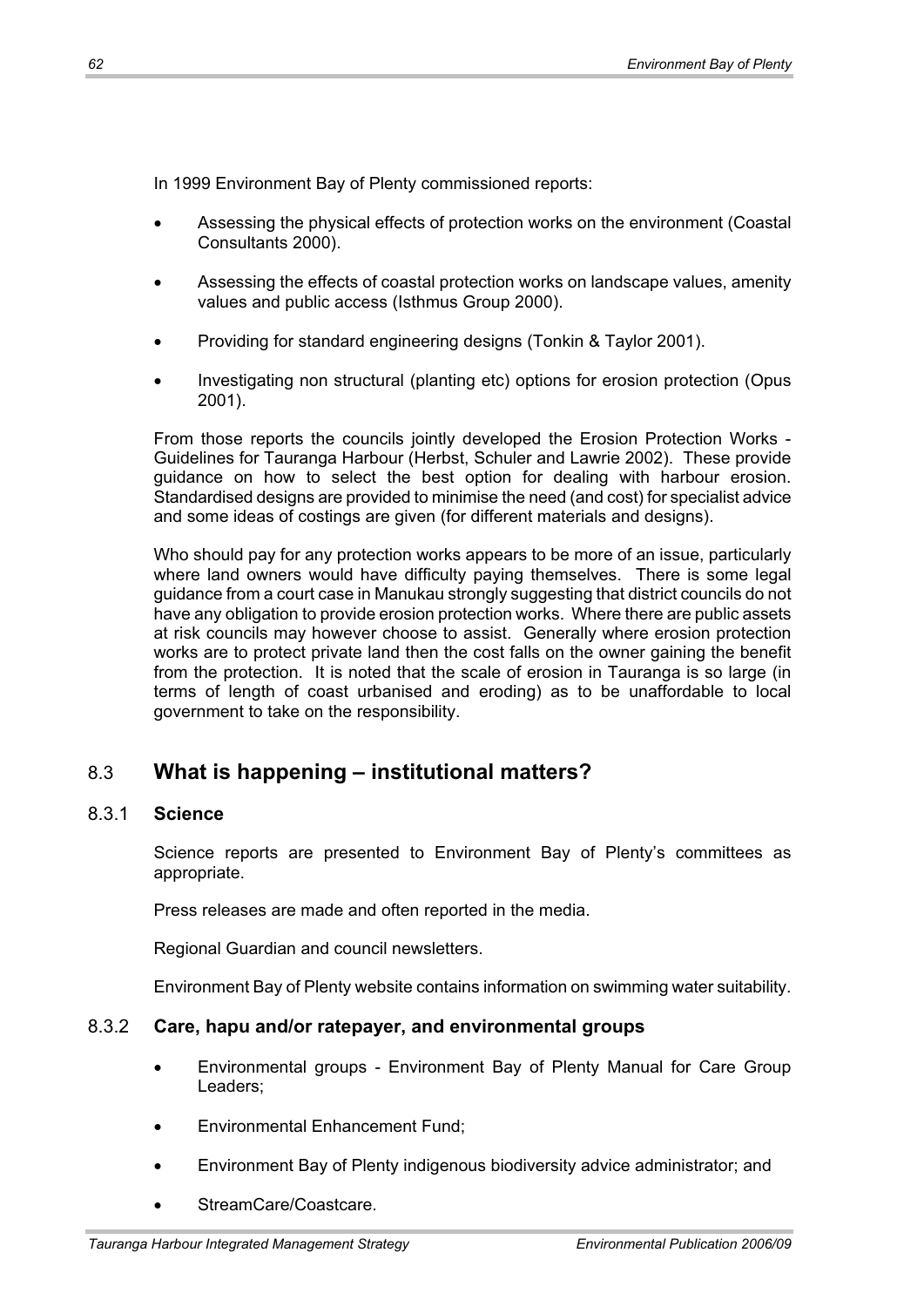In 1999 Environment Bay of Plenty commissioned reports:

- Assessing the physical effects of protection works on the environment (Coastal Consultants 2000).
- Assessing the effects of coastal protection works on landscape values, amenity values and public access (Isthmus Group 2000).
- Providing for standard engineering designs (Tonkin & Taylor 2001).
- Investigating non structural (planting etc) options for erosion protection (Opus 2001).

From those reports the councils jointly developed the Erosion Protection Works - Guidelines for Tauranga Harbour (Herbst, Schuler and Lawrie 2002). These provide guidance on how to select the best option for dealing with harbour erosion. Standardised designs are provided to minimise the need (and cost) for specialist advice and some ideas of costings are given (for different materials and designs).

Who should pay for any protection works appears to be more of an issue, particularly where land owners would have difficulty paying themselves. There is some legal guidance from a court case in Manukau strongly suggesting that district councils do not have any obligation to provide erosion protection works. Where there are public assets at risk councils may however choose to assist. Generally where erosion protection works are to protect private land then the cost falls on the owner gaining the benefit from the protection. It is noted that the scale of erosion in Tauranga is so large (in terms of length of coast urbanised and eroding) as to be unaffordable to local government to take on the responsibility.

## 8.3 What is happening – institutional matters?

### 8.3.1 Science

Science reports are presented to Environment Bay of Plenty's committees as appropriate.

Press releases are made and often reported in the media.

Regional Guardian and council newsletters.

Environment Bay of Plenty website contains information on swimming water suitability.

### 8.3.2 Care, hapu and/or ratepayer, and environmental groups

- Environmental groups - Environment Bay of Plenty Manual for Care Group Leaders;
- Environmental Enhancement Fund;
- Environment Bay of Plenty indigenous biodiversity advice administrator; and
- StreamCare/Coastcare.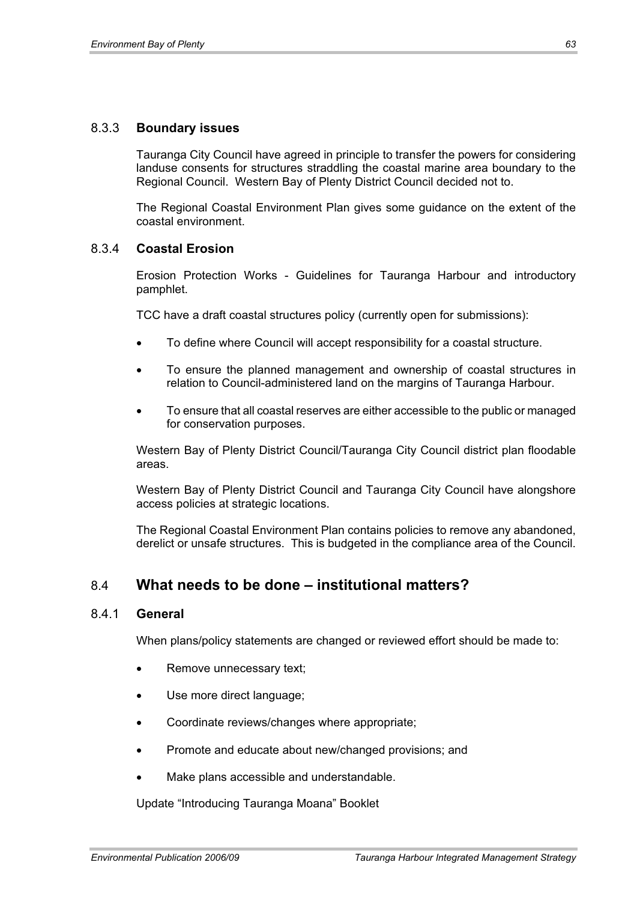### 8.3.3 **Boundary issues**

Tauranga City Council have agreed in principle to transfer the powers for considering landuse consents for structures straddling the coastal marine area boundary to the Regional Council. Western Bay of Plenty District Council decided not to.

The Regional Coastal Environment Plan gives some guidance on the extent of the coastal environment.

### 8.3.4 **Coastal Erosion**

Erosion Protection Works - Guidelines for Tauranga Harbour and introductory pamphlet.

TCC have a draft coastal structures policy (currently open for submissions):

- To define where Council will accept responsibility for a coastal structure.
- To ensure the planned management and ownership of coastal structures in relation to Council-administered land on the margins of Tauranga Harbour.
- To ensure that all coastal reserves are either accessible to the public or managed for conservation purposes.

Western Bay of Plenty District Council/Tauranga City Council district plan floodable areas.

Western Bay of Plenty District Council and Tauranga City Council have alongshore access policies at strategic locations.

The Regional Coastal Environment Plan contains policies to remove any abandoned, derelict or unsafe structures. This is budgeted in the compliance area of the Council.

## 8.4 **What needs to be done – institutional matters?**

### 8.4.1 **General**

When plans/policy statements are changed or reviewed effort should be made to:

- Remove unnecessary text;
- Use more direct language;
- Coordinate reviews/changes where appropriate;
- Promote and educate about new/changed provisions; and
- Make plans accessible and understandable.

Update "Introducing Tauranga Moana" Booklet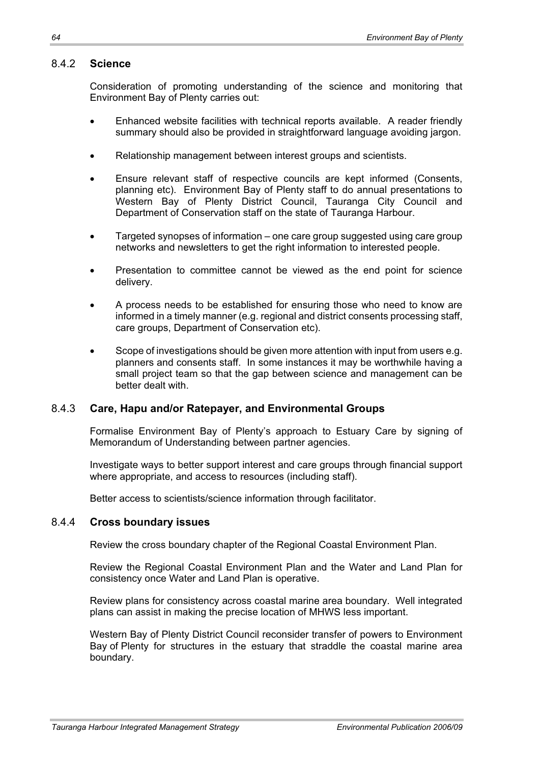### 8.4.2 **Science**

Consideration of promoting understanding of the science and monitoring that Environment Bay of Plenty carries out:

- Enhanced website facilities with technical reports available. A reader friendly summary should also be provided in straightforward language avoiding jargon.
- Relationship management between interest groups and scientists.
- Ensure relevant staff of respective councils are kept informed (Consents, planning etc). Environment Bay of Plenty staff to do annual presentations to Western Bay of Plenty District Council, Tauranga City Council and Department of Conservation staff on the state of Tauranga Harbour.
- Targeted synopses of information – one care group suggested using care group networks and newsletters to get the right information to interested people.
- Presentation to committee cannot be viewed as the end point for science delivery.
- A process needs to be established for ensuring those who need to know are informed in a timely manner (e.g. regional and district consents processing staff, care groups, Department of Conservation etc).
- Scope of investigations should be given more attention with input from users e.g. planners and consents staff. In some instances it may be worthwhile having a small project team so that the gap between science and management can be better dealt with.

### 8.4.3 **Care, Hapu and/or Ratepayer, and Environmental Groups**

Formalise Environment Bay of Plenty's approach to Estuary Care by signing of Memorandum of Understanding between partner agencies.

Investigate ways to better support interest and care groups through financial support where appropriate, and access to resources (including staff).

Better access to scientists/science information through facilitator.

### 8.4.4 **Cross boundary issues**

Review the cross boundary chapter of the Regional Coastal Environment Plan.

Review the Regional Coastal Environment Plan and the Water and Land Plan for consistency once Water and Land Plan is operative.

Review plans for consistency across coastal marine area boundary. Well integrated plans can assist in making the precise location of MHWS less important.

Western Bay of Plenty District Council reconsider transfer of powers to Environment Bay of Plenty for structures in the estuary that straddle the coastal marine area boundary.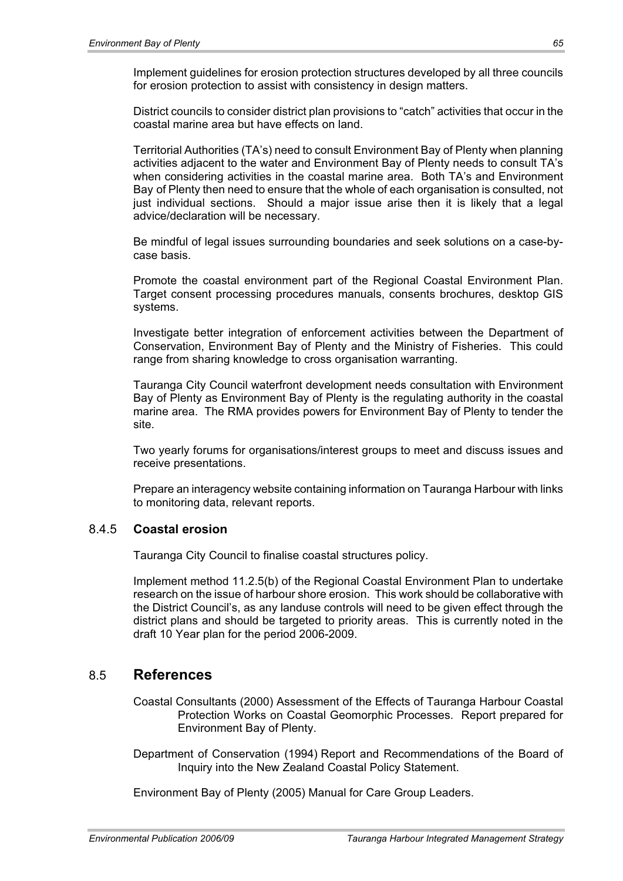Implement guidelines for erosion protection structures developed by all three councils for erosion protection to assist with consistency in design matters.

District councils to consider district plan provisions to "catch" activities that occur in the coastal marine area but have effects on land.

Territorial Authorities (TA's) need to consult Environment Bay of Plenty when planning activities adjacent to the water and Environment Bay of Plenty needs to consult TA's when considering activities in the coastal marine area. Both TA's and Environment Bay of Plenty then need to ensure that the whole of each organisation is consulted, not just individual sections. Should a major issue arise then it is likely that a legal advice/declaration will be necessary.

Be mindful of legal issues surrounding boundaries and seek solutions on a case-by-case basis.

Promote the coastal environment part of the Regional Coastal Environment Plan. Target consent processing procedures manuals, consents brochures, desktop GIS systems.

Investigate better integration of enforcement activities between the Department of Conservation, Environment Bay of Plenty and the Ministry of Fisheries. This could range from sharing knowledge to cross organisation warranting.

Tauranga City Council waterfront development needs consultation with Environment Bay of Plenty as Environment Bay of Plenty is the regulating authority in the coastal marine area. The RMA provides powers for Environment Bay of Plenty to tender the site.

Two yearly forums for organisations/interest groups to meet and discuss issues and receive presentations.

Prepare an interagency website containing information on Tauranga Harbour with links to monitoring data, relevant reports.

### 8.4.5 Coastal erosion

Tauranga City Council to finalise coastal structures policy.

Implement method 11.2.5(b) of the Regional Coastal Environment Plan to undertake research on the issue of harbour shore erosion. This work should be collaborative with the District Council's, as any landuse controls will need to be given effect through the district plans and should be targeted to priority areas. This is currently noted in the draft 10 Year plan for the period 2006-2009.

## 8.5 References

Coastal Consultants (2000) Assessment of the Effects of Tauranga Harbour Coastal Protection Works on Coastal Geomorphic Processes. Report prepared for Environment Bay of Plenty.

Department of Conservation (1994) Report and Recommendations of the Board of Inquiry into the New Zealand Coastal Policy Statement.

Environment Bay of Plenty (2005) Manual for Care Group Leaders.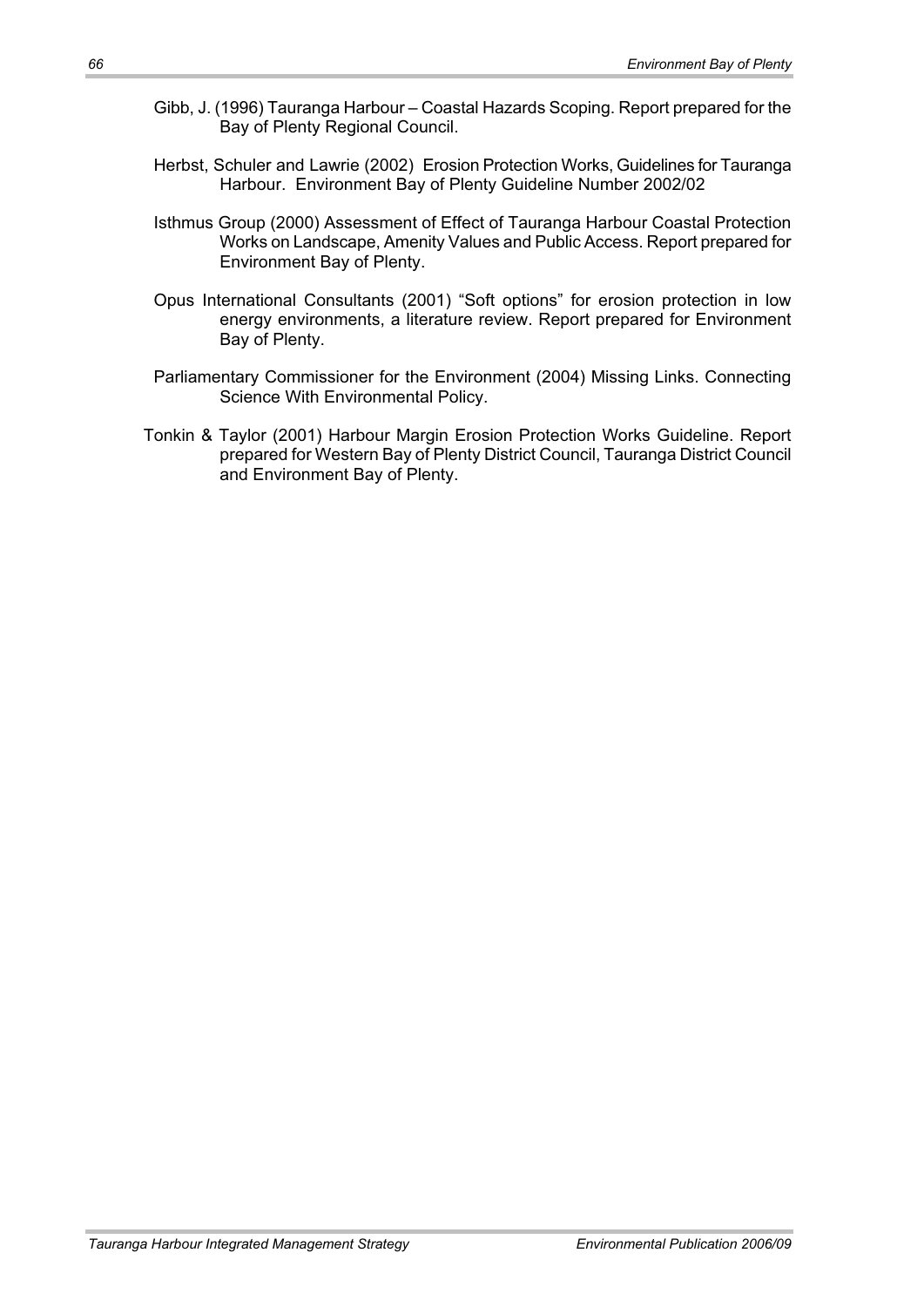Gibb, J. (1996) Tauranga Harbour – Coastal Hazards Scoping. Report prepared for the Bay of Plenty Regional Council.

Herbst, Schuler and Lawrie (2002) Erosion Protection Works, Guidelines for Tauranga Harbour. Environment Bay of Plenty Guideline Number 2002/02

Isthmus Group (2000) Assessment of Effect of Tauranga Harbour Coastal Protection Works on Landscape, Amenity Values and Public Access. Report prepared for Environment Bay of Plenty.

Opus International Consultants (2001) "Soft options" for erosion protection in low energy environments, a literature review. Report prepared for Environment Bay of Plenty.

Parliamentary Commissioner for the Environment (2004) Missing Links. Connecting Science With Environmental Policy.

Tonkin & Taylor (2001) Harbour Margin Erosion Protection Works Guideline. Report prepared for Western Bay of Plenty District Council, Tauranga District Council and Environment Bay of Plenty.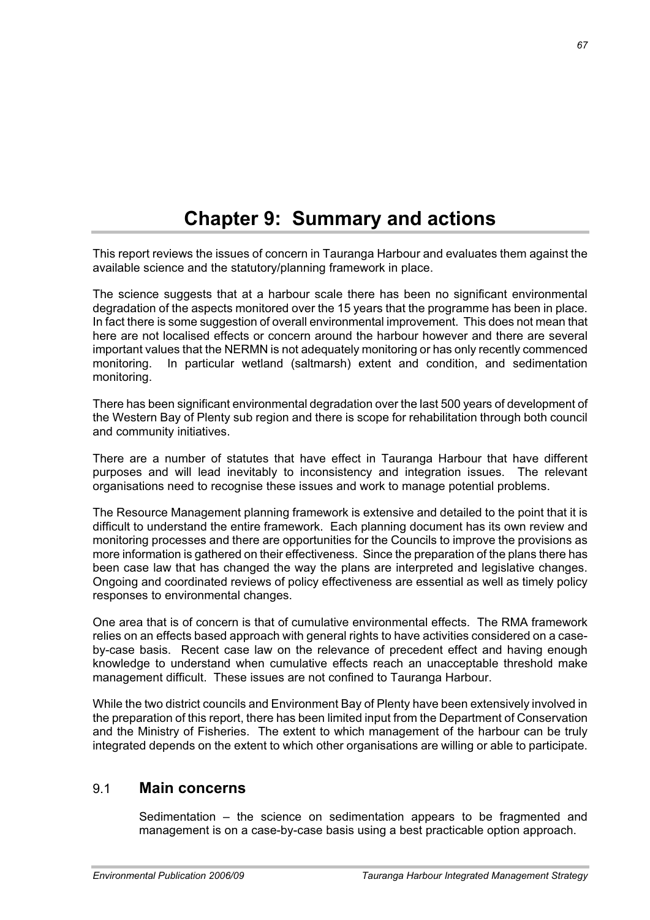# Chapter 9: Summary and actions

This report reviews the issues of concern in Tauranga Harbour and evaluates them against the available science and the statutory/planning framework in place.

The science suggests that at a harbour scale there has been no significant environmental degradation of the aspects monitored over the 15 years that the programme has been in place. In fact there is some suggestion of overall environmental improvement. This does not mean that here are not localised effects or concern around the harbour however and there are several important values that the NERMN is not adequately monitoring or has only recently commenced monitoring. In particular wetland (saltmarsh) extent and condition, and sedimentation monitoring.

There has been significant environmental degradation over the last 500 years of development of the Western Bay of Plenty sub region and there is scope for rehabilitation through both council and community initiatives.

There are a number of statutes that have effect in Tauranga Harbour that have different purposes and will lead inevitably to inconsistency and integration issues. The relevant organisations need to recognise these issues and work to manage potential problems.

The Resource Management planning framework is extensive and detailed to the point that it is difficult to understand the entire framework. Each planning document has its own review and monitoring processes and there are opportunities for the Councils to improve the provisions as more information is gathered on their effectiveness. Since the preparation of the plans there has been case law that has changed the way the plans are interpreted and legislative changes. Ongoing and coordinated reviews of policy effectiveness are essential as well as timely policy responses to environmental changes.

One area that is of concern is that of cumulative environmental effects. The RMA framework relies on an effects based approach with general rights to have activities considered on a case-by-case basis. Recent case law on the relevance of precedent effect and having enough knowledge to understand when cumulative effects reach an unacceptable threshold make management difficult. These issues are not confined to Tauranga Harbour.

While the two district councils and Environment Bay of Plenty have been extensively involved in the preparation of this report, there has been limited input from the Department of Conservation and the Ministry of Fisheries. The extent to which management of the harbour can be truly integrated depends on the extent to which other organisations are willing or able to participate.

## 9.1 Main concerns

Sedimentation – the science on sedimentation appears to be fragmented and management is on a case-by-case basis using a best practicable option approach.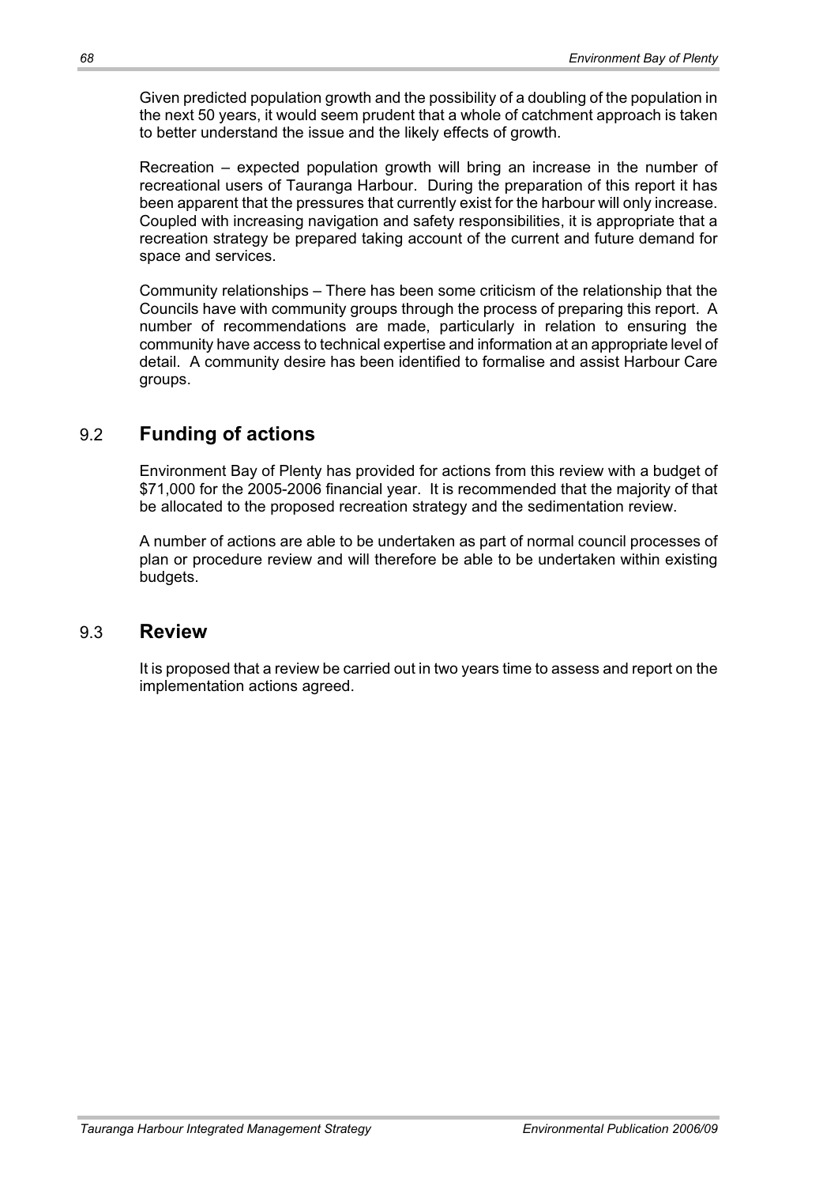Given predicted population growth and the possibility of a doubling of the population in the next 50 years, it would seem prudent that a whole of catchment approach is taken to better understand the issue and the likely effects of growth.

Recreation – expected population growth will bring an increase in the number of recreational users of Tauranga Harbour. During the preparation of this report it has been apparent that the pressures that currently exist for the harbour will only increase. Coupled with increasing navigation and safety responsibilities, it is appropriate that a recreation strategy be prepared taking account of the current and future demand for space and services.

Community relationships – There has been some criticism of the relationship that the Councils have with community groups through the process of preparing this report. A number of recommendations are made, particularly in relation to ensuring the community have access to technical expertise and information at an appropriate level of detail. A community desire has been identified to formalise and assist Harbour Care groups.

## 9.2 Funding of actions

Environment Bay of Plenty has provided for actions from this review with a budget of $71,000 for the 2005-2006 financial year. It is recommended that the majority of that be allocated to the proposed recreation strategy and the sedimentation review.

A number of actions are able to be undertaken as part of normal council processes of plan or procedure review and will therefore be able to be undertaken within existing budgets.

## 9.3 Review

It is proposed that a review be carried out in two years time to assess and report on the implementation actions agreed.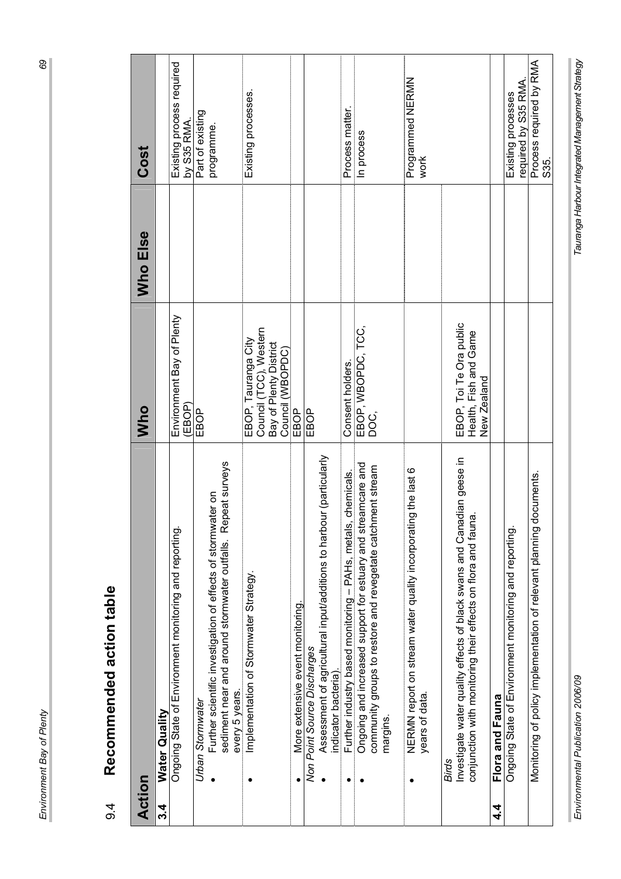## 9.4 Recommended action table

| Action | | Who | Who Else | Cost |
|---|---|---|---|---|
| **3.4** | **Water Quality** | | | |
| | Ongoing State of Environment monitoring and reporting. | Environment Bay of Plenty (EBOP) | | Existing process required by S35 RMA. |
| | *Urban Stormwater* | | | |
| | • Further scientific investigation of effects of stormwater on sediment near and around stormwater outfalls. Repeat surveys every 5 years. | EBOP | | Part of existing programme. |
| | • Implementation of Stormwater Strategy. | EBOP, Tauranga City Council (TCC), Western Bay of Plenty District Council (WBOPDC) | | Existing processes. |
| | • More extensive event monitoring. | EBOP | | |
| | *Non Point Source Discharges* | | | |
| | • Assessment of agricultural input/additions to harbour (particularly indicator bacteria). | EBOP | | |
| | • Further industry based monitoring – PAHs, metals, chemicals. | Consent holders. | | Process matter. |
| | • Ongoing and increased support for estuary and streamcare and community groups to restore and revegetate catchment stream margins. | EBOP, WBOPDC, TCC, DOC, | | In process |
| | • NERMN report on stream water quality incorporating the last 6 years of data. | | | Programmed NERMN work |
| | *Birds* | | | |
| | Investigate water quality effects of black swans and Canadian geese in conjunction with monitoring their effects on flora and fauna. | EBOP, Toi Te Ora public Health, Fish and Game New Zealand | | |
| **4.4** | **Flora and Fauna** | | | |
| | Ongoing State of Environment monitoring and reporting. | | | Existing processes required by S35 RMA. |
| | Monitoring of policy implementation of relevant planning documents. | | | Process required by RMA S35. |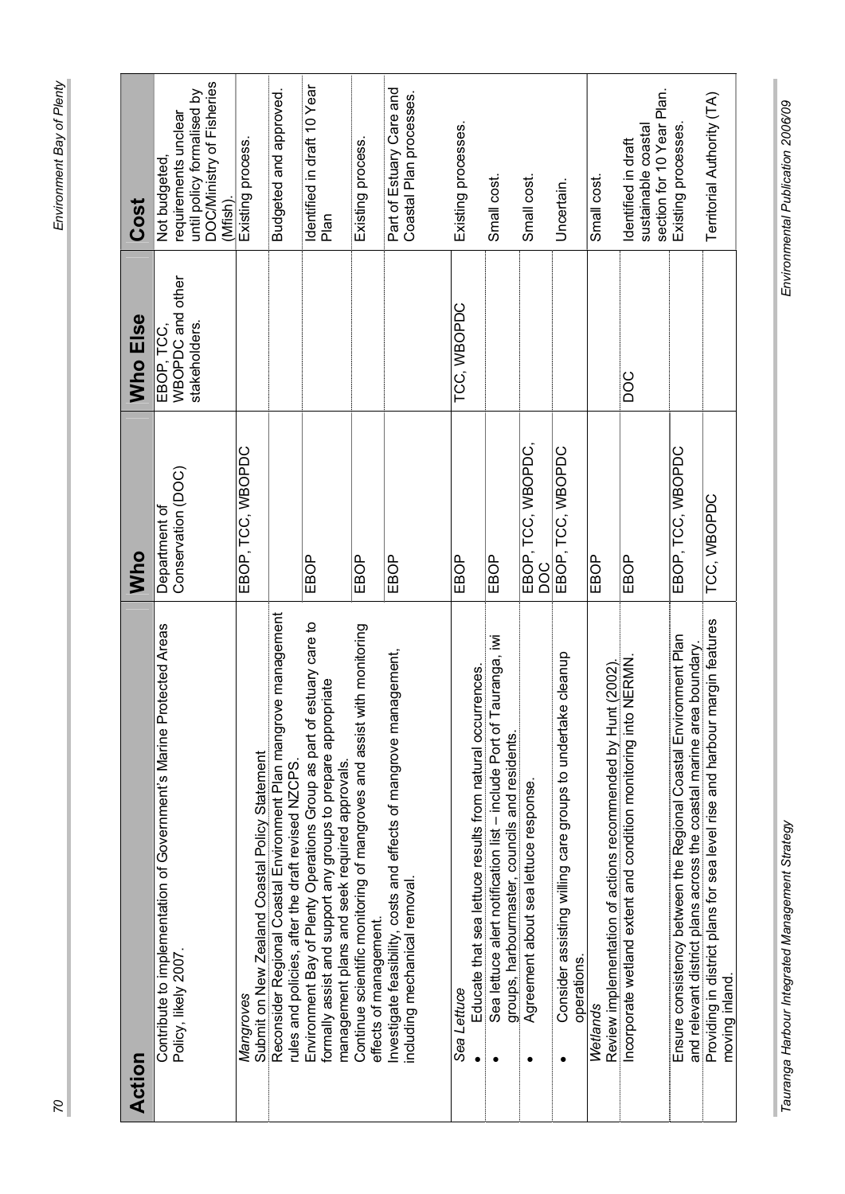| Action | Who | Who Else | Cost |
|---|---|---|---|
| Contribute to implementation of Government's Marine Protected Areas Policy, likely 2007. | Department of Conservation (DOC) | EBOP, TCC, WBOPDC and other stakeholders. | Not budgeted, requirements unclear until policy formalised by DOC/Ministry of Fisheries (Mfish). |
| *Mangroves* Submit on New Zealand Coastal Policy Statement | EBOP, TCC, WBOPDC | | Existing process. |
| Reconsider Regional Coastal Environment Plan mangrove management rules and policies, after the draft revised NZCPS. | | | Budgeted and approved. |
| Environment Bay of Plenty Operations Group as part of estuary care to formally assist and support any groups to prepare appropriate management plans and seek required approvals. | EBOP | | Identified in draft 10 Year Plan |
| Continue scientific monitoring of mangroves and assist with monitoring effects of management. | EBOP | | Existing process. |
| Investigate feasibility, costs and effects of mangrove management, including mechanical removal. | EBOP | | Part of Estuary Care and Coastal Plan processes. |
| *Sea Lettuce*<br>• Educate that sea lettuce results from natural occurrences. | EBOP | TCC, WBOPDC | Existing processes. |
| • Sea lettuce alert notification list – include Port of Tauranga, iwi groups, harbourmaster, councils and residents. | EBOP | | Small cost. |
| • Agreement about sea lettuce response. | EBOP, TCC, WBOPDC, DOC | | Small cost. |
| • Consider assisting willing care groups to undertake cleanup operations. | EBOP, TCC, WBOPDC | | Uncertain. |
| *Wetlands* Review implementation of actions recommended by Hunt (2002). | EBOP | | Small cost. |
| Incorporate wetland extent and condition monitoring into NERMN. | EBOP | DOC | Identified in draft sustainable coastal section for 10 Year Plan. |
| Ensure consistency between the Regional Coastal Environment Plan and relevant district plans across the coastal marine area boundary. | EBOP, TCC, WBOPDC | | Existing processes. |
| Providing in district plans for sea level rise and harbour margin features moving inland. | TCC, WBOPDC | | Territorial Authority (TA) |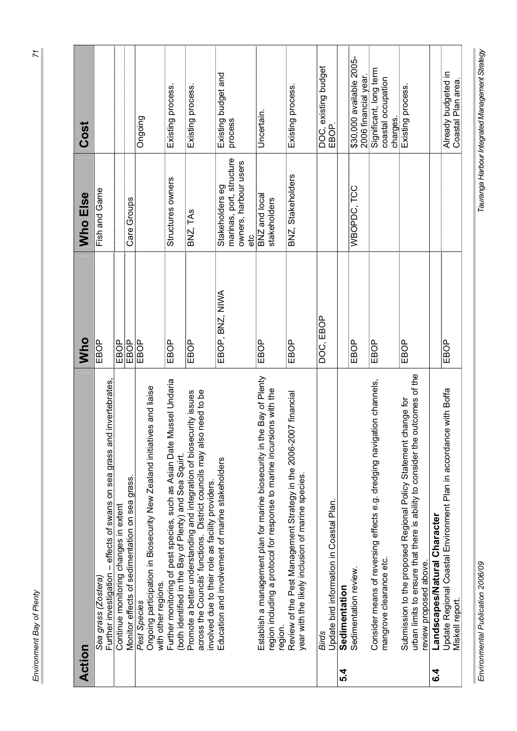| Action | | Who | Who Else | Cost |
|---|---|---|---|---|
| | *Sea grass (Zostera)* Further investigation – effects of swans on sea grass and invertebrates. | EBOP | Fish and Game | |
| | Continue monitoring changes in extent | EBOP | | |
| | Monitor effects of sedimentation on sea grass. | EBOP | Care Groups | |
| | *Pest Species* Ongoing participation in Biosecurity New Zealand initiatives and liaise with other regions. | EBOP | | Ongoing |
| | Further monitoring of pest species, such as Asian Date Mussel Undaria (both identified in the Bay of Plenty) and Sea Squirt. | EBOP | Structures owners | Existing process. |
| | Promote a better understanding and integration of biosecurity issues across the Councils' functions. District councils may also need to be involved due to their role as facility providers. | EBOP | BNZ, TAs | Existing process. |
| | Education and involvement of marine stakeholders | EBOP, BNZ, NIWA | Stakeholders eg marinas, port, structure owners, harbour users etc | Existing budget and process |
| | Establish a management plan for marine biosecurity in the Bay of Plenty region including a protocol for response to marine incursions with the region. | EBOP | BNZ and local stakeholders | Uncertain. |
| | Review of the Pest Management Strategy in the 2006-2007 financial year with the likely inclusion of marine species. | EBOP | BNZ, Stakeholders | Existing process. |
| | *Birds* Update bird information in Coastal Plan. | DOC, EBOP | | DOC, existing budget EBOP. |
| **5.4** | **Sedimentation** Sedimentation review. | EBOP | WBOPDC, TCC | $30,000 available 2005-2006 financial year. |
| | Consider means of reversing effects e.g. dredging navigation channels, mangrove clearance etc. | EBOP | | Significant, long term coastal occupation charges. |
| | Submission to the proposed Regional Policy Statement change for urban limits to ensure that there is ability to consider the outcomes of the review proposed above. | EBOP | | Existing process. |
| **6.4** | **Landscapes/Natural Character** | | | |
| | Update Regional Coastal Environment Plan in accordance with Boffa Miskell report. | EBOP | | Already budgeted in Coastal Plan area. |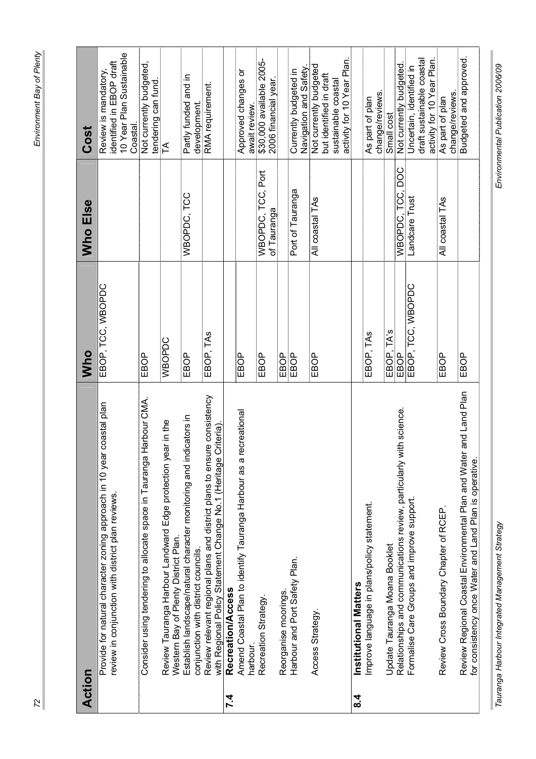| | Action | Who | Who Else | Cost |
|---|---|---|---|---|
| | Provide for natural character zoning approach in 10 year coastal plan review in conjunction with district plan reviews. | EBOP, TCC, WBOPDC | | Review is mandatory, identified in EBOP draft 10 Year Plan Sustainable Coastal. |
| | Consider using tendering to allocate space in Tauranga Harbour CMA. | EBOP | | Not currently budgeted, tendering can fund. |
| | Review Tauranga Harbour Landward Edge protection year in the Western Bay of Plenty District Plan. | WBOPDC | | TA |
| | Establish landscape/natural character monitoring and indicators in conjunction with district councils. | EBOP | WBOPDC, TCC | Partly funded and in development. |
| | Review relevant regional plans and district plans to ensure consistency with Regional Policy Statement Change No.1 (Heritage Criteria). | EBOP, TAs | | RMA requirement. |
| **7.4** | **Recreation/Access** | | | |
| | Amend Coastal Plan to identify Tauranga Harbour as a recreational harbour. | EBOP | | Approved changes or await review. |
| | Recreation Strategy. | EBOP | WBOPDC, TCC, Port of Tauranga | $30,000 available 2005-2006 financial year. |
| | Reorganise moorings. | EBOP | | |
| | Harbour and Port Safety Plan. | EBOP | Port of Tauranga | Currently budgeted in Navigation and Safety. |
| | Access Strategy. | EBOP | All coastal TAs | Not currently budgeted but identified in draft sustainable coastal activity for 10 Year Plan. |
| **8.4** | **Institutional Matters** | | | |
| | Improve language in plans/policy statement. | EBOP, TAs | | As part of plan change/reviews. |
| | Update Tauranga Moana Booklet | EBOP, TA's | | Small cost |
| | Relationships and communications review, particularly with science. | EBOP | WBOPDC, TCC, DOC | Not currently budgeted. |
| | Formalise Care Groups and improve support. | EBOP, TCC, WBOPDC | Landcare Trust | Uncertain, identified in draft sustainable coastal activity for 10 Year Plan. |
| | Review Cross Boundary Chapter of RCEP. | EBOP | All coastal TAs | As part of plan change/reviews. |
| | Review Regional Coastal Environmental Plan and Water and Land Plan for consistency once Water and Land Plan is operative. | EBOP | | Budgeted and approved. |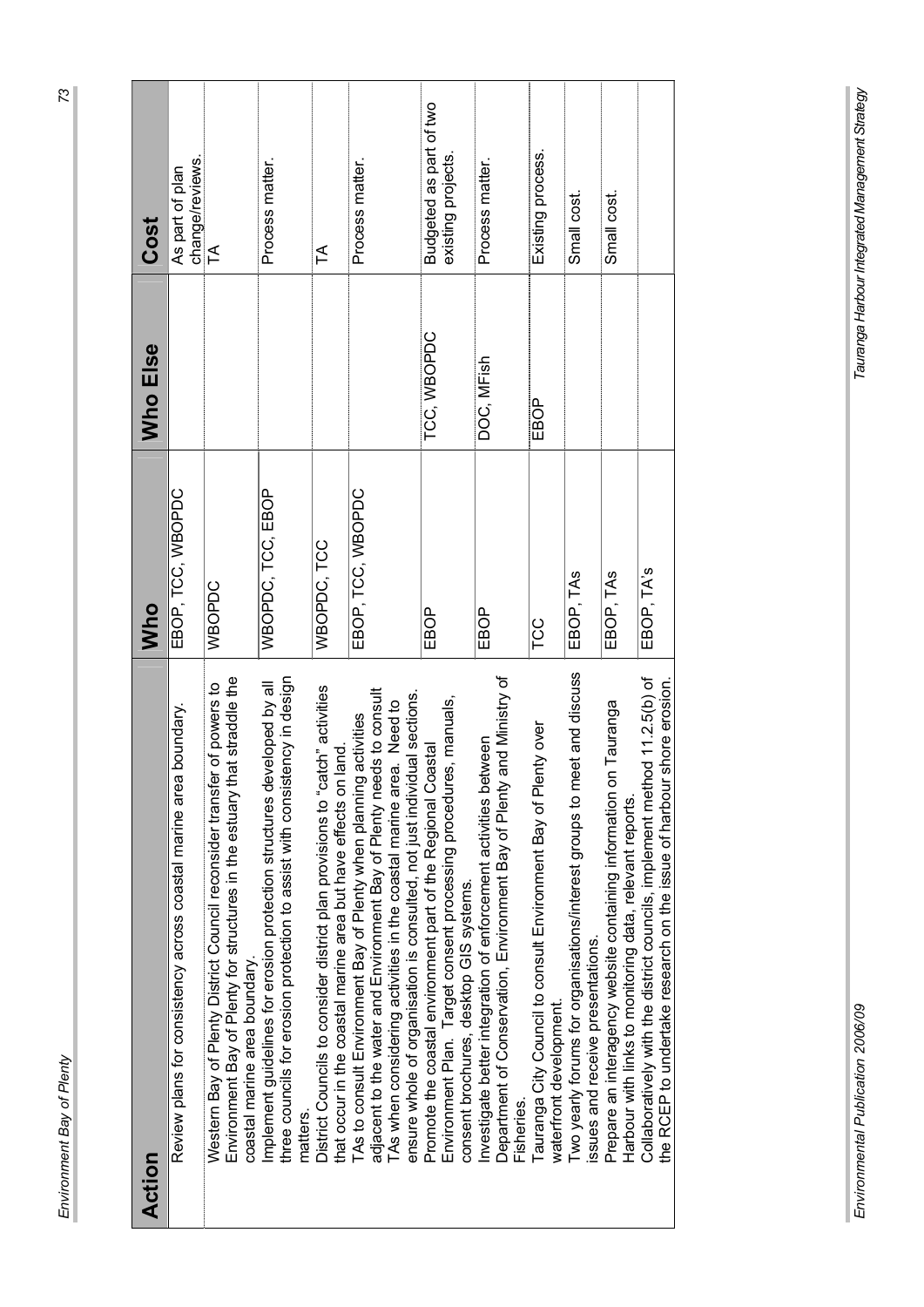| Action | Who | Who Else | Cost |
|---|---|---|---|
| Review plans for consistency across coastal marine area boundary. | EBOP, TCC, WBOPDC | | As part of plan change/reviews. |
| Western Bay of Plenty District Council reconsider transfer of powers to Environment Bay of Plenty for structures in the estuary that straddle the coastal marine area boundary. | WBOPDC | | TA |
| Implement guidelines for erosion protection structures developed by all three councils for erosion protection to assist with consistency in design matters. | WBOPDC, TCC, EBOP | | Process matter. |
| District Councils to consider district plan provisions to "catch" activities that occur in the coastal marine area but have effects on land. | WBOPDC, TCC | | TA |
| TAs to consult Environment Bay of Plenty when planning activities adjacent to the water and Environment Bay of Plenty needs to consult TAs when considering activities in the coastal marine area. Need to ensure whole of organisation is consulted, not just individual sections. | EBOP, TCC, WBOPDC | | Process matter. |
| Promote the coastal environment part of the Regional Coastal Environment Plan. Target consent processing procedures, manuals, consent brochures, desktop GIS systems. | EBOP | TCC, WBOPDC | Budgeted as part of two existing projects. |
| Investigate better integration of enforcement activities between Department of Conservation, Environment Bay of Plenty and Ministry of Fisheries. | EBOP | DOC, MFish | Process matter. |
| Tauranga City Council to consult Environment Bay of Plenty over waterfront development. | TCC | EBOP | Existing process. |
| Two yearly forums for organisations/interest groups to meet and discuss issues and receive presentations. | EBOP, TAs | | Small cost. |
| Prepare an interagency website containing information on Tauranga Harbour with links to monitoring data, relevant reports. | EBOP, TAs | | Small cost. |
| Collaboratively with the district councils, implement method 11.2.5(b) of the RCEP to undertake research on the issue of harbour shore erosion. | EBOP, TA's | | |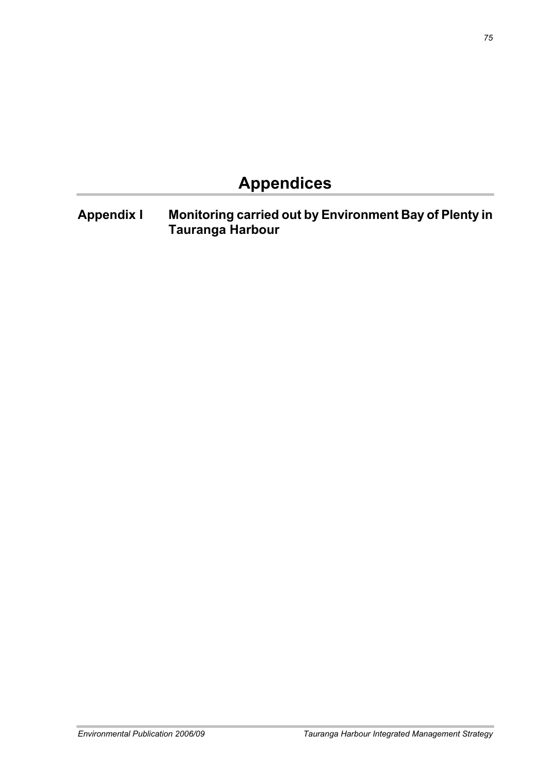# Appendices

## Appendix I Monitoring carried out by Environment Bay of Plenty in Tauranga Harbour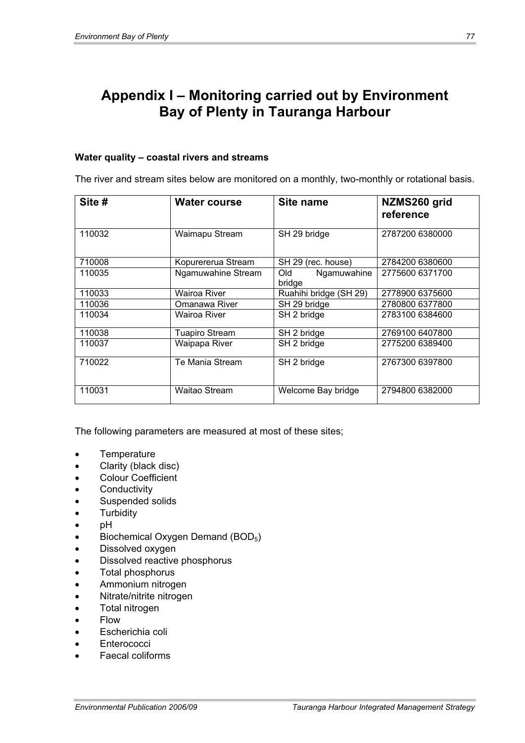# Appendix I – Monitoring carried out by Environment Bay of Plenty in Tauranga Harbour

**Water quality – coastal rivers and streams**

The river and stream sites below are monitored on a monthly, two-monthly or rotational basis.

| Site # | Water course | Site name | NZMS260 grid reference |
|---|---|---|---|
| 110032 | Waimapu Stream | SH 29 bridge | 2787200 6380000 |
| 710008 | Kopurererua Stream | SH 29 (rec. house) | 2784200 6380600 |
| 110035 | Ngamuwahine Stream | Old Ngamuwahine bridge | 2775600 6371700 |
| 110033 | Wairoa River | Ruahihi bridge (SH 29) | 2778900 6375600 |
| 110036 | Omanawa River | SH 29 bridge | 2780800 6377800 |
| 110034 | Wairoa River | SH 2 bridge | 2783100 6384600 |
| 110038 | Tuapiro Stream | SH 2 bridge | 2769100 6407800 |
| 110037 | Waipapa River | SH 2 bridge | 2775200 6389400 |
| 710022 | Te Mania Stream | SH 2 bridge | 2767300 6397800 |
| 110031 | Waitao Stream | Welcome Bay bridge | 2794800 6382000 |

The following parameters are measured at most of these sites;

- Temperature
- Clarity (black disc)
- Colour Coefficient
- Conductivity
- Suspended solids
- Turbidity
- pH
- Biochemical Oxygen Demand ($BOD_5$)
- Dissolved oxygen
- Dissolved reactive phosphorus
- Total phosphorus
- Ammonium nitrogen
- Nitrate/nitrite nitrogen
- Total nitrogen
- Flow
- Escherichia coli
- Enterococci
- Faecal coliforms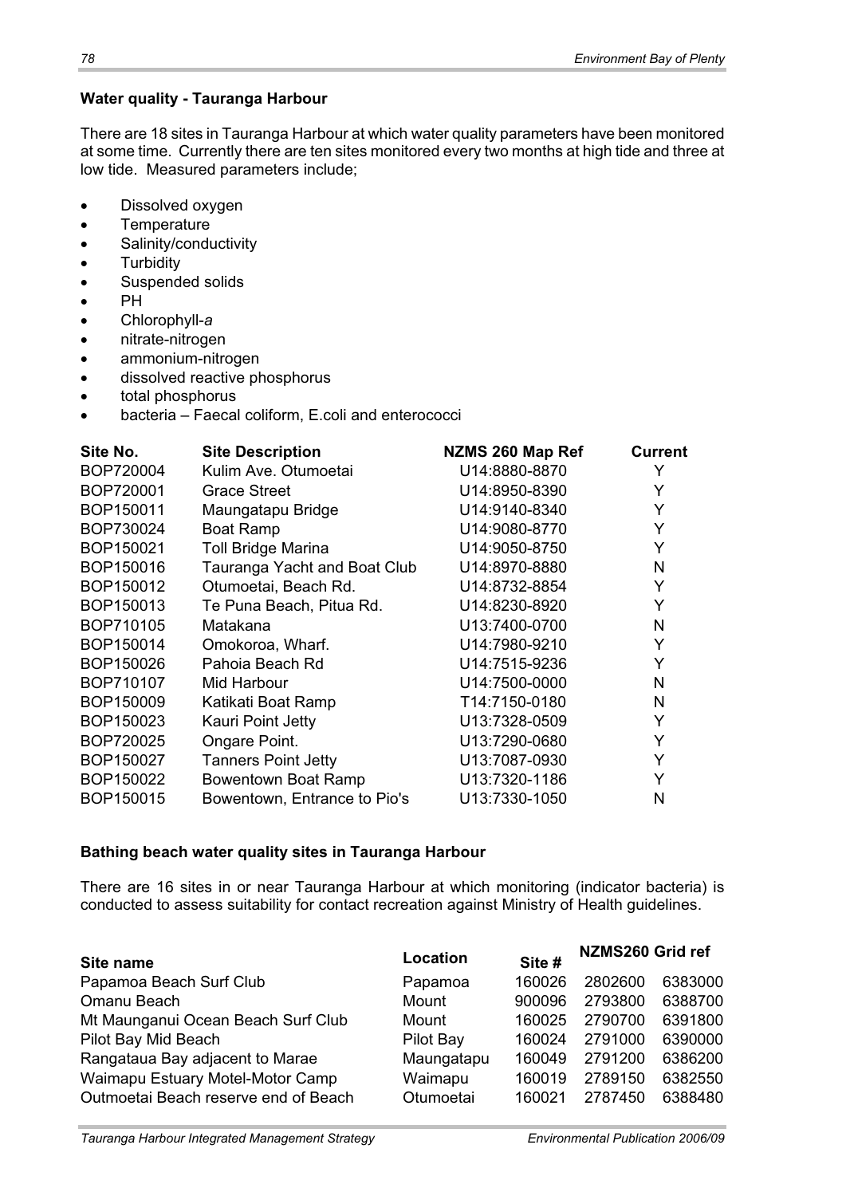**Water quality - Tauranga Harbour**

There are 18 sites in Tauranga Harbour at which water quality parameters have been monitored at some time. Currently there are ten sites monitored every two months at high tide and three at low tide. Measured parameters include;

- Dissolved oxygen
- Temperature
- Salinity/conductivity
- Turbidity
- Suspended solids
- PH
- Chlorophyll-*a*
- nitrate-nitrogen
- ammonium-nitrogen
- dissolved reactive phosphorus
- total phosphorus
- bacteria – Faecal coliform, E.coli and enterococci

| Site No. | Site Description | NZMS 260 Map Ref | Current |
|---|---|---|---|
| BOP720004 | Kulim Ave. Otumoetai | U14:8880-8870 | Y |
| BOP720001 | Grace Street | U14:8950-8390 | Y |
| BOP150011 | Maungatapu Bridge | U14:9140-8340 | Y |
| BOP730024 | Boat Ramp | U14:9080-8770 | Y |
| BOP150021 | Toll Bridge Marina | U14:9050-8750 | Y |
| BOP150016 | Tauranga Yacht and Boat Club | U14:8970-8880 | N |
| BOP150012 | Otumoetai, Beach Rd. | U14:8732-8854 | Y |
| BOP150013 | Te Puna Beach, Pitua Rd. | U14:8230-8920 | Y |
| BOP710105 | Matakana | U13:7400-0700 | N |
| BOP150014 | Omokoroa, Wharf. | U14:7980-9210 | Y |
| BOP150026 | Pahoia Beach Rd | U14:7515-9236 | Y |
| BOP710107 | Mid Harbour | U14:7500-0000 | N |
| BOP150009 | Katikati Boat Ramp | T14:7150-0180 | N |
| BOP150023 | Kauri Point Jetty | U13:7328-0509 | Y |
| BOP720025 | Ongare Point. | U13:7290-0680 | Y |
| BOP150027 | Tanners Point Jetty | U13:7087-0930 | Y |
| BOP150022 | Bowentown Boat Ramp | U13:7320-1186 | Y |
| BOP150015 | Bowentown, Entrance to Pio's | U13:7330-1050 | N |

**Bathing beach water quality sites in Tauranga Harbour**

There are 16 sites in or near Tauranga Harbour at which monitoring (indicator bacteria) is conducted to assess suitability for contact recreation against Ministry of Health guidelines.

| Site name | Location | Site # | NZMS260 Grid ref | |
|---|---|---|---|---|
| Papamoa Beach Surf Club | Papamoa | 160026 | 2802600 | 6383000 |
| Omanu Beach | Mount | 900096 | 2793800 | 6388700 |
| Mt Maunganui Ocean Beach Surf Club | Mount | 160025 | 2790700 | 6391800 |
| Pilot Bay Mid Beach | Pilot Bay | 160024 | 2791000 | 6390000 |
| Rangataua Bay adjacent to Marae | Maungatapu | 160049 | 2791200 | 6386200 |
| Waimapu Estuary Motel-Motor Camp | Waimapu | 160019 | 2789150 | 6382550 |
| Outmoetai Beach reserve end of Beach | Otumoetai | 160021 | 2787450 | 6388480 |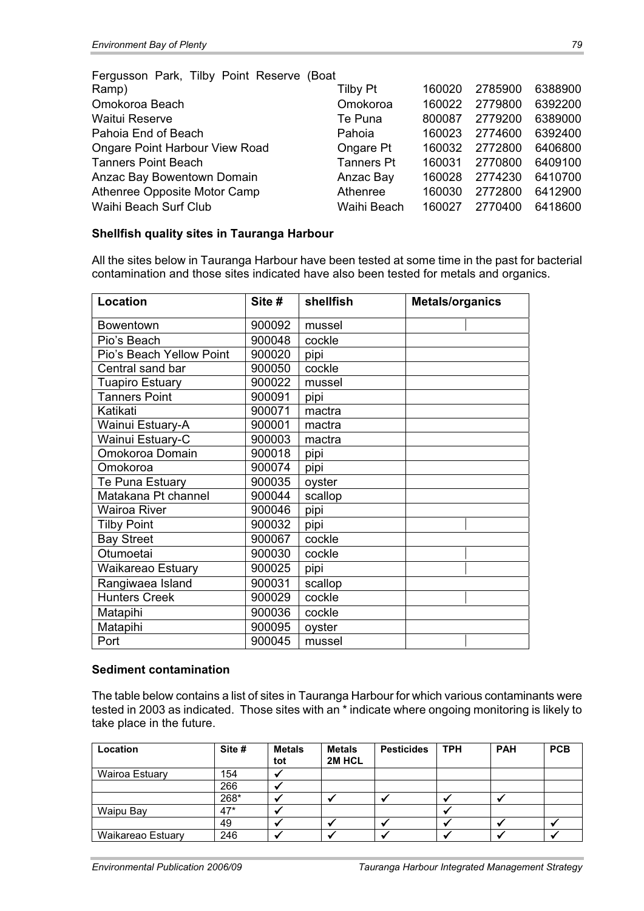| | | | | |
|---|---|---|---|---|
| Fergusson Park, Tilby Point Reserve (Boat Ramp) | Tilby Pt | 160020 | 2785900 | 6388900 |
| Omokoroa Beach | Omokoroa | 160022 | 2779800 | 6392200 |
| Waitui Reserve | Te Puna | 800087 | 2779200 | 6389000 |
| Pahoia End of Beach | Pahoia | 160023 | 2774600 | 6392400 |
| Ongare Point Harbour View Road | Ongare Pt | 160032 | 2772800 | 6406800 |
| Tanners Point Beach | Tanners Pt | 160031 | 2770800 | 6409100 |
| Anzac Bay Bowentown Domain | Anzac Bay | 160028 | 2774230 | 6410700 |
| Athenree Opposite Motor Camp | Athenree | 160030 | 2772800 | 6412900 |
| Waihi Beach Surf Club | Waihi Beach | 160027 | 2770400 | 6418600 |

**Shellfish quality sites in Tauranga Harbour**

All the sites below in Tauranga Harbour have been tested at some time in the past for bacterial contamination and those sites indicated have also been tested for metals and organics.

| Location | Site # | shellfish | Metals/organics |
|---|---|---|---|
| Bowentown | 900092 | mussel | ✓ |
| Pio's Beach | 900048 | cockle | |
| Pio's Beach Yellow Point | 900020 | pipi | |
| Central sand bar | 900050 | cockle | |
| Tuapiro Estuary | 900022 | mussel | |
| Tanners Point | 900091 | pipi | |
| Katikati | 900071 | mactra | |
| Wainui Estuary-A | 900001 | mactra | |
| Wainui Estuary-C | 900003 | mactra | |
| Omokoroa Domain | 900018 | pipi | |
| Omokoroa | 900074 | pipi | |
| Te Puna Estuary | 900035 | oyster | |
| Matakana Pt channel | 900044 | scallop | |
| Wairoa River | 900046 | pipi | |
| Tilby Point | 900032 | pipi | ✓ |
| Bay Street | 900067 | cockle | |
| Otumoetai | 900030 | cockle | ✓ |
| Waikareao Estuary | 900025 | pipi | ✓ |
| Rangiwaea Island | 900031 | scallop | |
| Hunters Creek | 900029 | cockle | ✓ |
| Matapihi | 900036 | cockle | |
| Matapihi | 900095 | oyster | |
| Port | 900045 | mussel | ✓ |

**Sediment contamination**

The table below contains a list of sites in Tauranga Harbour for which various contaminants were tested in 2003 as indicated. Those sites with an * indicate where ongoing monitoring is likely to take place in the future.

| Location | Site # | Metals tot | Metals 2M HCL | Pesticides | TPH | PAH | PCB |
|---|---|---|---|---|---|---|---|
| Wairoa Estuary | 154 | ✓ | | | | | |
| | 266 | ✓ | | | | | |
| | 268* | ✓ | ✓ | ✓ | ✓ | ✓ | |
| Waipu Bay | 47* | ✓ | | | ✓ | | |
| | 49 | ✓ | ✓ | ✓ | ✓ | ✓ | ✓ |
| Waikareao Estuary | 246 | ✓ | ✓ | ✓ | ✓ | ✓ | ✓ |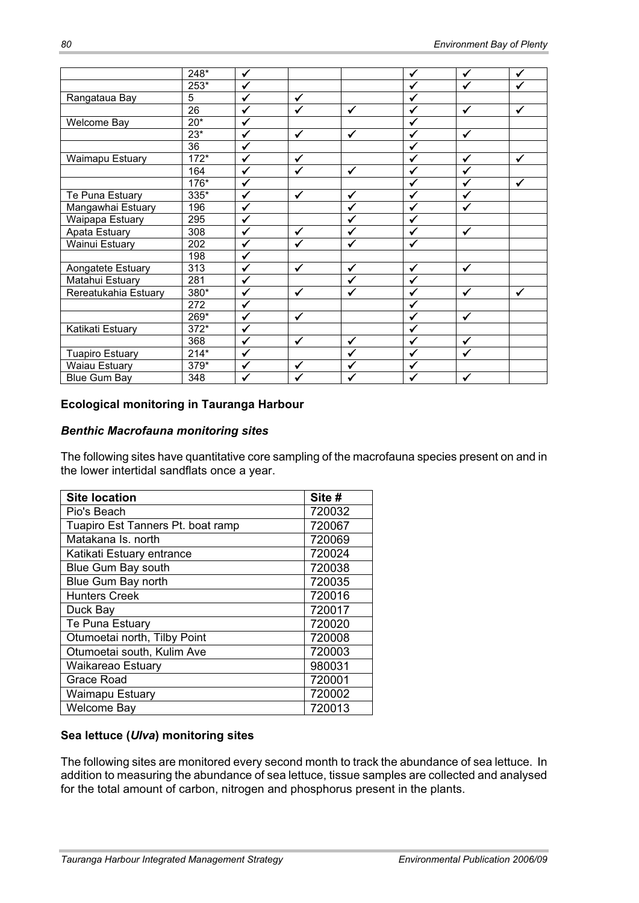| | | | | | | | |
|---|---|---|---|---|---|---|---|
| | 248* | ✓ | | | ✓ | ✓ | ✓ |
| | 253* | ✓ | | | ✓ | ✓ | ✓ |
| Rangataua Bay | 5 | ✓ | ✓ | | ✓ | | |
| | 26 | ✓ | ✓ | ✓ | ✓ | ✓ | ✓ |
| Welcome Bay | 20* | ✓ | | | ✓ | | |
| | 23* | ✓ | ✓ | ✓ | ✓ | ✓ | |
| | 36 | ✓ | | | ✓ | | |
| Waimapu Estuary | 172* | ✓ | ✓ | | ✓ | ✓ | ✓ |
| | 164 | ✓ | ✓ | ✓ | ✓ | ✓ | |
| | 176* | ✓ | | | ✓ | ✓ | ✓ |
| Te Puna Estuary | 335* | ✓ | ✓ | ✓ | ✓ | ✓ | |
| Mangawhai Estuary | 196 | ✓ | | ✓ | ✓ | ✓ | |
| Waipapa Estuary | 295 | ✓ | | ✓ | ✓ | | |
| Apata Estuary | 308 | ✓ | ✓ | ✓ | ✓ | ✓ | |
| Wainui Estuary | 202 | ✓ | ✓ | ✓ | ✓ | | |
| | 198 | ✓ | | | | | |
| Aongatete Estuary | 313 | ✓ | ✓ | ✓ | ✓ | ✓ | |
| Matahui Estuary | 281 | ✓ | | ✓ | ✓ | | |
| Rereatukahia Estuary | 380* | ✓ | ✓ | ✓ | ✓ | ✓ | ✓ |
| | 272 | ✓ | | | ✓ | | |
| | 269* | ✓ | ✓ | | ✓ | ✓ | |
| Katikati Estuary | 372* | ✓ | | | ✓ | | |
| | 368 | ✓ | ✓ | ✓ | ✓ | ✓ | |
| Tuapiro Estuary | 214* | ✓ | | ✓ | ✓ | ✓ | |
| Waiau Estuary | 379* | ✓ | ✓ | ✓ | ✓ | | |
| Blue Gum Bay | 348 | ✓ | ✓ | ✓ | ✓ | ✓ | |

### Ecological monitoring in Tauranga Harbour

#### *Benthic Macrofauna monitoring sites*

The following sites have quantitative core sampling of the macrofauna species present on and in the lower intertidal sandflats once a year.

| Site location | Site # |
|---|---|
| Pio's Beach | 720032 |
| Tuapiro Est Tanners Pt. boat ramp | 720067 |
| Matakana Is. north | 720069 |
| Katikati Estuary entrance | 720024 |
| Blue Gum Bay south | 720038 |
| Blue Gum Bay north | 720035 |
| Hunters Creek | 720016 |
| Duck Bay | 720017 |
| Te Puna Estuary | 720020 |
| Otumoetai north, Tilby Point | 720008 |
| Otumoetai south, Kulim Ave | 720003 |
| Waikareao Estuary | 980031 |
| Grace Road | 720001 |
| Waimapu Estuary | 720002 |
| Welcome Bay | 720013 |

#### Sea lettuce (*Ulva*) monitoring sites

The following sites are monitored every second month to track the abundance of sea lettuce. In addition to measuring the abundance of sea lettuce, tissue samples are collected and analysed for the total amount of carbon, nitrogen and phosphorus present in the plants.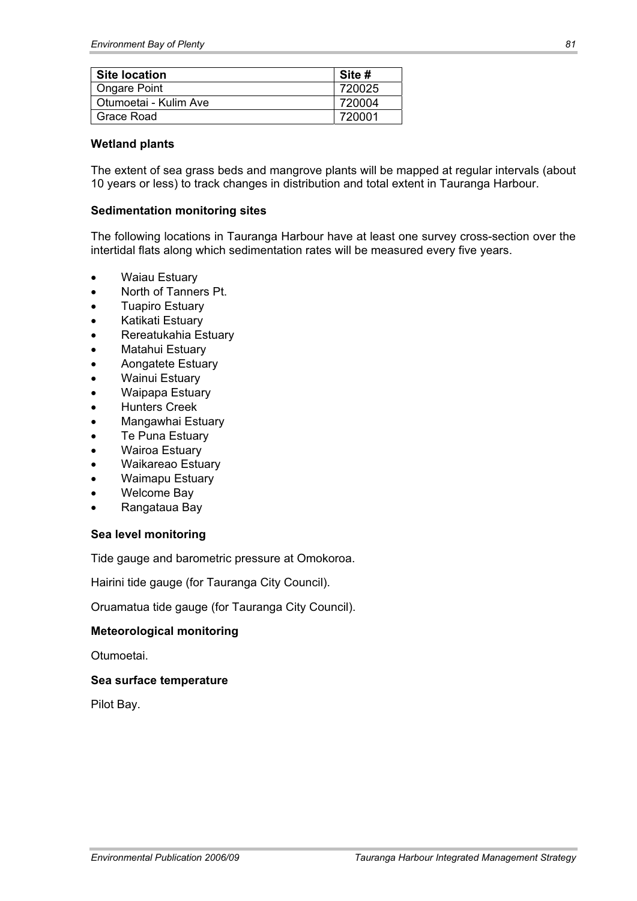| Site location | Site # |
| --- | --- |
| Ongare Point | 720025 |
| Otumoetai - Kulim Ave | 720004 |
| Grace Road | 720001 |

**Wetland plants**

The extent of sea grass beds and mangrove plants will be mapped at regular intervals (about 10 years or less) to track changes in distribution and total extent in Tauranga Harbour.

**Sedimentation monitoring sites**

The following locations in Tauranga Harbour have at least one survey cross-section over the intertidal flats along which sedimentation rates will be measured every five years.

- Waiau Estuary
- North of Tanners Pt.
- Tuapiro Estuary
- Katikati Estuary
- Rereatukahia Estuary
- Matahui Estuary
- Aongatete Estuary
- Wainui Estuary
- Waipapa Estuary
- Hunters Creek
- Mangawhai Estuary
- Te Puna Estuary
- Wairoa Estuary
- Waikareao Estuary
- Waimapu Estuary
- Welcome Bay
- Rangataua Bay

**Sea level monitoring**

Tide gauge and barometric pressure at Omokoroa.

Hairini tide gauge (for Tauranga City Council).

Oruamatua tide gauge (for Tauranga City Council).

**Meteorological monitoring**

Otumoetai.

**Sea surface temperature**

Pilot Bay.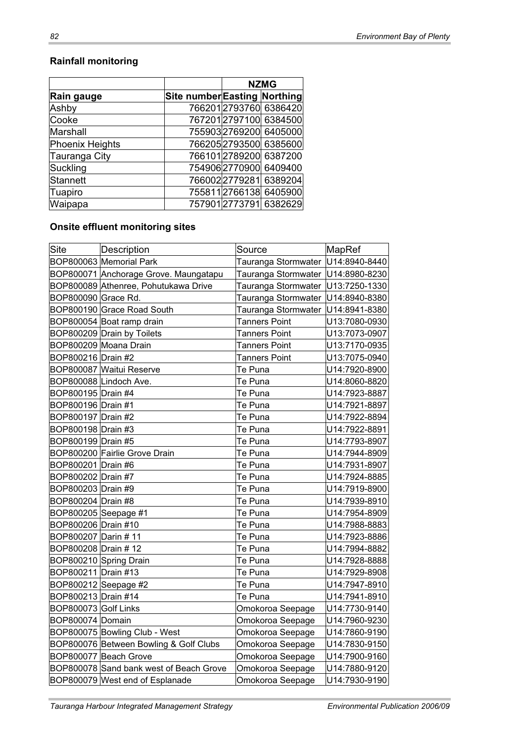## Rainfall monitoring

| | | NZMG | |
|---|---|---|---|
| **Rain gauge** | **Site number** | **Easting** | **Northing** |
| Ashby | 766201 | 2793760 | 6386420 |
| Cooke | 767201 | 2797100 | 6384500 |
| Marshall | 755903 | 2769200 | 6405000 |
| Phoenix Heights | 766205 | 2793500 | 6385600 |
| Tauranga City | 766101 | 2789200 | 6387200 |
| Suckling | 754906 | 2770900 | 6409400 |
| Stannett | 766002 | 2779281 | 6389204 |
| Tuapiro | 755811 | 2766138 | 6405900 |
| Waipapa | 757901 | 2773791 | 6382629 |

## Onsite effluent monitoring sites

| Site | Description | Source | MapRef |
|---|---|---|---|
| BOP800063 | Memorial Park | Tauranga Stormwater | U14:8940-8440 |
| BOP800071 | Anchorage Grove. Maungatapu | Tauranga Stormwater | U14:8980-8230 |
| BOP800089 | Athenree, Pohutukawa Drive | Tauranga Stormwater | U13:7250-1330 |
| BOP800090 | Grace Rd. | Tauranga Stormwater | U14:8940-8380 |
| BOP800190 | Grace Road South | Tauranga Stormwater | U14:8941-8380 |
| BOP800054 | Boat ramp drain | Tanners Point | U13:7080-0930 |
| BOP800209 | Drain by Toilets | Tanners Point | U13:7073-0907 |
| BOP800209 | Moana Drain | Tanners Point | U13:7170-0935 |
| BOP800216 | Drain #2 | Tanners Point | U13:7075-0940 |
| BOP800087 | Waitui Reserve | Te Puna | U14:7920-8900 |
| BOP800088 | Lindoch Ave. | Te Puna | U14:8060-8820 |
| BOP800195 | Drain #4 | Te Puna | U14:7923-8887 |
| BOP800196 | Drain #1 | Te Puna | U14:7921-8897 |
| BOP800197 | Drain #2 | Te Puna | U14:7922-8894 |
| BOP800198 | Drain #3 | Te Puna | U14:7922-8891 |
| BOP800199 | Drain #5 | Te Puna | U14:7793-8907 |
| BOP800200 | Fairlie Grove Drain | Te Puna | U14:7944-8909 |
| BOP800201 | Drain #6 | Te Puna | U14:7931-8907 |
| BOP800202 | Drain #7 | Te Puna | U14:7924-8885 |
| BOP800203 | Drain #9 | Te Puna | U14:7919-8900 |
| BOP800204 | Drain #8 | Te Puna | U14:7939-8910 |
| BOP800205 | Seepage #1 | Te Puna | U14:7954-8909 |
| BOP800206 | Drain #10 | Te Puna | U14:7988-8883 |
| BOP800207 | Darin # 11 | Te Puna | U14:7923-8886 |
| BOP800208 | Drain # 12 | Te Puna | U14:7994-8882 |
| BOP800210 | Spring Drain | Te Puna | U14:7928-8888 |
| BOP800211 | Drain #13 | Te Puna | U14:7929-8908 |
| BOP800212 | Seepage #2 | Te Puna | U14:7947-8910 |
| BOP800213 | Drain #14 | Te Puna | U14:7941-8910 |
| BOP800073 | Golf Links | Omokoroa Seepage | U14:7730-9140 |
| BOP800074 | Domain | Omokoroa Seepage | U14:7960-9230 |
| BOP800075 | Bowling Club - West | Omokoroa Seepage | U14:7860-9190 |
| BOP800076 | Between Bowling & Golf Clubs | Omokoroa Seepage | U14:7830-9150 |
| BOP800077 | Beach Grove | Omokoroa Seepage | U14:7900-9160 |
| BOP800078 | Sand bank west of Beach Grove | Omokoroa Seepage | U14:7880-9120 |
| BOP800079 | West end of Esplanade | Omokoroa Seepage | U14:7930-9190 |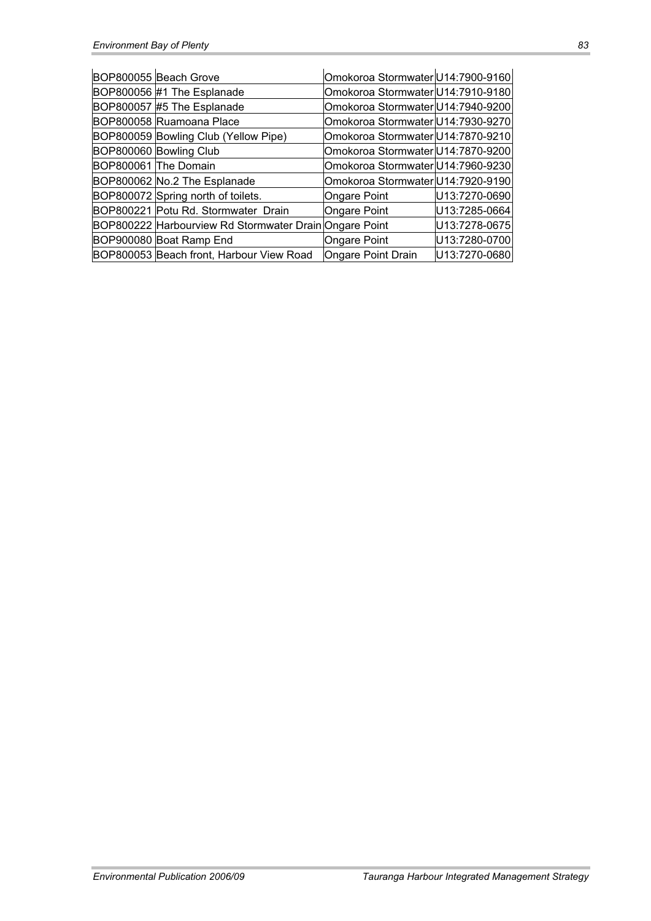| | | | |
|---|---|---|---|
| BOP800055 | Beach Grove | Omokoroa Stormwater | U14:7900-9160 |
| BOP800056 | #1 The Esplanade | Omokoroa Stormwater | U14:7910-9180 |
| BOP800057 | #5 The Esplanade | Omokoroa Stormwater | U14:7940-9200 |
| BOP800058 | Ruamoana Place | Omokoroa Stormwater | U14:7930-9270 |
| BOP800059 | Bowling Club (Yellow Pipe) | Omokoroa Stormwater | U14:7870-9210 |
| BOP800060 | Bowling Club | Omokoroa Stormwater | U14:7870-9200 |
| BOP800061 | The Domain | Omokoroa Stormwater | U14:7960-9230 |
| BOP800062 | No.2 The Esplanade | Omokoroa Stormwater | U14:7920-9190 |
| BOP800072 | Spring north of toilets. | Ongare Point | U13:7270-0690 |
| BOP800221 | Potu Rd. Stormwater Drain | Ongare Point | U13:7285-0664 |
| BOP800222 | Harbourview Rd Stormwater Drain | Ongare Point | U13:7278-0675 |
| BOP900080 | Boat Ramp End | Ongare Point | U13:7280-0700 |
| BOP800053 | Beach front, Harbour View Road | Ongare Point Drain | U13:7270-0680 |